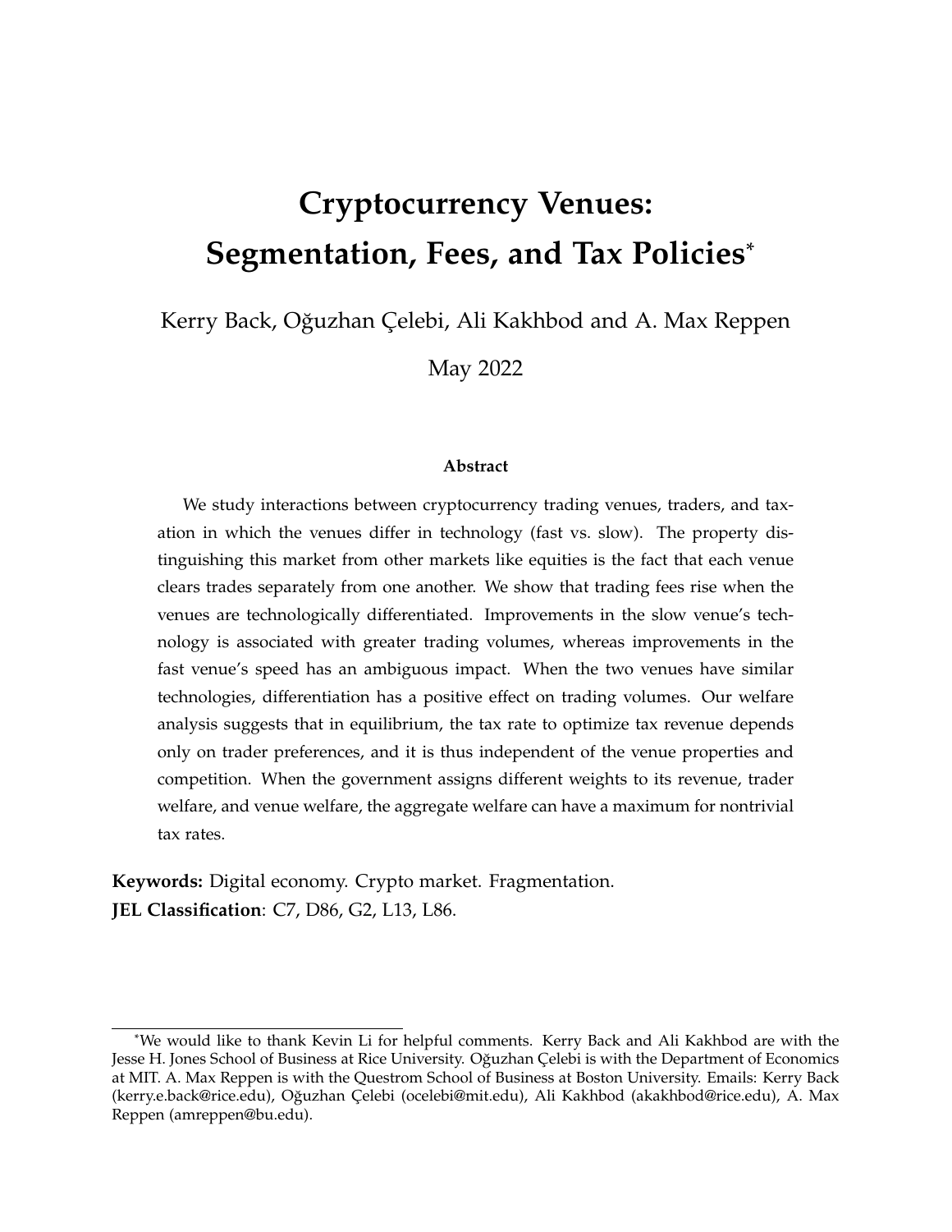# Cryptocurrency Venues: Segmentation, Fees, and Tax Policies*

Kerry Back, Oğuzhan Çelebi, Ali Kakhbod and A. Max Reppen

May 2022

**Abstract**

We study interactions between cryptocurrency trading venues, traders, and taxation in which the venues differ in technology (fast vs. slow). The property distinguishing this market from other markets like equities is the fact that each venue clears trades separately from one another. We show that trading fees rise when the venues are technologically differentiated. Improvements in the slow venue's technology is associated with greater trading volumes, whereas improvements in the fast venue's speed has an ambiguous impact. When the two venues have similar technologies, differentiation has a positive effect on trading volumes. Our welfare analysis suggests that in equilibrium, the tax rate to optimize tax revenue depends only on trader preferences, and it is thus independent of the venue properties and competition. When the government assigns different weights to its revenue, trader welfare, and venue welfare, the aggregate welfare can have a maximum for nontrivial tax rates.

**Keywords:** Digital economy. Crypto market. Fragmentation.
**JEL Classification**: C7, D86, G2, L13, L86.

*We would like to thank Kevin Li for helpful comments. Kerry Back and Ali Kakhbod are with the Jesse H. Jones School of Business at Rice University. Oğuzhan Çelebi is with the Department of Economics at MIT. A. Max Reppen is with the Questrom School of Business at Boston University. Emails: Kerry Back (kerry.e.back@rice.edu), Oğuzhan Çelebi (ocelebi@mit.edu), Ali Kakhbod (akakhbod@rice.edu), A. Max Reppen (amreppen@bu.edu).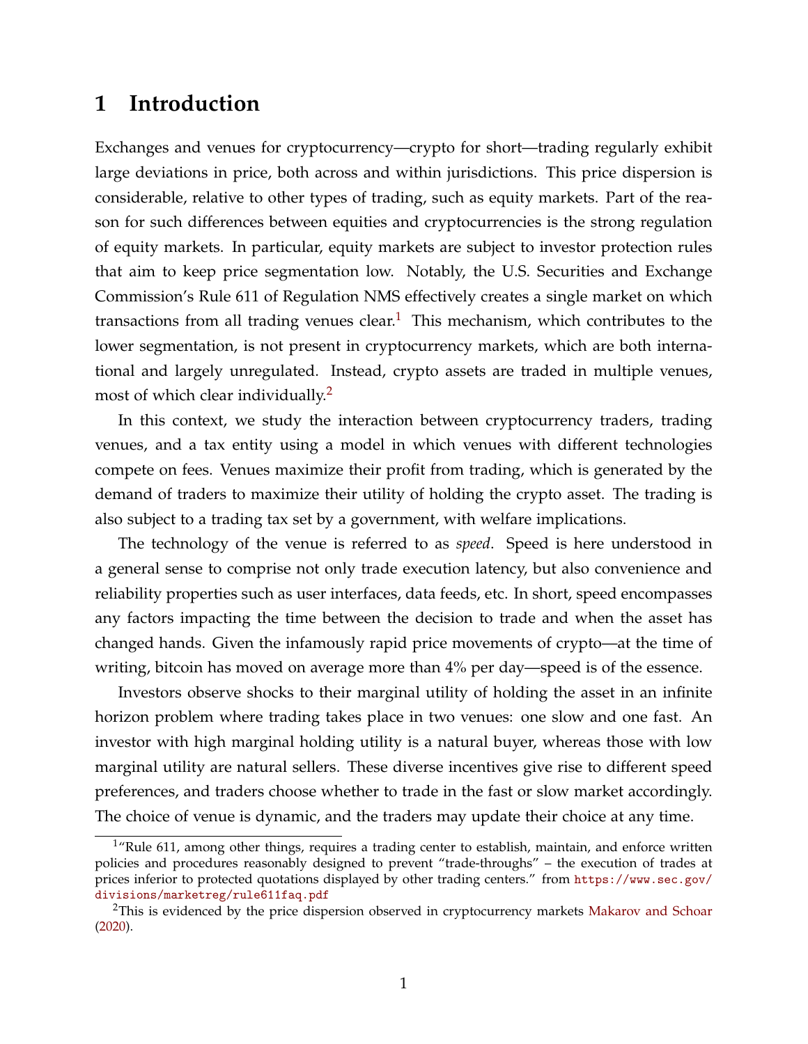# 1 Introduction

Exchanges and venues for cryptocurrency—crypto for short—trading regularly exhibit large deviations in price, both across and within jurisdictions. This price dispersion is considerable, relative to other types of trading, such as equity markets. Part of the reason for such differences between equities and cryptocurrencies is the strong regulation of equity markets. In particular, equity markets are subject to investor protection rules that aim to keep price segmentation low. Notably, the U.S. Securities and Exchange Commission's Rule 611 of Regulation NMS effectively creates a single market on which transactions from all trading venues clear.[1] This mechanism, which contributes to the lower segmentation, is not present in cryptocurrency markets, which are both international and largely unregulated. Instead, crypto assets are traded in multiple venues, most of which clear individually.[2]

In this context, we study the interaction between cryptocurrency traders, trading venues, and a tax entity using a model in which venues with different technologies compete on fees. Venues maximize their profit from trading, which is generated by the demand of traders to maximize their utility of holding the crypto asset. The trading is also subject to a trading tax set by a government, with welfare implications.

The technology of the venue is referred to as *speed*. Speed is here understood in a general sense to comprise not only trade execution latency, but also convenience and reliability properties such as user interfaces, data feeds, etc. In short, speed encompasses any factors impacting the time between the decision to trade and when the asset has changed hands. Given the infamously rapid price movements of crypto—at the time of writing, bitcoin has moved on average more than 4% per day—speed is of the essence.

Investors observe shocks to their marginal utility of holding the asset in an infinite horizon problem where trading takes place in two venues: one slow and one fast. An investor with high marginal holding utility is a natural buyer, whereas those with low marginal utility are natural sellers. These diverse incentives give rise to different speed preferences, and traders choose whether to trade in the fast or slow market accordingly. The choice of venue is dynamic, and the traders may update their choice at any time.

[1] "Rule 611, among other things, requires a trading center to establish, maintain, and enforce written policies and procedures reasonably designed to prevent "trade-throughs" – the execution of trades at prices inferior to protected quotations displayed by other trading centers." from https://www.sec.gov/divisions/marketreg/rule611faq.pdf

[2] This is evidenced by the price dispersion observed in cryptocurrency markets Makarov and Schoar (2020).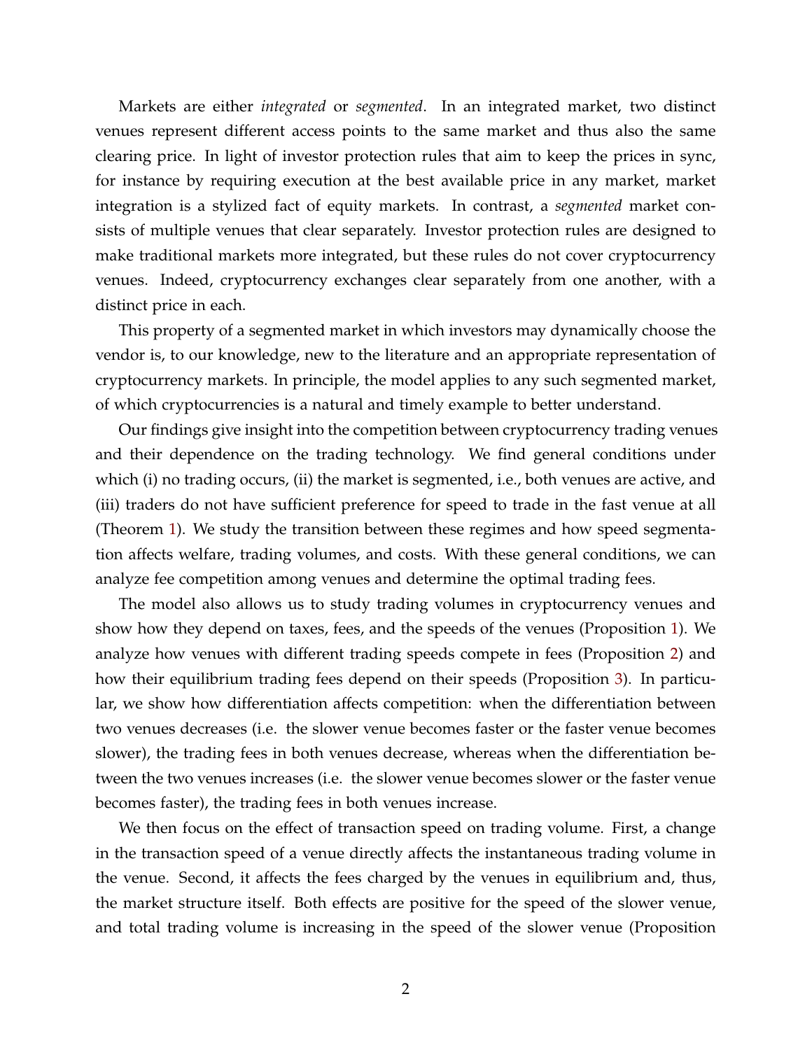Markets are either *integrated* or *segmented*. In an integrated market, two distinct venues represent different access points to the same market and thus also the same clearing price. In light of investor protection rules that aim to keep the prices in sync, for instance by requiring execution at the best available price in any market, market integration is a stylized fact of equity markets. In contrast, a *segmented* market consists of multiple venues that clear separately. Investor protection rules are designed to make traditional markets more integrated, but these rules do not cover cryptocurrency venues. Indeed, cryptocurrency exchanges clear separately from one another, with a distinct price in each.

This property of a segmented market in which investors may dynamically choose the vendor is, to our knowledge, new to the literature and an appropriate representation of cryptocurrency markets. In principle, the model applies to any such segmented market, of which cryptocurrencies is a natural and timely example to better understand.

Our findings give insight into the competition between cryptocurrency trading venues and their dependence on the trading technology. We find general conditions under which (i) no trading occurs, (ii) the market is segmented, i.e., both venues are active, and (iii) traders do not have sufficient preference for speed to trade in the fast venue at all (Theorem 1). We study the transition between these regimes and how speed segmentation affects welfare, trading volumes, and costs. With these general conditions, we can analyze fee competition among venues and determine the optimal trading fees.

The model also allows us to study trading volumes in cryptocurrency venues and show how they depend on taxes, fees, and the speeds of the venues (Proposition 1). We analyze how venues with different trading speeds compete in fees (Proposition 2) and how their equilibrium trading fees depend on their speeds (Proposition 3). In particular, we show how differentiation affects competition: when the differentiation between two venues decreases (i.e. the slower venue becomes faster or the faster venue becomes slower), the trading fees in both venues decrease, whereas when the differentiation between the two venues increases (i.e. the slower venue becomes slower or the faster venue becomes faster), the trading fees in both venues increase.

We then focus on the effect of transaction speed on trading volume. First, a change in the transaction speed of a venue directly affects the instantaneous trading volume in the venue. Second, it affects the fees charged by the venues in equilibrium and, thus, the market structure itself. Both effects are positive for the speed of the slower venue, and total trading volume is increasing in the speed of the slower venue (Proposition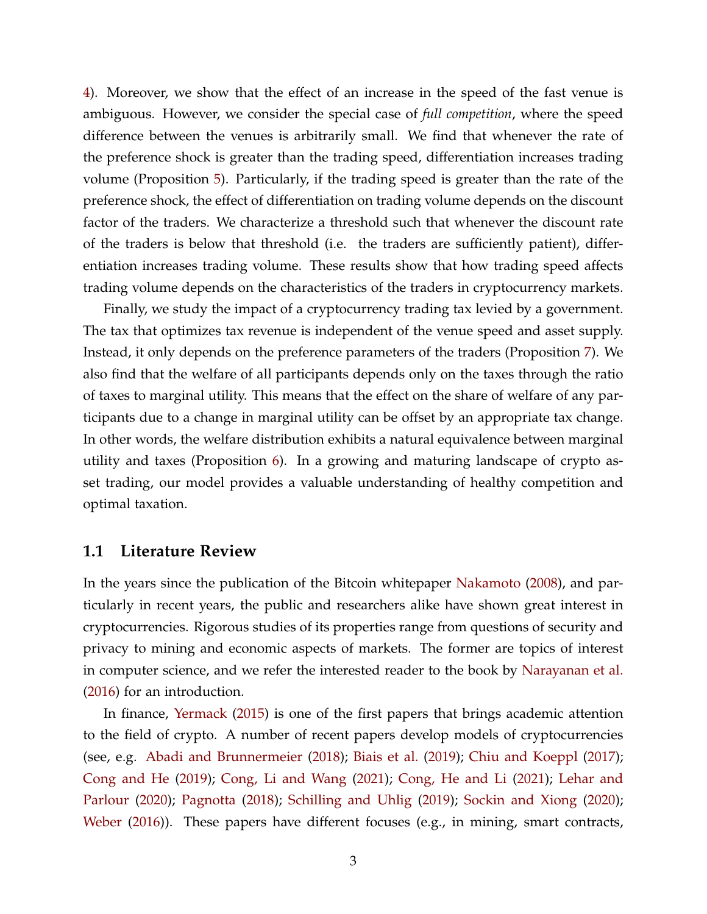4). Moreover, we show that the effect of an increase in the speed of the fast venue is ambiguous. However, we consider the special case of *full competition*, where the speed difference between the venues is arbitrarily small. We find that whenever the rate of the preference shock is greater than the trading speed, differentiation increases trading volume (Proposition 5). Particularly, if the trading speed is greater than the rate of the preference shock, the effect of differentiation on trading volume depends on the discount factor of the traders. We characterize a threshold such that whenever the discount rate of the traders is below that threshold (i.e. the traders are sufficiently patient), differentiation increases trading volume. These results show that how trading speed affects trading volume depends on the characteristics of the traders in cryptocurrency markets.

Finally, we study the impact of a cryptocurrency trading tax levied by a government. The tax that optimizes tax revenue is independent of the venue speed and asset supply. Instead, it only depends on the preference parameters of the traders (Proposition 7). We also find that the welfare of all participants depends only on the taxes through the ratio of taxes to marginal utility. This means that the effect on the share of welfare of any participants due to a change in marginal utility can be offset by an appropriate tax change. In other words, the welfare distribution exhibits a natural equivalence between marginal utility and taxes (Proposition 6). In a growing and maturing landscape of crypto asset trading, our model provides a valuable understanding of healthy competition and optimal taxation.

## 1.1 Literature Review

In the years since the publication of the Bitcoin whitepaper Nakamoto (2008), and particularly in recent years, the public and researchers alike have shown great interest in cryptocurrencies. Rigorous studies of its properties range from questions of security and privacy to mining and economic aspects of markets. The former are topics of interest in computer science, and we refer the interested reader to the book by Narayanan et al. (2016) for an introduction.

In finance, Yermack (2015) is one of the first papers that brings academic attention to the field of crypto. A number of recent papers develop models of cryptocurrencies (see, e.g. Abadi and Brunnermeier (2018); Biais et al. (2019); Chiu and Koeppl (2017); Cong and He (2019); Cong, Li and Wang (2021); Cong, He and Li (2021); Lehar and Parlour (2020); Pagnotta (2018); Schilling and Uhlig (2019); Sockin and Xiong (2020); Weber (2016)). These papers have different focuses (e.g., in mining, smart contracts,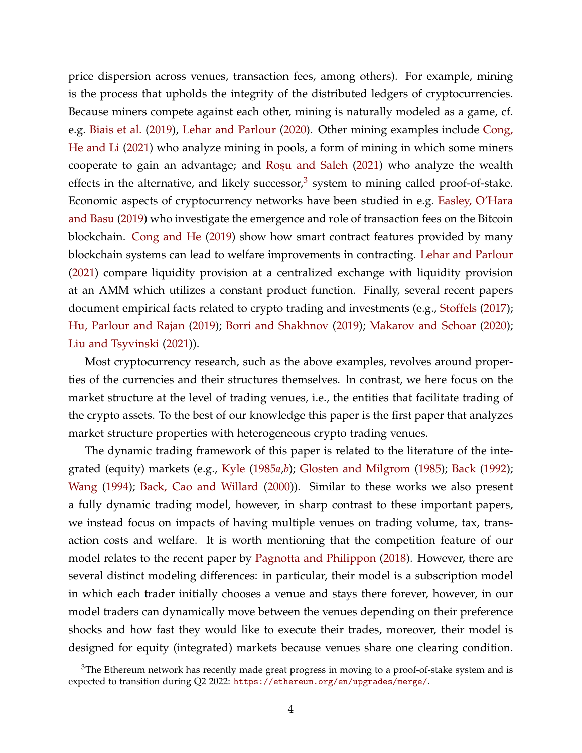price dispersion across venues, transaction fees, among others). For example, mining is the process that upholds the integrity of the distributed ledgers of cryptocurrencies. Because miners compete against each other, mining is naturally modeled as a game, cf. e.g. Biais et al. (2019), Lehar and Parlour (2020). Other mining examples include Cong, He and Li (2021) who analyze mining in pools, a form of mining in which some miners cooperate to gain an advantage; and Roşu and Saleh (2021) who analyze the wealth effects in the alternative, and likely successor,[3] system to mining called proof-of-stake. Economic aspects of cryptocurrency networks have been studied in e.g. Easley, O'Hara and Basu (2019) who investigate the emergence and role of transaction fees on the Bitcoin blockchain. Cong and He (2019) show how smart contract features provided by many blockchain systems can lead to welfare improvements in contracting. Lehar and Parlour (2021) compare liquidity provision at a centralized exchange with liquidity provision at an AMM which utilizes a constant product function. Finally, several recent papers document empirical facts related to crypto trading and investments (e.g., Stoffels (2017); Hu, Parlour and Rajan (2019); Borri and Shakhnov (2019); Makarov and Schoar (2020); Liu and Tsyvinski (2021)).

Most cryptocurrency research, such as the above examples, revolves around properties of the currencies and their structures themselves. In contrast, we here focus on the market structure at the level of trading venues, i.e., the entities that facilitate trading of the crypto assets. To the best of our knowledge this paper is the first paper that analyzes market structure properties with heterogeneous crypto trading venues.

The dynamic trading framework of this paper is related to the literature of the integrated (equity) markets (e.g., Kyle (1985*a*,*b*); Glosten and Milgrom (1985); Back (1992); Wang (1994); Back, Cao and Willard (2000)). Similar to these works we also present a fully dynamic trading model, however, in sharp contrast to these important papers, we instead focus on impacts of having multiple venues on trading volume, tax, transaction costs and welfare. It is worth mentioning that the competition feature of our model relates to the recent paper by Pagnotta and Philippon (2018). However, there are several distinct modeling differences: in particular, their model is a subscription model in which each trader initially chooses a venue and stays there forever, however, in our model traders can dynamically move between the venues depending on their preference shocks and how fast they would like to execute their trades, moreover, their model is designed for equity (integrated) markets because venues share one clearing condition.

[3] The Ethereum network has recently made great progress in moving to a proof-of-stake system and is expected to transition during Q2 2022: https://ethereum.org/en/upgrades/merge/.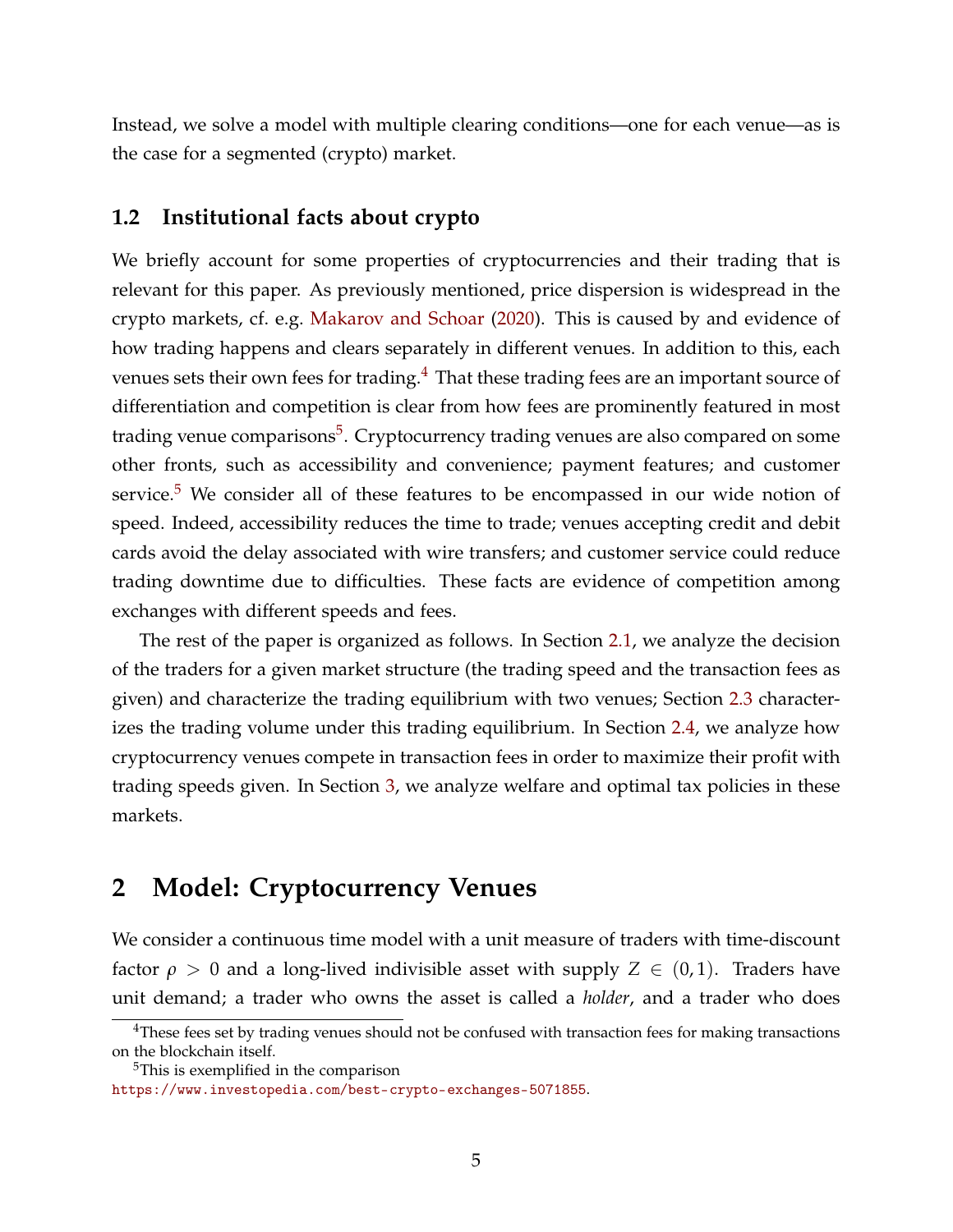Instead, we solve a model with multiple clearing conditions—one for each venue—as is the case for a segmented (crypto) market.

### 1.2 Institutional facts about crypto

We briefly account for some properties of cryptocurrencies and their trading that is relevant for this paper. As previously mentioned, price dispersion is widespread in the crypto markets, cf. e.g. Makarov and Schoar (2020). This is caused by and evidence of how trading happens and clears separately in different venues. In addition to this, each venues sets their own fees for trading.[4] That these trading fees are an important source of differentiation and competition is clear from how fees are prominently featured in most trading venue comparisons[5]. Cryptocurrency trading venues are also compared on some other fronts, such as accessibility and convenience; payment features; and customer service.[5] We consider all of these features to be encompassed in our wide notion of speed. Indeed, accessibility reduces the time to trade; venues accepting credit and debit cards avoid the delay associated with wire transfers; and customer service could reduce trading downtime due to difficulties. These facts are evidence of competition among exchanges with different speeds and fees.

The rest of the paper is organized as follows. In Section 2.1, we analyze the decision of the traders for a given market structure (the trading speed and the transaction fees as given) and characterize the trading equilibrium with two venues; Section 2.3 characterizes the trading volume under this trading equilibrium. In Section 2.4, we analyze how cryptocurrency venues compete in transaction fees in order to maximize their profit with trading speeds given. In Section 3, we analyze welfare and optimal tax policies in these markets.

## 2 Model: Cryptocurrency Venues

We consider a continuous time model with a unit measure of traders with time-discount factor $\rho > 0$ and a long-lived indivisible asset with supply $Z \in (0, 1)$. Traders have unit demand; a trader who owns the asset is called a *holder*, and a trader who does

[4] These fees set by trading venues should not be confused with transaction fees for making transactions on the blockchain itself.

[5] This is exemplified in the comparison https://www.investopedia.com/best-crypto-exchanges-5071855.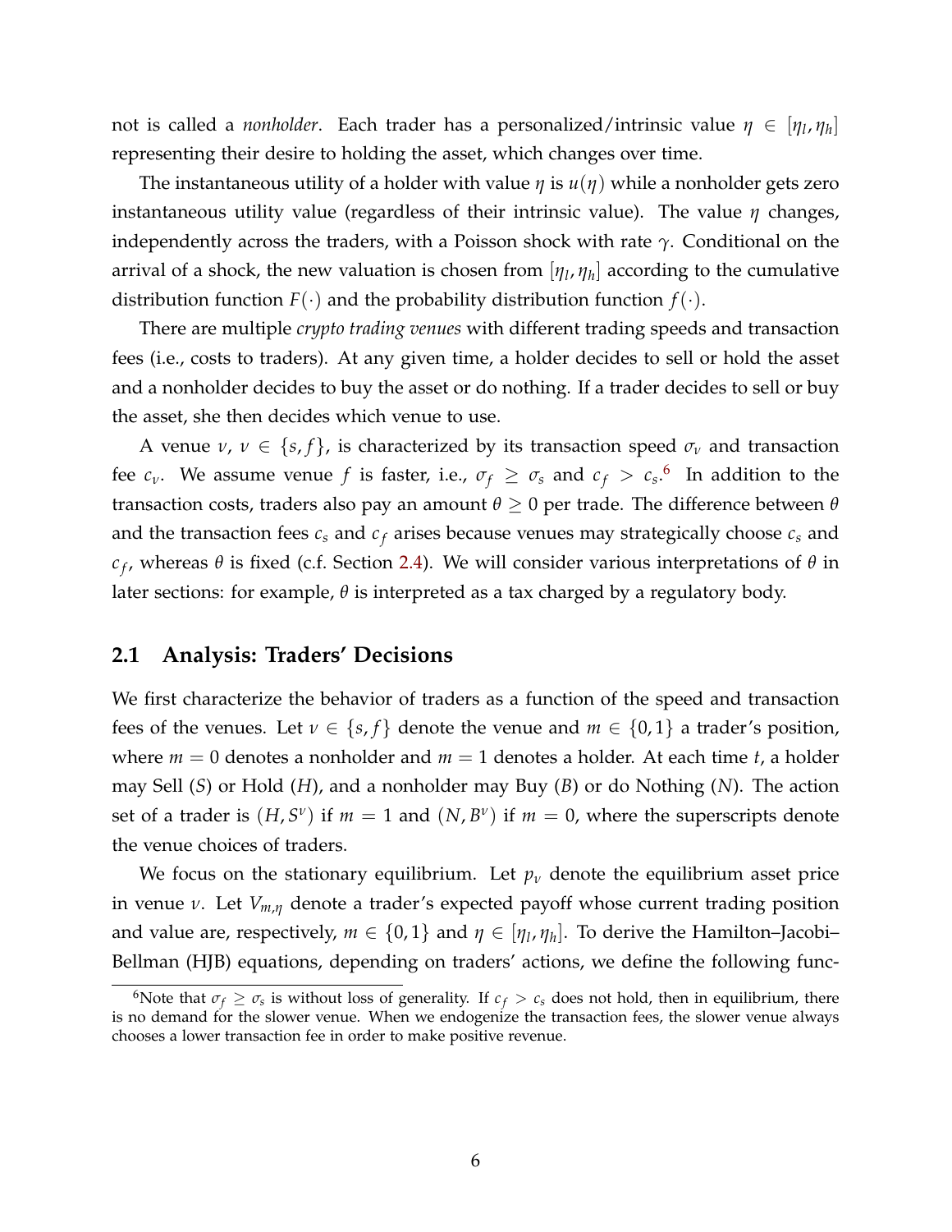not is called a *nonholder*. Each trader has a personalized/intrinsic value $\eta \in [\eta_l, \eta_h]$ representing their desire to holding the asset, which changes over time.

The instantaneous utility of a holder with value $\eta$ is $u(\eta)$ while a nonholder gets zero instantaneous utility value (regardless of their intrinsic value). The value $\eta$ changes, independently across the traders, with a Poisson shock with rate $\gamma$. Conditional on the arrival of a shock, the new valuation is chosen from $[\eta_l, \eta_h]$ according to the cumulative distribution function $F(\cdot)$ and the probability distribution function $f(\cdot)$.

There are multiple *crypto trading venues* with different trading speeds and transaction fees (i.e., costs to traders). At any given time, a holder decides to sell or hold the asset and a nonholder decides to buy the asset or do nothing. If a trader decides to sell or buy the asset, she then decides which venue to use.

A venue $\nu$, $\nu \in \{s, f\}$, is characterized by its transaction speed $\sigma_\nu$ and transaction fee $c_\nu$. We assume venue $f$ is faster, i.e., $\sigma_f \geq \sigma_s$ and $c_f > c_s$.[6] In addition to the transaction costs, traders also pay an amount $\theta \geq 0$ per trade. The difference between $\theta$ and the transaction fees $c_s$ and $c_f$ arises because venues may strategically choose $c_s$ and $c_f$, whereas $\theta$ is fixed (c.f. Section 2.4). We will consider various interpretations of $\theta$ in later sections: for example, $\theta$ is interpreted as a tax charged by a regulatory body.

## 2.1 Analysis: Traders' Decisions

We first characterize the behavior of traders as a function of the speed and transaction fees of the venues. Let $\nu \in \{s, f\}$ denote the venue and $m \in \{0, 1\}$ a trader's position, where $m = 0$ denotes a nonholder and $m = 1$ denotes a holder. At each time $t$, a holder may Sell ($S$) or Hold ($H$), and a nonholder may Buy ($B$) or do Nothing ($N$). The action set of a trader is $(H, S^\nu)$ if $m = 1$ and $(N, B^\nu)$ if $m = 0$, where the superscripts denote the venue choices of traders.

We focus on the stationary equilibrium. Let $p_\nu$ denote the equilibrium asset price in venue $\nu$. Let $V_{m,\eta}$ denote a trader's expected payoff whose current trading position and value are, respectively, $m \in \{0, 1\}$ and $\eta \in [\eta_l, \eta_h]$. To derive the Hamilton–Jacobi–Bellman (HJB) equations, depending on traders' actions, we define the following func-

[6] Note that $\sigma_f \geq \sigma_s$ is without loss of generality. If $c_f > c_s$ does not hold, then in equilibrium, there is no demand for the slower venue. When we endogenize the transaction fees, the slower venue always chooses a lower transaction fee in order to make positive revenue.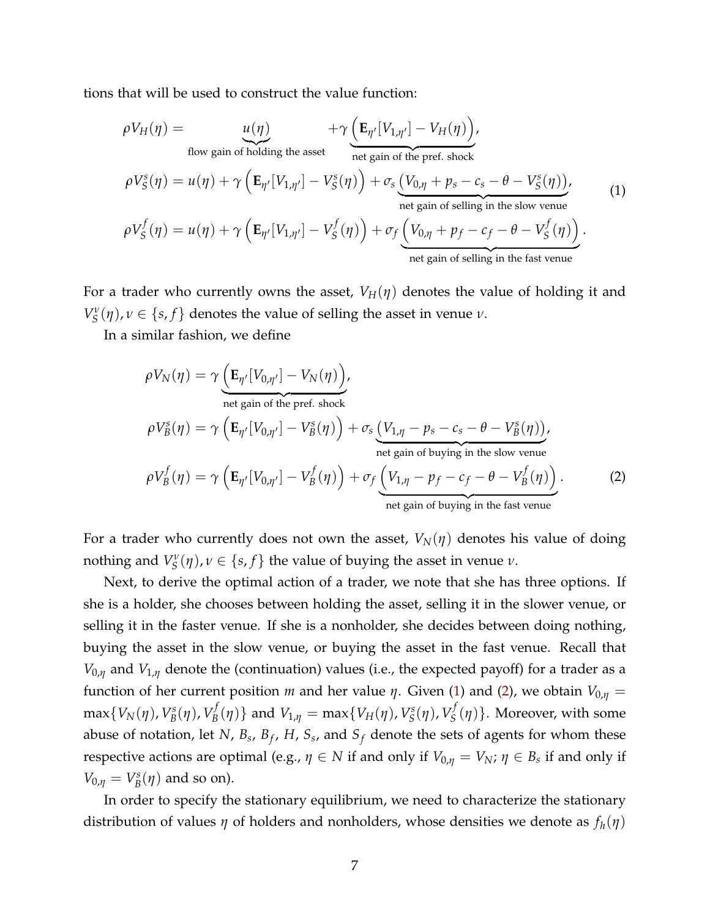tions that will be used to construct the value function:

$$
\begin{aligned}
\rho V_H(\eta) &= \underbrace{u(\eta)}_{\text{flow gain of holding the asset}} + \gamma \underbrace{\left(\mathbf{E}_{\eta'}[V_{1,\eta'}] - V_H(\eta)\right)}_{\text{net gain of the pref. shock}}, \\
\rho V_S^s(\eta) &= u(\eta) + \gamma\left(\mathbf{E}_{\eta'}[V_{1,\eta'}] - V_S^s(\eta)\right) + \sigma_s \underbrace{\left(V_{0,\eta} + p_s - c_s - \theta - V_S^s(\eta)\right)}_{\text{net gain of selling in the slow venue}}, \\
\rho V_S^f(\eta) &= u(\eta) + \gamma\left(\mathbf{E}_{\eta'}[V_{1,\eta'}] - V_S^f(\eta)\right) + \sigma_f \underbrace{\left(V_{0,\eta} + p_f - c_f - \theta - V_S^f(\eta)\right)}_{\text{net gain of selling in the fast venue}}.
\end{aligned} \tag{1}
$$

For a trader who currently owns the asset, $V_H(\eta)$ denotes the value of holding it and $V_S^\nu(\eta), \nu \in \{s, f\}$ denotes the value of selling the asset in venue $\nu$.

In a similar fashion, we define

$$
\begin{aligned}
\rho V_N(\eta) &= \gamma \underbrace{\left(\mathbf{E}_{\eta'}[V_{0,\eta'}] - V_N(\eta)\right)}_{\text{net gain of the pref. shock}}, \\
\rho V_B^s(\eta) &= \gamma\left(\mathbf{E}_{\eta'}[V_{0,\eta'}] - V_B^s(\eta)\right) + \sigma_s \underbrace{\left(V_{1,\eta} - p_s - c_s - \theta - V_B^s(\eta)\right)}_{\text{net gain of buying in the slow venue}}, \\
\rho V_B^f(\eta) &= \gamma\left(\mathbf{E}_{\eta'}[V_{0,\eta'}] - V_B^f(\eta)\right) + \sigma_f \underbrace{\left(V_{1,\eta} - p_f - c_f - \theta - V_B^f(\eta)\right)}_{\text{net gain of buying in the fast venue}}.
\end{aligned} \tag{2}
$$

For a trader who currently does not own the asset, $V_N(\eta)$ denotes his value of doing nothing and $V_S^\nu(\eta), \nu \in \{s, f\}$ the value of buying the asset in venue $\nu$.

Next, to derive the optimal action of a trader, we note that she has three options. If she is a holder, she chooses between holding the asset, selling it in the slower venue, or selling it in the faster venue. If she is a nonholder, she decides between doing nothing, buying the asset in the slow venue, or buying the asset in the fast venue. Recall that $V_{0,\eta}$ and $V_{1,\eta}$ denote the (continuation) values (i.e., the expected payoff) for a trader as a function of her current position $m$ and her value $\eta$. Given (1) and (2), we obtain $V_{0,\eta} = \max\{V_N(\eta), V_B^s(\eta), V_B^f(\eta)\}$ and $V_{1,\eta} = \max\{V_H(\eta), V_S^s(\eta), V_S^f(\eta)\}$. Moreover, with some abuse of notation, let $N$, $B_s$, $B_f$, $H$, $S_s$, and $S_f$ denote the sets of agents for whom these respective actions are optimal (e.g., $\eta \in N$ if and only if $V_{0,\eta} = V_N$; $\eta \in B_s$ if and only if $V_{0,\eta} = V_B^s(\eta)$ and so on).

In order to specify the stationary equilibrium, we need to characterize the stationary distribution of values $\eta$ of holders and nonholders, whose densities we denote as $f_h(\eta)$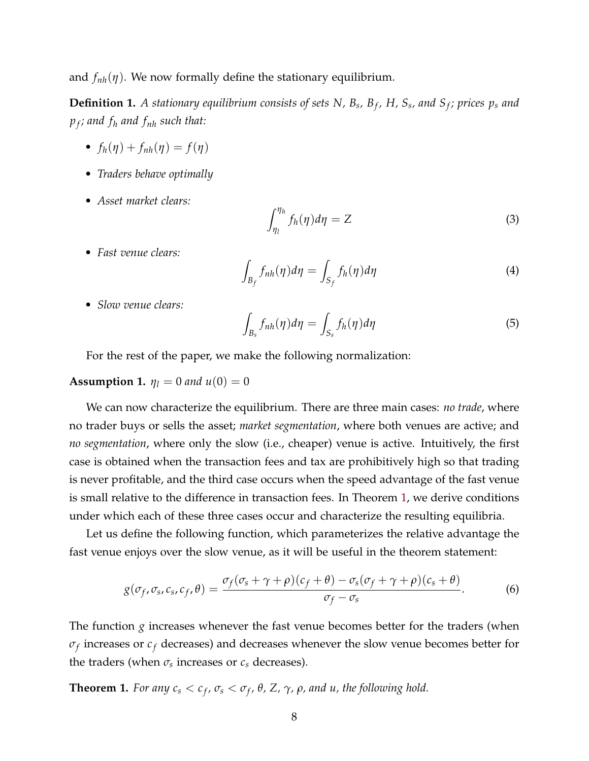and $f_{nh}(\eta)$. We now formally define the stationary equilibrium.

**Definition 1.** *A stationary equilibrium consists of sets $N$, $B_s$, $B_f$, $H$, $S_s$, and $S_f$; prices $p_s$ and $p_f$; and $f_h$ and $f_{nh}$ such that:*

- $f_h(\eta) + f_{nh}(\eta) = f(\eta)$
- *Traders behave optimally*
- *Asset market clears:*
$$\int_{\eta_l}^{\eta_h} f_h(\eta) d\eta = Z \tag{3}$$
- *Fast venue clears:*
$$\int_{B_f} f_{nh}(\eta) d\eta = \int_{S_f} f_h(\eta) d\eta \tag{4}$$
- *Slow venue clears:*
$$\int_{B_s} f_{nh}(\eta) d\eta = \int_{S_s} f_h(\eta) d\eta \tag{5}$$

For the rest of the paper, we make the following normalization:

**Assumption 1.** *$\eta_l = 0$ and $u(0) = 0$*

We can now characterize the equilibrium. There are three main cases: *no trade*, where no trader buys or sells the asset; *market segmentation*, where both venues are active; and *no segmentation*, where only the slow (i.e., cheaper) venue is active. Intuitively, the first case is obtained when the transaction fees and tax are prohibitively high so that trading is never profitable, and the third case occurs when the speed advantage of the fast venue is small relative to the difference in transaction fees. In Theorem 1, we derive conditions under which each of these three cases occur and characterize the resulting equilibria.

Let us define the following function, which parameterizes the relative advantage the fast venue enjoys over the slow venue, as it will be useful in the theorem statement:

$$g(\sigma_f, \sigma_s, c_s, c_f, \theta) = \frac{\sigma_f(\sigma_s + \gamma + \rho)(c_f + \theta) - \sigma_s(\sigma_f + \gamma + \rho)(c_s + \theta)}{\sigma_f - \sigma_s}. \tag{6}$$

The function $g$ increases whenever the fast venue becomes better for the traders (when $\sigma_f$ increases or $c_f$ decreases) and decreases whenever the slow venue becomes better for the traders (when $\sigma_s$ increases or $c_s$ decreases).

**Theorem 1.** *For any $c_s < c_f$, $\sigma_s < \sigma_f$, $\theta$, $Z$, $\gamma$, $\rho$, and $u$, the following hold.*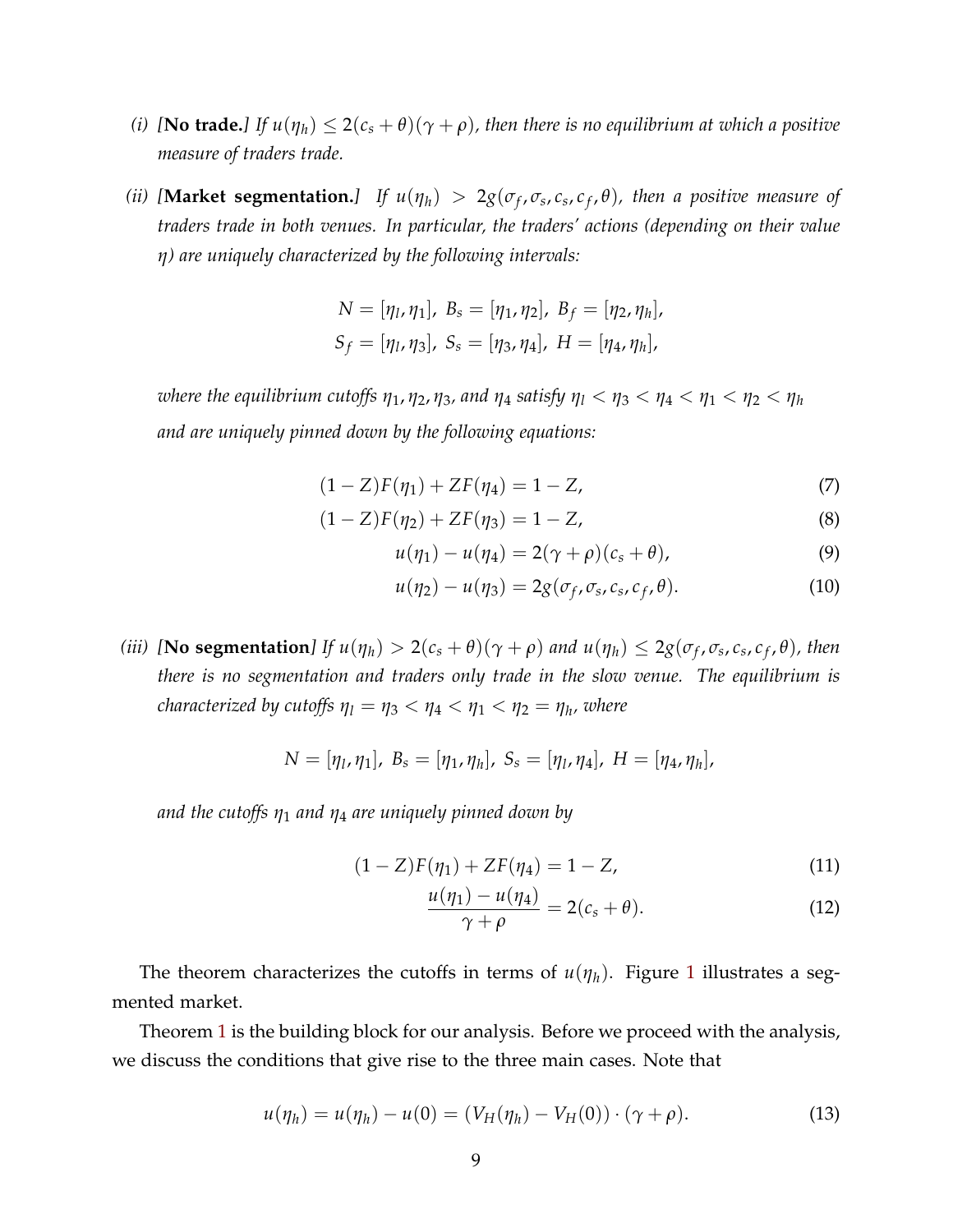*(i)* *[**No trade.**] If $u(\eta_h) \leq 2(c_s + \theta)(\gamma + \rho)$, then there is no equilibrium at which a positive measure of traders trade.*

*(ii)* *[**Market segmentation.**] If $u(\eta_h) > 2g(\sigma_f, \sigma_s, c_s, c_f, \theta)$, then a positive measure of traders trade in both venues. In particular, the traders' actions (depending on their value $\eta$) are uniquely characterized by the following intervals:*

$$N = [\eta_l, \eta_1],\ B_s = [\eta_1, \eta_2],\ B_f = [\eta_2, \eta_h],$$
$$S_f = [\eta_l, \eta_3],\ S_s = [\eta_3, \eta_4],\ H = [\eta_4, \eta_h],$$

*where the equilibrium cutoffs $\eta_1, \eta_2, \eta_3$, and $\eta_4$ satisfy $\eta_l < \eta_3 < \eta_4 < \eta_1 < \eta_2 < \eta_h$ and are uniquely pinned down by the following equations:*

$$(1 - Z)F(\eta_1) + ZF(\eta_4) = 1 - Z, \tag{7}$$

$$(1 - Z)F(\eta_2) + ZF(\eta_3) = 1 - Z, \tag{8}$$

$$u(\eta_1) - u(\eta_4) = 2(\gamma + \rho)(c_s + \theta), \tag{9}$$

$$u(\eta_2) - u(\eta_3) = 2g(\sigma_f, \sigma_s, c_s, c_f, \theta). \tag{10}$$

*(iii)* *[**No segmentation**] If $u(\eta_h) > 2(c_s + \theta)(\gamma + \rho)$ and $u(\eta_h) \leq 2g(\sigma_f, \sigma_s, c_s, c_f, \theta)$, then there is no segmentation and traders only trade in the slow venue. The equilibrium is characterized by cutoffs $\eta_l = \eta_3 < \eta_4 < \eta_1 < \eta_2 = \eta_h$, where*

$$N = [\eta_l, \eta_1],\ B_s = [\eta_1, \eta_h],\ S_s = [\eta_l, \eta_4],\ H = [\eta_4, \eta_h],$$

*and the cutoffs $\eta_1$ and $\eta_4$ are uniquely pinned down by*

$$(1 - Z)F(\eta_1) + ZF(\eta_4) = 1 - Z, \tag{11}$$

$$\frac{u(\eta_1) - u(\eta_4)}{\gamma + \rho} = 2(c_s + \theta). \tag{12}$$

The theorem characterizes the cutoffs in terms of $u(\eta_h)$. Figure 1 illustrates a segmented market.

Theorem 1 is the building block for our analysis. Before we proceed with the analysis, we discuss the conditions that give rise to the three main cases. Note that

$$u(\eta_h) = u(\eta_h) - u(0) = (V_H(\eta_h) - V_H(0)) \cdot (\gamma + \rho). \tag{13}$$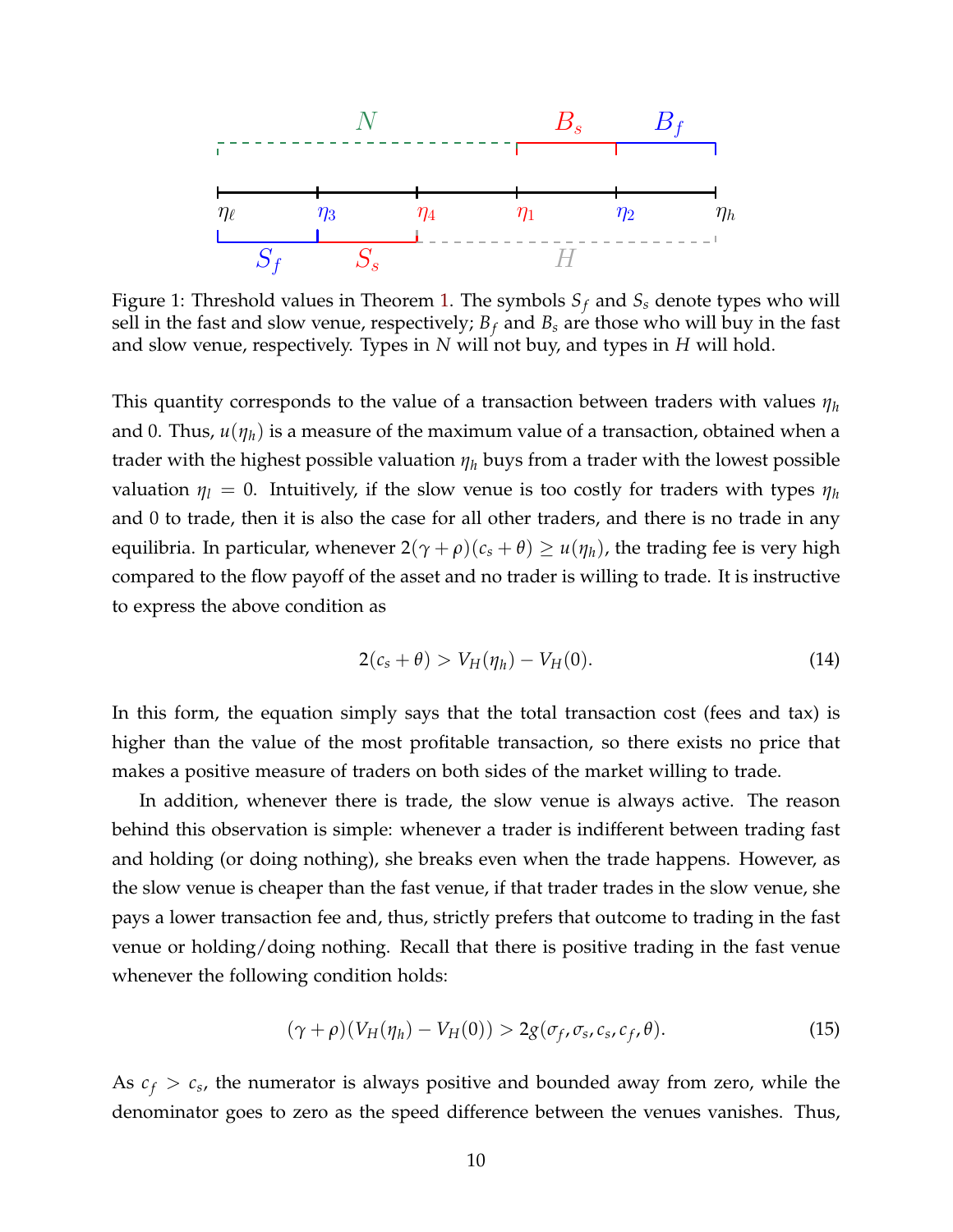Figure 1: Threshold values in Theorem 1. The symbols $S_f$ and $S_s$ denote types who will sell in the fast and slow venue, respectively; $B_f$ and $B_s$ are those who will buy in the fast and slow venue, respectively. Types in $N$ will not buy, and types in $H$ will hold.

This quantity corresponds to the value of a transaction between traders with values $\eta_h$ and 0. Thus, $u(\eta_h)$ is a measure of the maximum value of a transaction, obtained when a trader with the highest possible valuation $\eta_h$ buys from a trader with the lowest possible valuation $\eta_l = 0$. Intuitively, if the slow venue is too costly for traders with types $\eta_h$ and 0 to trade, then it is also the case for all other traders, and there is no trade in any equilibria. In particular, whenever $2(\gamma + \rho)(c_s + \theta) \geq u(\eta_h)$, the trading fee is very high compared to the flow payoff of the asset and no trader is willing to trade. It is instructive to express the above condition as

$$2(c_s + \theta) > V_H(\eta_h) - V_H(0). \tag{14}$$

In this form, the equation simply says that the total transaction cost (fees and tax) is higher than the value of the most profitable transaction, so there exists no price that makes a positive measure of traders on both sides of the market willing to trade.

In addition, whenever there is trade, the slow venue is always active. The reason behind this observation is simple: whenever a trader is indifferent between trading fast and holding (or doing nothing), she breaks even when the trade happens. However, as the slow venue is cheaper than the fast venue, if that trader trades in the slow venue, she pays a lower transaction fee and, thus, strictly prefers that outcome to trading in the fast venue or holding/doing nothing. Recall that there is positive trading in the fast venue whenever the following condition holds:

$$(\gamma + \rho)(V_H(\eta_h) - V_H(0)) > 2g(\sigma_f, \sigma_s, c_s, c_f, \theta). \tag{15}$$

As $c_f > c_s$, the numerator is always positive and bounded away from zero, while the denominator goes to zero as the speed difference between the venues vanishes. Thus,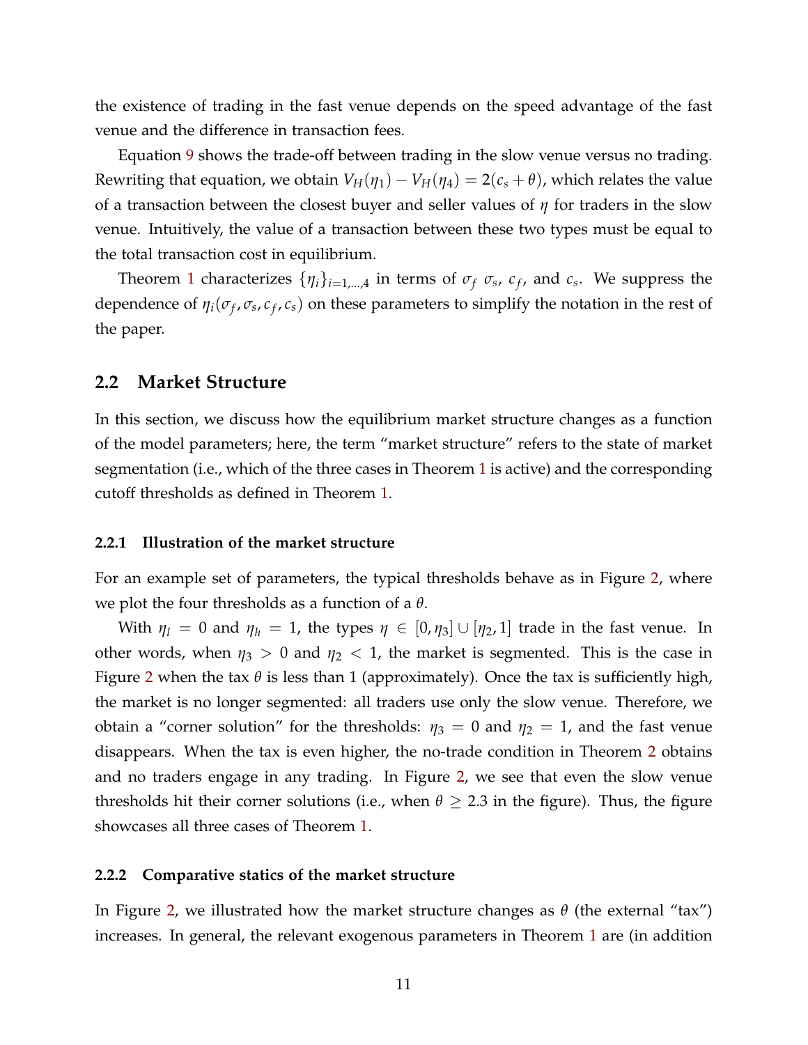the existence of trading in the fast venue depends on the speed advantage of the fast venue and the difference in transaction fees.

Equation 9 shows the trade-off between trading in the slow venue versus no trading. Rewriting that equation, we obtain $V_H(\eta_1) - V_H(\eta_4) = 2(c_s + \theta)$, which relates the value of a transaction between the closest buyer and seller values of $\eta$ for traders in the slow venue. Intuitively, the value of a transaction between these two types must be equal to the total transaction cost in equilibrium.

Theorem 1 characterizes $\{\eta_i\}_{i=1,\ldots,4}$ in terms of $\sigma_f$ $\sigma_s$, $c_f$, and $c_s$. We suppress the dependence of $\eta_i(\sigma_f, \sigma_s, c_f, c_s)$ on these parameters to simplify the notation in the rest of the paper.

## 2.2 Market Structure

In this section, we discuss how the equilibrium market structure changes as a function of the model parameters; here, the term "market structure" refers to the state of market segmentation (i.e., which of the three cases in Theorem 1 is active) and the corresponding cutoff thresholds as defined in Theorem 1.

### 2.2.1 Illustration of the market structure

For an example set of parameters, the typical thresholds behave as in Figure 2, where we plot the four thresholds as a function of a $\theta$.

With $\eta_l = 0$ and $\eta_h = 1$, the types $\eta \in [0, \eta_3] \cup [\eta_2, 1]$ trade in the fast venue. In other words, when $\eta_3 > 0$ and $\eta_2 < 1$, the market is segmented. This is the case in Figure 2 when the tax $\theta$ is less than 1 (approximately). Once the tax is sufficiently high, the market is no longer segmented: all traders use only the slow venue. Therefore, we obtain a "corner solution" for the thresholds: $\eta_3 = 0$ and $\eta_2 = 1$, and the fast venue disappears. When the tax is even higher, the no-trade condition in Theorem 2 obtains and no traders engage in any trading. In Figure 2, we see that even the slow venue thresholds hit their corner solutions (i.e., when $\theta \geq 2.3$ in the figure). Thus, the figure showcases all three cases of Theorem 1.

### 2.2.2 Comparative statics of the market structure

In Figure 2, we illustrated how the market structure changes as $\theta$ (the external "tax") increases. In general, the relevant exogenous parameters in Theorem 1 are (in addition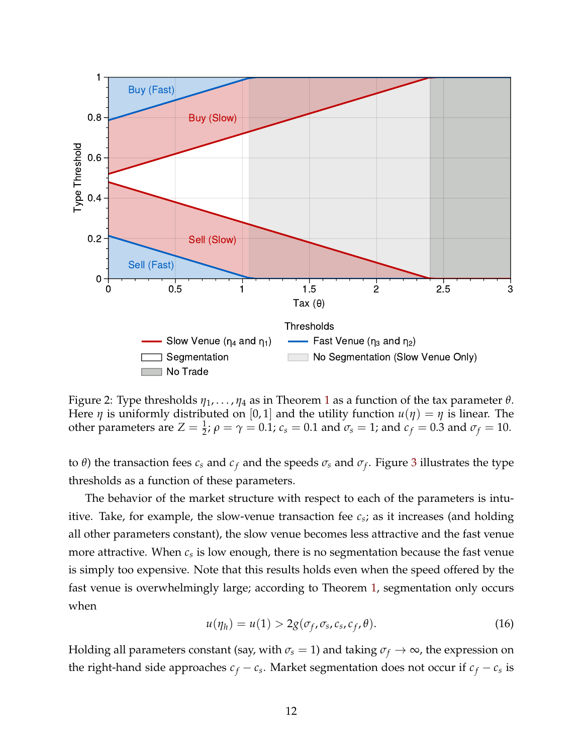Figure 2: Type thresholds $\eta_1, \ldots, \eta_4$ as in Theorem 1 as a function of the tax parameter $\theta$. Here $\eta$ is uniformly distributed on $[0, 1]$ and the utility function $u(\eta) = \eta$ is linear. The other parameters are $Z = \frac{1}{2}$; $\rho = \gamma = 0.1$; $c_s = 0.1$ and $\sigma_s = 1$; and $c_f = 0.3$ and $\sigma_f = 10$.

to $\theta$) the transaction fees $c_s$ and $c_f$ and the speeds $\sigma_s$ and $\sigma_f$. Figure 3 illustrates the type thresholds as a function of these parameters.

The behavior of the market structure with respect to each of the parameters is intuitive. Take, for example, the slow-venue transaction fee $c_s$; as it increases (and holding all other parameters constant), the slow venue becomes less attractive and the fast venue more attractive. When $c_s$ is low enough, there is no segmentation because the fast venue is simply too expensive. Note that this results holds even when the speed offered by the fast venue is overwhelmingly large; according to Theorem 1, segmentation only occurs when

$$u(\eta_h) = u(1) > 2g(\sigma_f, \sigma_s, c_s, c_f, \theta). \tag{16}$$

Holding all parameters constant (say, with $\sigma_s = 1$) and taking $\sigma_f \to \infty$, the expression on the right-hand side approaches $c_f - c_s$. Market segmentation does not occur if $c_f - c_s$ is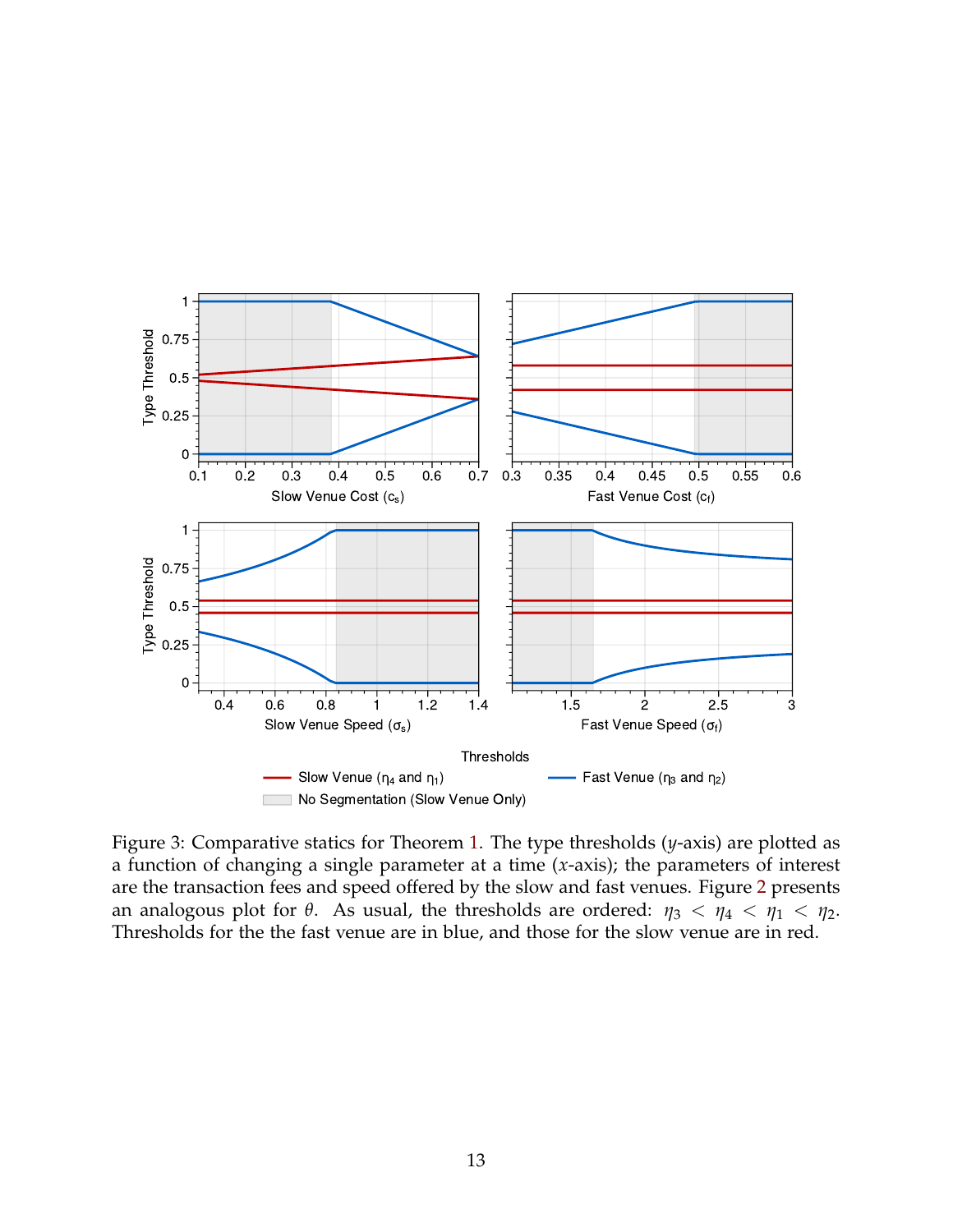Figure 3: Comparative statics for Theorem 1. The type thresholds ($y$-axis) are plotted as a function of changing a single parameter at a time ($x$-axis); the parameters of interest are the transaction fees and speed offered by the slow and fast venues. Figure 2 presents an analogous plot for $\theta$. As usual, the thresholds are ordered: $\eta_3 < \eta_4 < \eta_1 < \eta_2$. Thresholds for the the fast venue are in blue, and those for the slow venue are in red.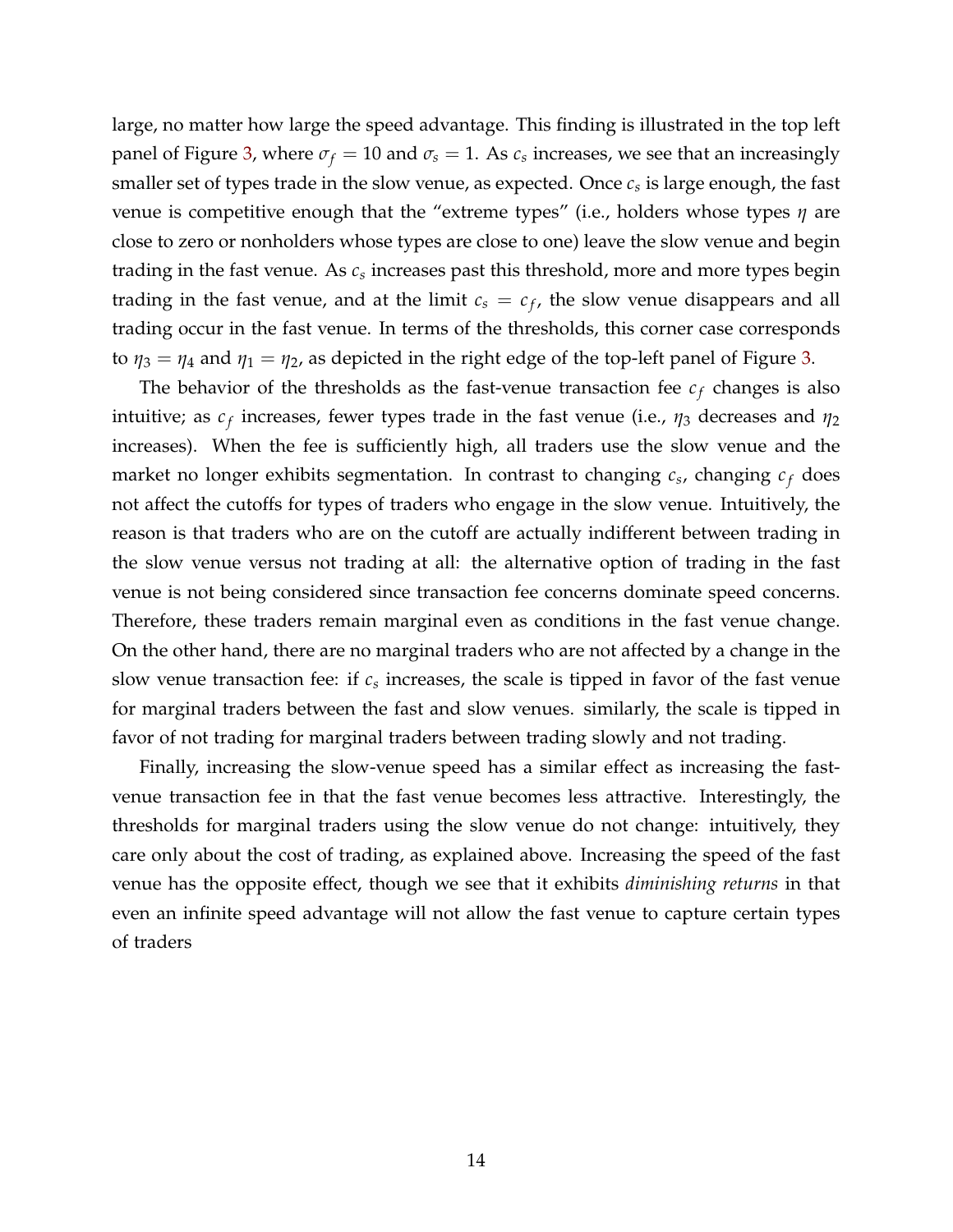large, no matter how large the speed advantage. This finding is illustrated in the top left panel of Figure 3, where $\sigma_f = 10$ and $\sigma_s = 1$. As $c_s$ increases, we see that an increasingly smaller set of types trade in the slow venue, as expected. Once $c_s$ is large enough, the fast venue is competitive enough that the "extreme types" (i.e., holders whose types $\eta$ are close to zero or nonholders whose types are close to one) leave the slow venue and begin trading in the fast venue. As $c_s$ increases past this threshold, more and more types begin trading in the fast venue, and at the limit $c_s = c_f$, the slow venue disappears and all trading occur in the fast venue. In terms of the thresholds, this corner case corresponds to $\eta_3 = \eta_4$ and $\eta_1 = \eta_2$, as depicted in the right edge of the top-left panel of Figure 3.

The behavior of the thresholds as the fast-venue transaction fee $c_f$ changes is also intuitive; as $c_f$ increases, fewer types trade in the fast venue (i.e., $\eta_3$ decreases and $\eta_2$ increases). When the fee is sufficiently high, all traders use the slow venue and the market no longer exhibits segmentation. In contrast to changing $c_s$, changing $c_f$ does not affect the cutoffs for types of traders who engage in the slow venue. Intuitively, the reason is that traders who are on the cutoff are actually indifferent between trading in the slow venue versus not trading at all: the alternative option of trading in the fast venue is not being considered since transaction fee concerns dominate speed concerns. Therefore, these traders remain marginal even as conditions in the fast venue change. On the other hand, there are no marginal traders who are not affected by a change in the slow venue transaction fee: if $c_s$ increases, the scale is tipped in favor of the fast venue for marginal traders between the fast and slow venues. similarly, the scale is tipped in favor of not trading for marginal traders between trading slowly and not trading.

Finally, increasing the slow-venue speed has a similar effect as increasing the fast-venue transaction fee in that the fast venue becomes less attractive. Interestingly, the thresholds for marginal traders using the slow venue do not change: intuitively, they care only about the cost of trading, as explained above. Increasing the speed of the fast venue has the opposite effect, though we see that it exhibits *diminishing returns* in that even an infinite speed advantage will not allow the fast venue to capture certain types of traders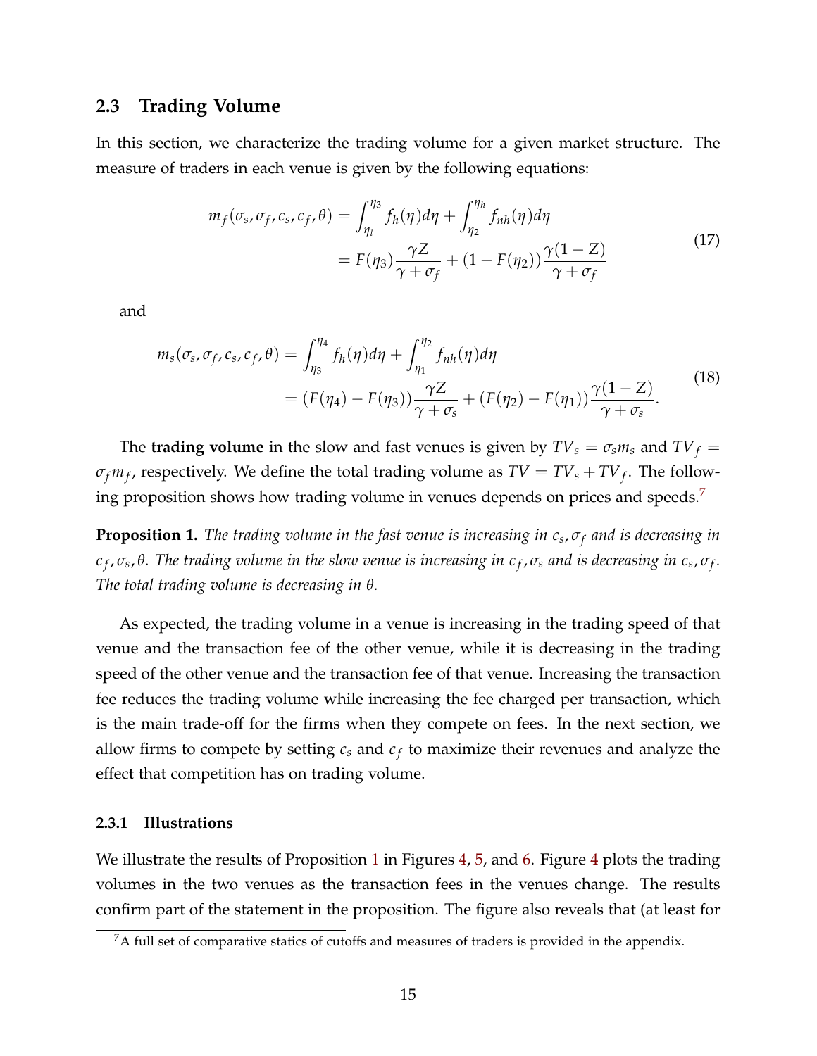### 2.3 Trading Volume

In this section, we characterize the trading volume for a given market structure. The measure of traders in each venue is given by the following equations:

$$
\begin{aligned}
m_f(\sigma_s, \sigma_f, c_s, c_f, \theta) &= \int_{\eta_l}^{\eta_3} f_h(\eta) d\eta + \int_{\eta_2}^{\eta_h} f_{nh}(\eta) d\eta \\
&= F(\eta_3) \frac{\gamma Z}{\gamma + \sigma_f} + (1 - F(\eta_2)) \frac{\gamma(1-Z)}{\gamma + \sigma_f}
\end{aligned}
\tag{17}
$$

and

$$
\begin{aligned}
m_s(\sigma_s, \sigma_f, c_s, c_f, \theta) &= \int_{\eta_3}^{\eta_4} f_h(\eta) d\eta + \int_{\eta_1}^{\eta_2} f_{nh}(\eta) d\eta \\
&= (F(\eta_4) - F(\eta_3)) \frac{\gamma Z}{\gamma + \sigma_s} + (F(\eta_2) - F(\eta_1)) \frac{\gamma(1-Z)}{\gamma + \sigma_s}.
\end{aligned}
\tag{18}
$$

The **trading volume** in the slow and fast venues is given by $TV_s = \sigma_s m_s$ and $TV_f = \sigma_f m_f$, respectively. We define the total trading volume as $TV = TV_s + TV_f$. The following proposition shows how trading volume in venues depends on prices and speeds.[7]

**Proposition 1.** *The trading volume in the fast venue is increasing in $c_s, \sigma_f$ and is decreasing in $c_f, \sigma_s, \theta$. The trading volume in the slow venue is increasing in $c_f, \sigma_s$ and is decreasing in $c_s, \sigma_f$. The total trading volume is decreasing in $\theta$.*

As expected, the trading volume in a venue is increasing in the trading speed of that venue and the transaction fee of the other venue, while it is decreasing in the trading speed of the other venue and the transaction fee of that venue. Increasing the transaction fee reduces the trading volume while increasing the fee charged per transaction, which is the main trade-off for the firms when they compete on fees. In the next section, we allow firms to compete by setting $c_s$ and $c_f$ to maximize their revenues and analyze the effect that competition has on trading volume.

#### 2.3.1 Illustrations

We illustrate the results of Proposition 1 in Figures 4, 5, and 6. Figure 4 plots the trading volumes in the two venues as the transaction fees in the venues change. The results confirm part of the statement in the proposition. The figure also reveals that (at least for

[7] A full set of comparative statics of cutoffs and measures of traders is provided in the appendix.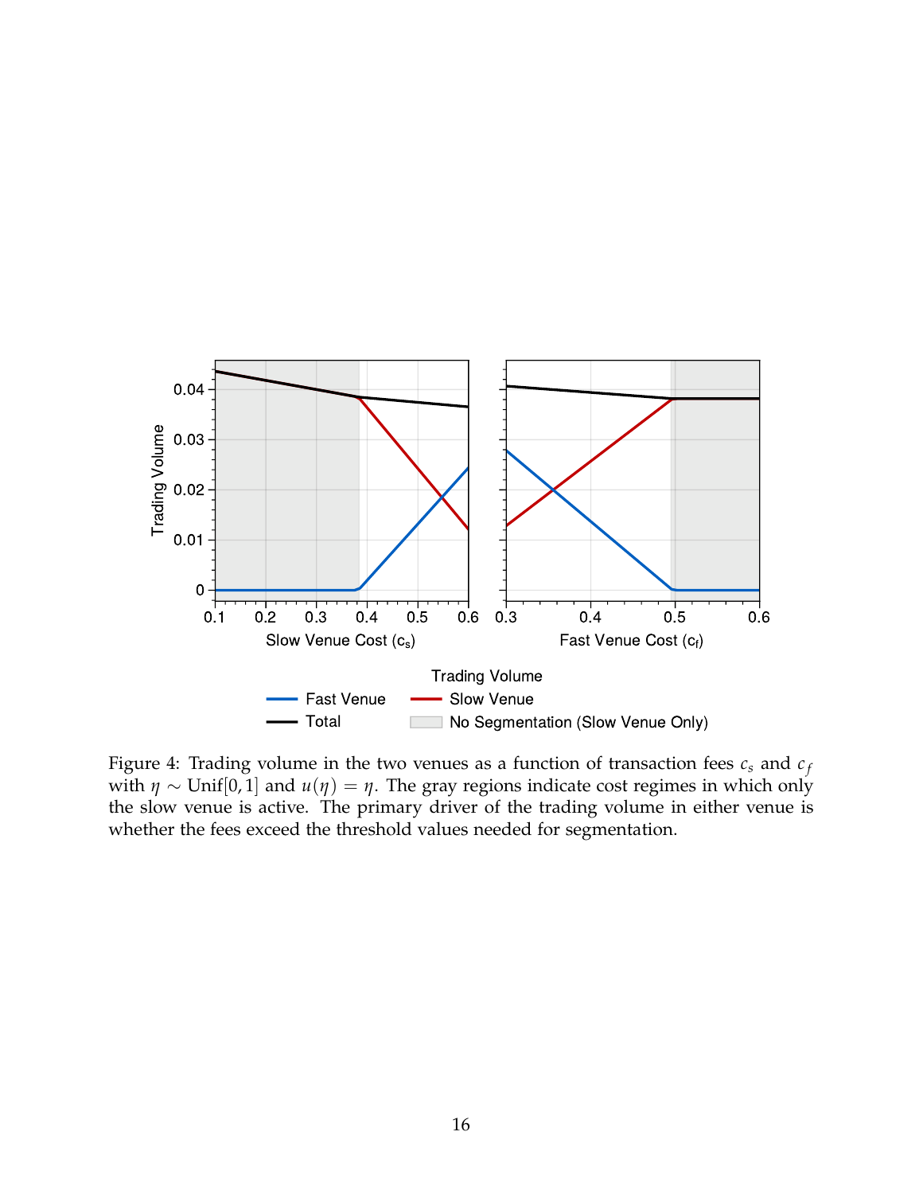Figure 4: Trading volume in the two venues as a function of transaction fees $c_s$ and $c_f$ with $\eta \sim \text{Unif}[0, 1]$ and $u(\eta) = \eta$. The gray regions indicate cost regimes in which only the slow venue is active. The primary driver of the trading volume in either venue is whether the fees exceed the threshold values needed for segmentation.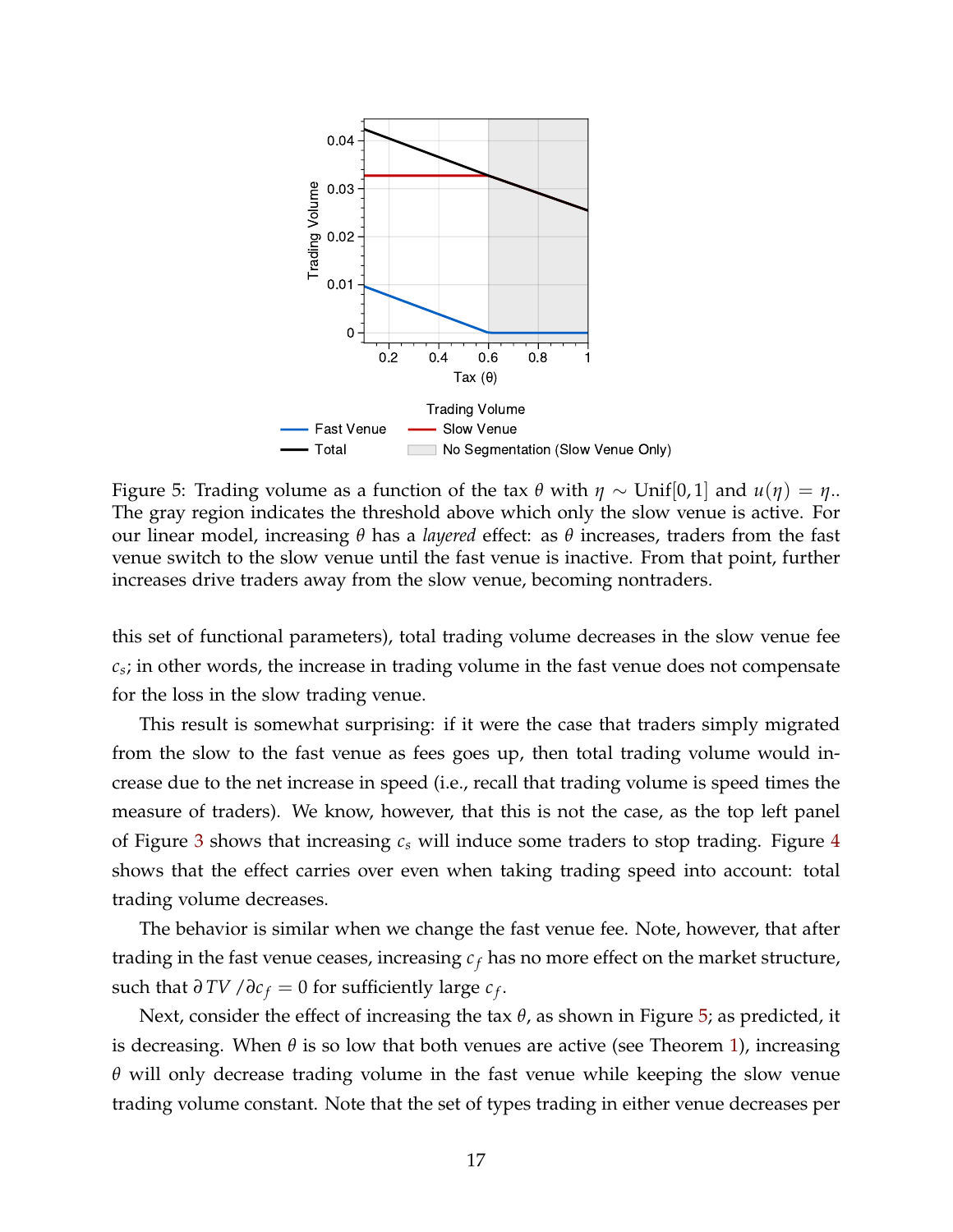Figure 5: Trading volume as a function of the tax $\theta$ with $\eta \sim$ Unif$[0,1]$ and $u(\eta) = \eta$.. The gray region indicates the threshold above which only the slow venue is active. For our linear model, increasing $\theta$ has a *layered* effect: as $\theta$ increases, traders from the fast venue switch to the slow venue until the fast venue is inactive. From that point, further increases drive traders away from the slow venue, becoming nontraders.

this set of functional parameters), total trading volume decreases in the slow venue fee $c_s$; in other words, the increase in trading volume in the fast venue does not compensate for the loss in the slow trading venue.

This result is somewhat surprising: if it were the case that traders simply migrated from the slow to the fast venue as fees goes up, then total trading volume would increase due to the net increase in speed (i.e., recall that trading volume is speed times the measure of traders). We know, however, that this is not the case, as the top left panel of Figure 3 shows that increasing $c_s$ will induce some traders to stop trading. Figure 4 shows that the effect carries over even when taking trading speed into account: total trading volume decreases.

The behavior is similar when we change the fast venue fee. Note, however, that after trading in the fast venue ceases, increasing $c_f$ has no more effect on the market structure, such that $\partial TV / \partial c_f = 0$ for sufficiently large $c_f$.

Next, consider the effect of increasing the tax $\theta$, as shown in Figure 5; as predicted, it is decreasing. When $\theta$ is so low that both venues are active (see Theorem 1), increasing $\theta$ will only decrease trading volume in the fast venue while keeping the slow venue trading volume constant. Note that the set of types trading in either venue decreases per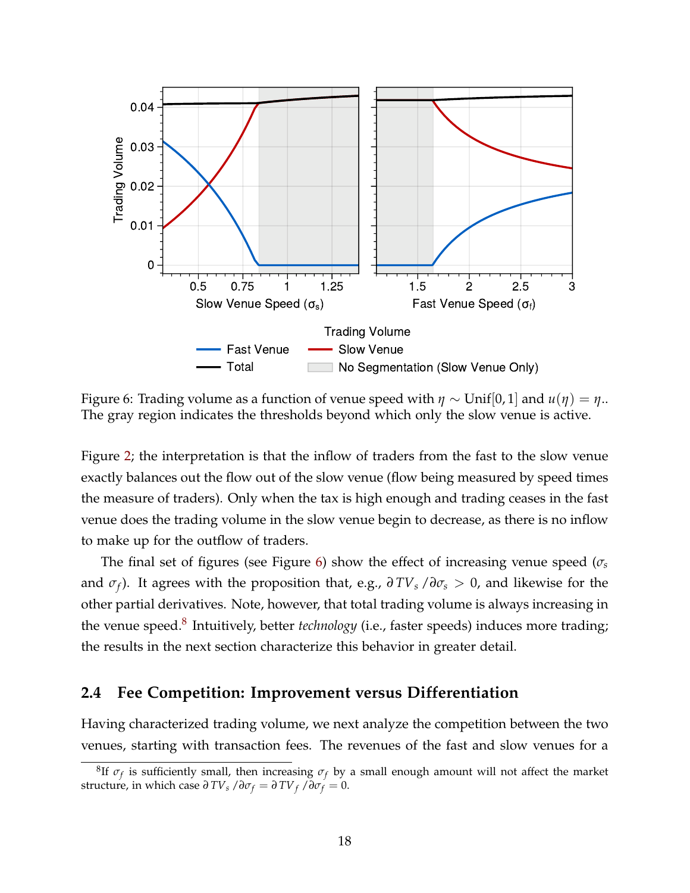Figure 6: Trading volume as a function of venue speed with $\eta \sim \text{Unif}[0, 1]$ and $u(\eta) = \eta$.. The gray region indicates the thresholds beyond which only the slow venue is active.

Figure 2; the interpretation is that the inflow of traders from the fast to the slow venue exactly balances out the flow out of the slow venue (flow being measured by speed times the measure of traders). Only when the tax is high enough and trading ceases in the fast venue does the trading volume in the slow venue begin to decrease, as there is no inflow to make up for the outflow of traders.

The final set of figures (see Figure 6) show the effect of increasing venue speed ($\sigma_s$ and $\sigma_f$). It agrees with the proposition that, e.g., $\partial TV_s / \partial \sigma_s > 0$, and likewise for the other partial derivatives. Note, however, that total trading volume is always increasing in the venue speed.[8] Intuitively, better *technology* (i.e., faster speeds) induces more trading; the results in the next section characterize this behavior in greater detail.

## 2.4 Fee Competition: Improvement versus Differentiation

Having characterized trading volume, we next analyze the competition between the two venues, starting with transaction fees. The revenues of the fast and slow venues for a

[8] If $\sigma_f$ is sufficiently small, then increasing $\sigma_f$ by a small enough amount will not affect the market structure, in which case $\partial TV_s / \partial \sigma_f = \partial TV_f / \partial \sigma_f = 0$.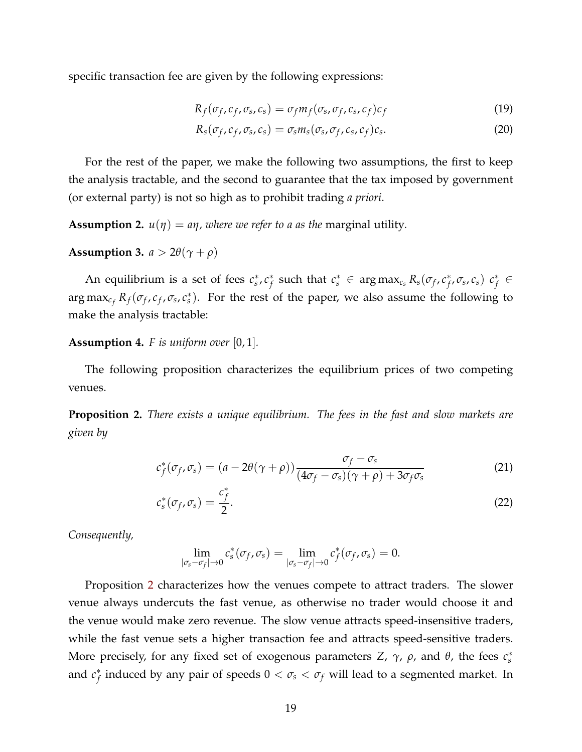specific transaction fee are given by the following expressions:

$$R_f(\sigma_f, c_f, \sigma_s, c_s) = \sigma_f m_f(\sigma_s, \sigma_f, c_s, c_f) c_f \tag{19}$$

$$R_s(\sigma_f, c_f, \sigma_s, c_s) = \sigma_s m_s(\sigma_s, \sigma_f, c_s, c_f) c_s. \tag{20}$$

For the rest of the paper, we make the following two assumptions, the first to keep the analysis tractable, and the second to guarantee that the tax imposed by government (or external party) is not so high as to prohibit trading *a priori*.

**Assumption 2.** *$u(\eta) = a\eta$, where we refer to $a$ as the* marginal utility.

**Assumption 3.** $a > 2\theta(\gamma + \rho)$

An equilibrium is a set of fees $c_s^*, c_f^*$ such that $c_s^* \in \arg\max_{c_s} R_s(\sigma_f, c_f^*, \sigma_s, c_s)$ $c_f^* \in \arg\max_{c_f} R_f(\sigma_f, c_f, \sigma_s, c_s^*)$. For the rest of the paper, we also assume the following to make the analysis tractable:

**Assumption 4.** *$F$ is uniform over $[0, 1]$.*

The following proposition characterizes the equilibrium prices of two competing venues.

**Proposition 2.** *There exists a unique equilibrium. The fees in the fast and slow markets are given by*

$$c_f^*(\sigma_f, \sigma_s) = (a - 2\theta(\gamma + \rho)) \frac{\sigma_f - \sigma_s}{(4\sigma_f - \sigma_s)(\gamma + \rho) + 3\sigma_f \sigma_s} \tag{21}$$

$$c_s^*(\sigma_f, \sigma_s) = \frac{c_f^*}{2}. \tag{22}$$

*Consequently,*

$$\lim_{|\sigma_s - \sigma_f| \to 0} c_s^*(\sigma_f, \sigma_s) = \lim_{|\sigma_s - \sigma_f| \to 0} c_f^*(\sigma_f, \sigma_s) = 0.$$

Proposition 2 characterizes how the venues compete to attract traders. The slower venue always undercuts the fast venue, as otherwise no trader would choose it and the venue would make zero revenue. The slow venue attracts speed-insensitive traders, while the fast venue sets a higher transaction fee and attracts speed-sensitive traders. More precisely, for any fixed set of exogenous parameters $Z$, $\gamma$, $\rho$, and $\theta$, the fees $c_s^*$ and $c_f^*$ induced by any pair of speeds $0 < \sigma_s < \sigma_f$ will lead to a segmented market. In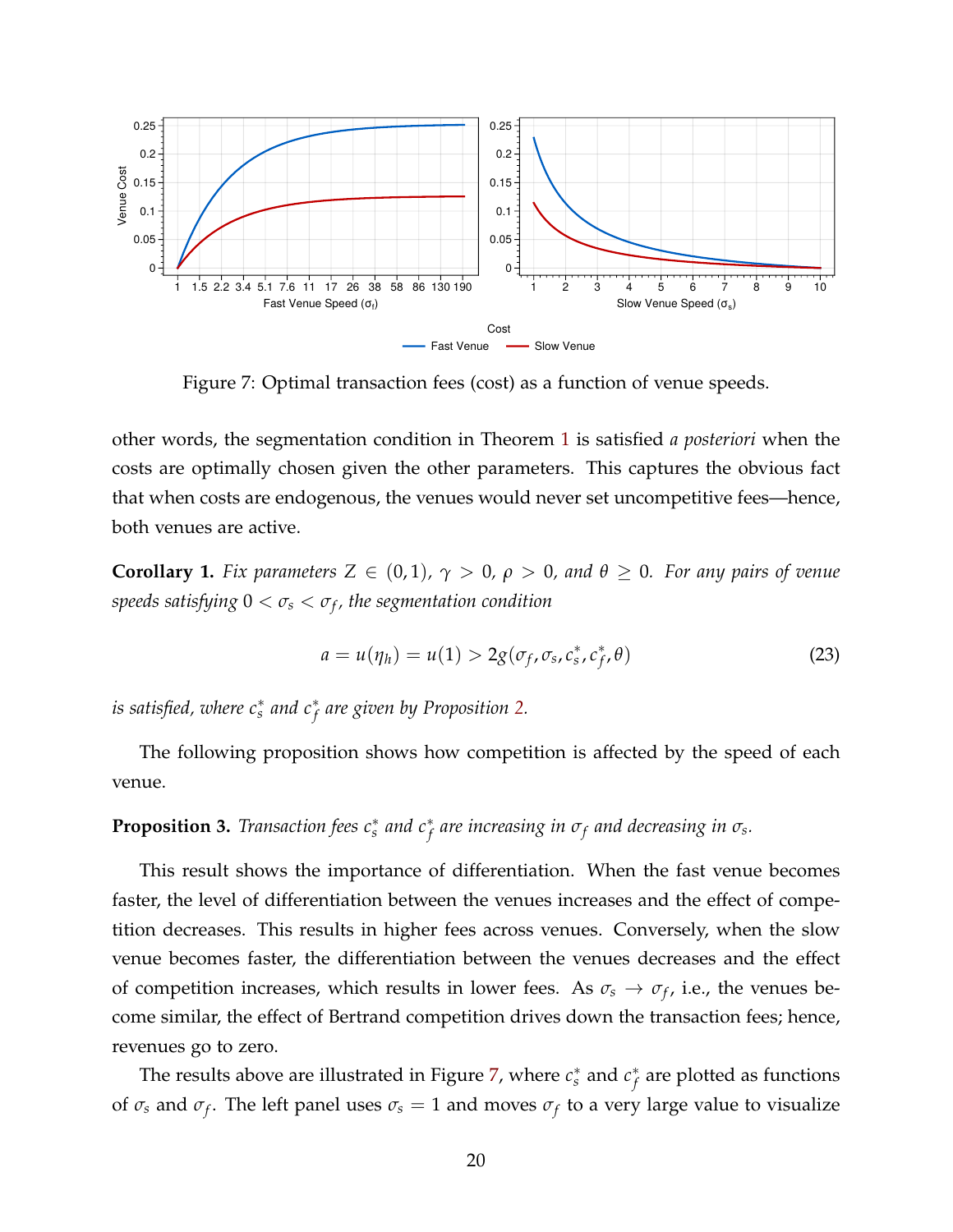Figure 7: Optimal transaction fees (cost) as a function of venue speeds.

other words, the segmentation condition in Theorem 1 is satisfied *a posteriori* when the costs are optimally chosen given the other parameters. This captures the obvious fact that when costs are endogenous, the venues would never set uncompetitive fees—hence, both venues are active.

**Corollary 1.** *Fix parameters* $Z \in (0,1)$, $\gamma > 0$, $\rho > 0$, *and* $\theta \geq 0$. *For any pairs of venue speeds satisfying* $0 < \sigma_s < \sigma_f$, *the segmentation condition*

$$a = u(\eta_h) = u(1) > 2g(\sigma_f, \sigma_s, c_s^*, c_f^*, \theta) \tag{23}$$

*is satisfied, where* $c_s^*$ *and* $c_f^*$ *are given by Proposition 2.*

The following proposition shows how competition is affected by the speed of each venue.

**Proposition 3.** *Transaction fees* $c_s^*$ *and* $c_f^*$ *are increasing in* $\sigma_f$ *and decreasing in* $\sigma_s$.

This result shows the importance of differentiation. When the fast venue becomes faster, the level of differentiation between the venues increases and the effect of competition decreases. This results in higher fees across venues. Conversely, when the slow venue becomes faster, the differentiation between the venues decreases and the effect of competition increases, which results in lower fees. As $\sigma_s \to \sigma_f$, i.e., the venues become similar, the effect of Bertrand competition drives down the transaction fees; hence, revenues go to zero.

The results above are illustrated in Figure 7, where $c_s^*$ and $c_f^*$ are plotted as functions of $\sigma_s$ and $\sigma_f$. The left panel uses $\sigma_s = 1$ and moves $\sigma_f$ to a very large value to visualize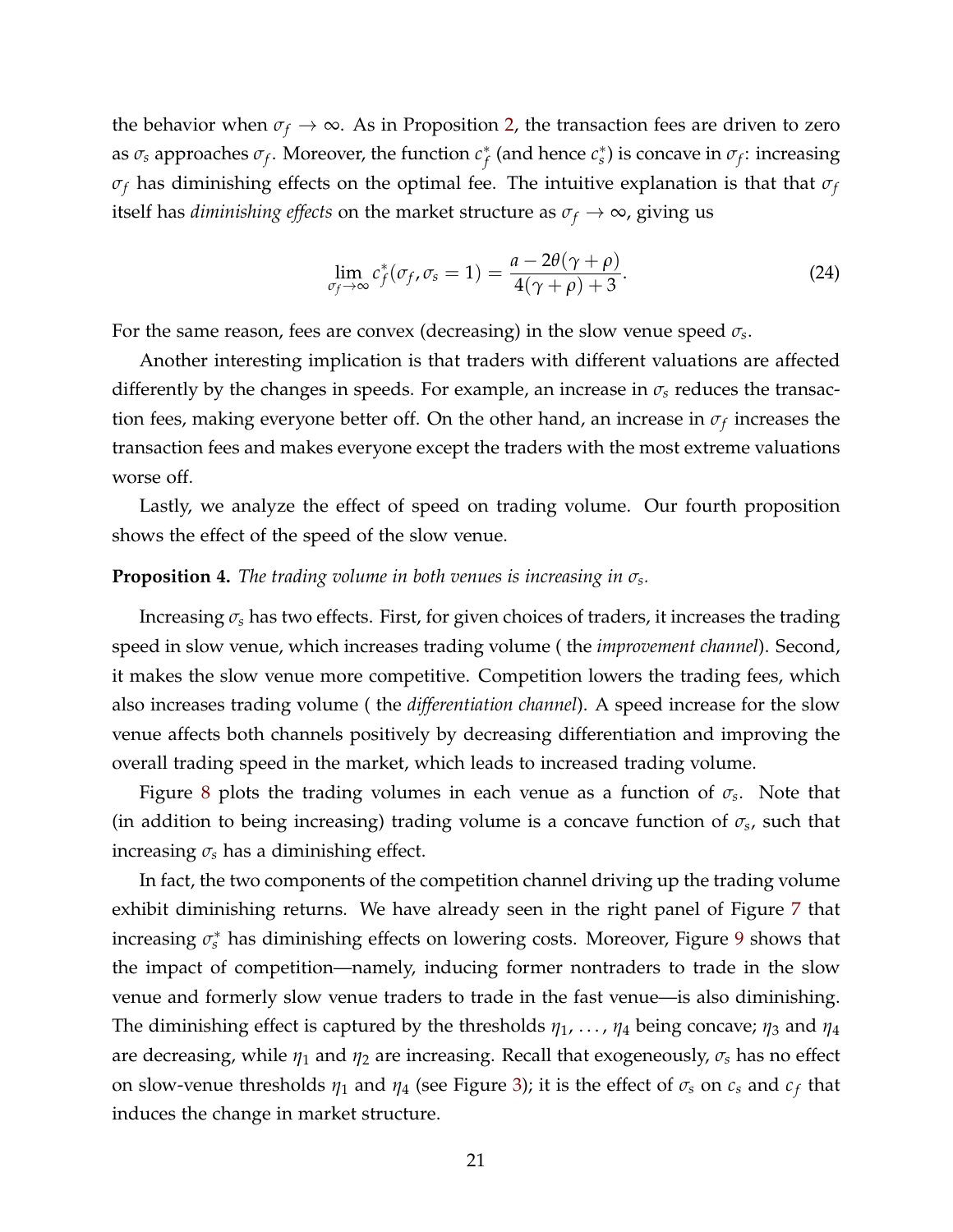the behavior when $\sigma_f \to \infty$. As in Proposition 2, the transaction fees are driven to zero as $\sigma_s$ approaches $\sigma_f$. Moreover, the function $c_f^*$ (and hence $c_s^*$) is concave in $\sigma_f$: increasing $\sigma_f$ has diminishing effects on the optimal fee. The intuitive explanation is that that $\sigma_f$ itself has *diminishing effects* on the market structure as $\sigma_f \to \infty$, giving us

$$\lim_{\sigma_f \to \infty} c_f^*(\sigma_f, \sigma_s = 1) = \frac{a - 2\theta(\gamma + \rho)}{4(\gamma + \rho) + 3}. \tag{24}$$

For the same reason, fees are convex (decreasing) in the slow venue speed $\sigma_s$.

Another interesting implication is that traders with different valuations are affected differently by the changes in speeds. For example, an increase in $\sigma_s$ reduces the transaction fees, making everyone better off. On the other hand, an increase in $\sigma_f$ increases the transaction fees and makes everyone except the traders with the most extreme valuations worse off.

Lastly, we analyze the effect of speed on trading volume. Our fourth proposition shows the effect of the speed of the slow venue.

**Proposition 4.** *The trading volume in both venues is increasing in $\sigma_s$.*

Increasing $\sigma_s$ has two effects. First, for given choices of traders, it increases the trading speed in slow venue, which increases trading volume ( the *improvement channel*). Second, it makes the slow venue more competitive. Competition lowers the trading fees, which also increases trading volume ( the *differentiation channel*). A speed increase for the slow venue affects both channels positively by decreasing differentiation and improving the overall trading speed in the market, which leads to increased trading volume.

Figure 8 plots the trading volumes in each venue as a function of $\sigma_s$. Note that (in addition to being increasing) trading volume is a concave function of $\sigma_s$, such that increasing $\sigma_s$ has a diminishing effect.

In fact, the two components of the competition channel driving up the trading volume exhibit diminishing returns. We have already seen in the right panel of Figure 7 that increasing $\sigma_s^*$ has diminishing effects on lowering costs. Moreover, Figure 9 shows that the impact of competition—namely, inducing former nontraders to trade in the slow venue and formerly slow venue traders to trade in the fast venue—is also diminishing. The diminishing effect is captured by the thresholds $\eta_1, \ldots, \eta_4$ being concave; $\eta_3$ and $\eta_4$ are decreasing, while $\eta_1$ and $\eta_2$ are increasing. Recall that exogeneously, $\sigma_s$ has no effect on slow-venue thresholds $\eta_1$ and $\eta_4$ (see Figure 3); it is the effect of $\sigma_s$ on $c_s$ and $c_f$ that induces the change in market structure.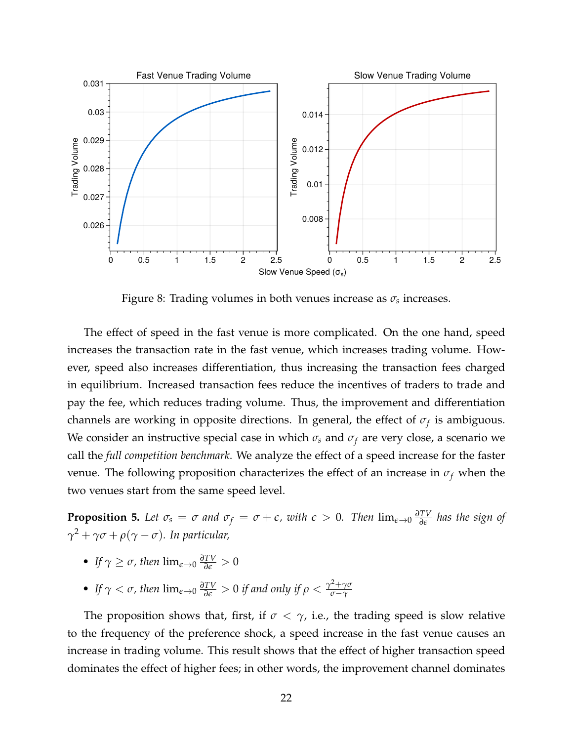Figure 8: Trading volumes in both venues increase as $\sigma_s$ increases.

The effect of speed in the fast venue is more complicated. On the one hand, speed increases the transaction rate in the fast venue, which increases trading volume. However, speed also increases differentiation, thus increasing the transaction fees charged in equilibrium. Increased transaction fees reduce the incentives of traders to trade and pay the fee, which reduces trading volume. Thus, the improvement and differentiation channels are working in opposite directions. In general, the effect of $\sigma_f$ is ambiguous. We consider an instructive special case in which $\sigma_s$ and $\sigma_f$ are very close, a scenario we call the *full competition benchmark*. We analyze the effect of a speed increase for the faster venue. The following proposition characterizes the effect of an increase in $\sigma_f$ when the two venues start from the same speed level.

**Proposition 5.** *Let $\sigma_s = \sigma$ and $\sigma_f = \sigma + \epsilon$, with $\epsilon > 0$. Then $\lim_{\epsilon \to 0} \frac{\partial TV}{\partial \epsilon}$ has the sign of $\gamma^2 + \gamma\sigma + \rho(\gamma - \sigma)$. In particular,*

- *If $\gamma \geq \sigma$, then $\lim_{\epsilon \to 0} \frac{\partial TV}{\partial \epsilon} > 0$*
- *If $\gamma < \sigma$, then $\lim_{\epsilon \to 0} \frac{\partial TV}{\partial \epsilon} > 0$ if and only if $\rho < \frac{\gamma^2 + \gamma\sigma}{\sigma - \gamma}$*

The proposition shows that, first, if $\sigma < \gamma$, i.e., the trading speed is slow relative to the frequency of the preference shock, a speed increase in the fast venue causes an increase in trading volume. This result shows that the effect of higher transaction speed dominates the effect of higher fees; in other words, the improvement channel dominates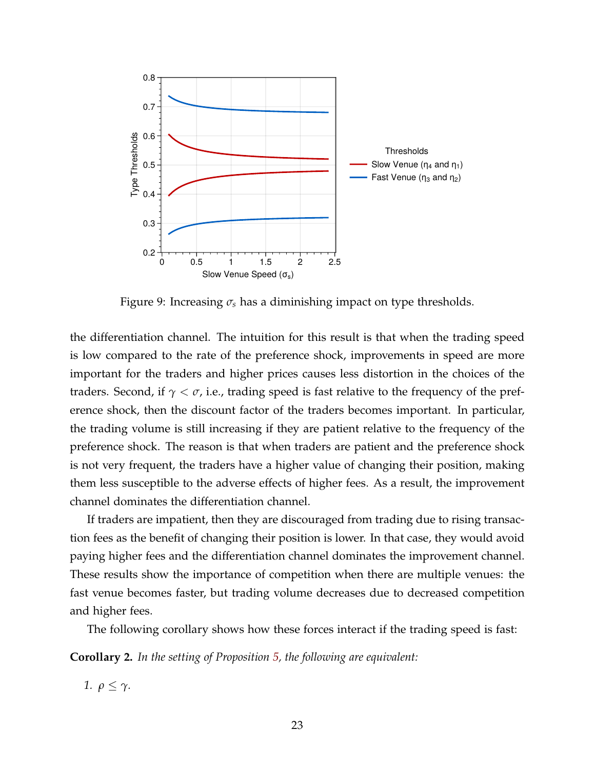Figure 9: Increasing $\sigma_s$ has a diminishing impact on type thresholds.

the differentiation channel. The intuition for this result is that when the trading speed is low compared to the rate of the preference shock, improvements in speed are more important for the traders and higher prices causes less distortion in the choices of the traders. Second, if $\gamma < \sigma$, i.e., trading speed is fast relative to the frequency of the preference shock, then the discount factor of the traders becomes important. In particular, the trading volume is still increasing if they are patient relative to the frequency of the preference shock. The reason is that when traders are patient and the preference shock is not very frequent, the traders have a higher value of changing their position, making them less susceptible to the adverse effects of higher fees. As a result, the improvement channel dominates the differentiation channel.

If traders are impatient, then they are discouraged from trading due to rising transaction fees as the benefit of changing their position is lower. In that case, they would avoid paying higher fees and the differentiation channel dominates the improvement channel. These results show the importance of competition when there are multiple venues: the fast venue becomes faster, but trading volume decreases due to decreased competition and higher fees.

The following corollary shows how these forces interact if the trading speed is fast:

**Corollary 2.** *In the setting of Proposition 5, the following are equivalent:*

1. $\rho \leq \gamma$.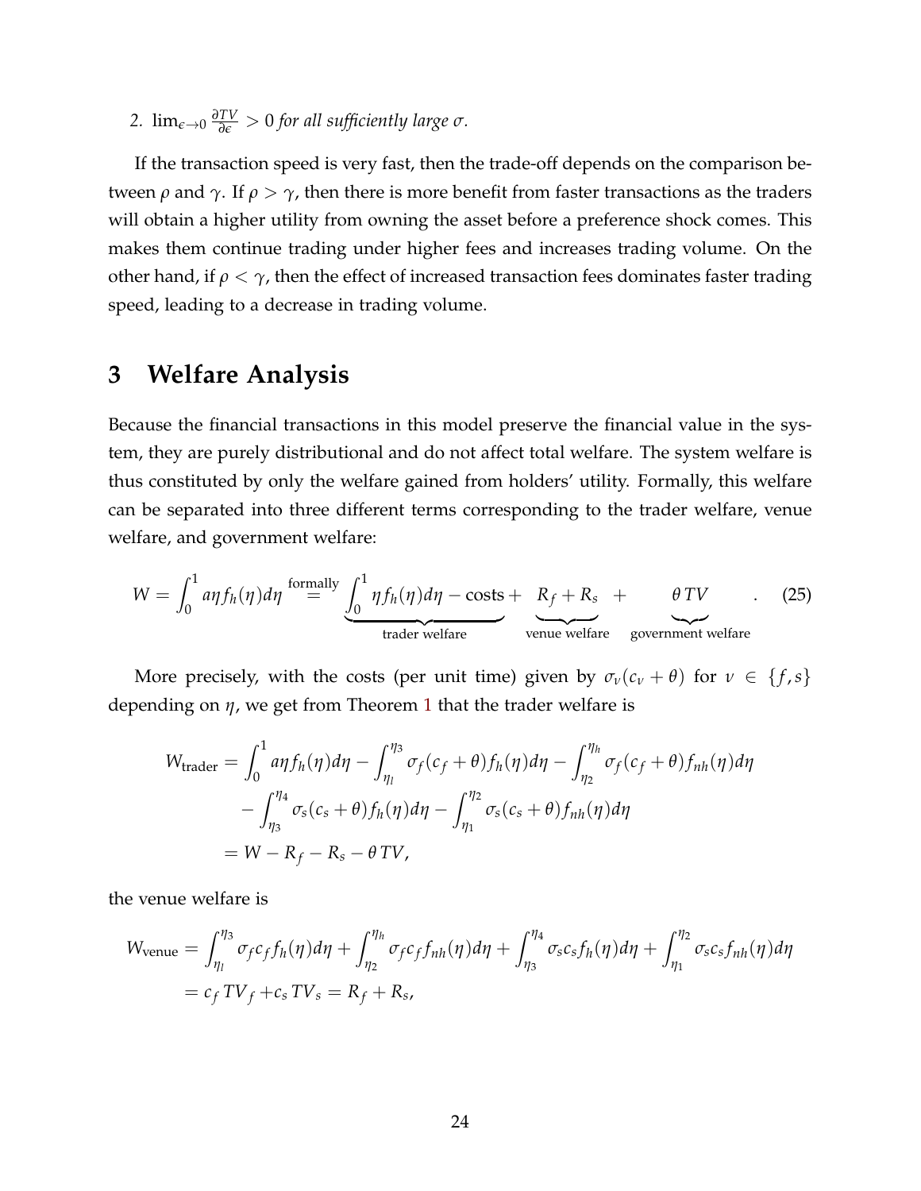2. $\lim_{\epsilon \to 0} \frac{\partial TV}{\partial \epsilon} > 0$ *for all sufficiently large* $\sigma$.

If the transaction speed is very fast, then the trade-off depends on the comparison between $\rho$ and $\gamma$. If $\rho > \gamma$, then there is more benefit from faster transactions as the traders will obtain a higher utility from owning the asset before a preference shock comes. This makes them continue trading under higher fees and increases trading volume. On the other hand, if $\rho < \gamma$, then the effect of increased transaction fees dominates faster trading speed, leading to a decrease in trading volume.

# 3 Welfare Analysis

Because the financial transactions in this model preserve the financial value in the system, they are purely distributional and do not affect total welfare. The system welfare is thus constituted by only the welfare gained from holders' utility. Formally, this welfare can be separated into three different terms corresponding to the trader welfare, venue welfare, and government welfare:

$$W = \int_0^1 a\eta f_h(\eta) d\eta \overset{\text{formally}}{=} \underbrace{\int_0^1 \eta f_h(\eta) d\eta - \text{costs}}_{\text{trader welfare}} + \underbrace{R_f + R_s}_{\text{venue welfare}} + \underbrace{\theta\, TV}_{\text{government welfare}} . \quad (25)$$

More precisely, with the costs (per unit time) given by $\sigma_\nu(c_\nu + \theta)$ for $\nu \in \{f, s\}$ depending on $\eta$, we get from Theorem 1 that the trader welfare is

$$\begin{aligned}
W_{\text{trader}} &= \int_0^1 a\eta f_h(\eta) d\eta - \int_{\eta_l}^{\eta_3} \sigma_f(c_f + \theta) f_h(\eta) d\eta - \int_{\eta_2}^{\eta_h} \sigma_f(c_f + \theta) f_{nh}(\eta) d\eta \\
&\quad - \int_{\eta_3}^{\eta_4} \sigma_s(c_s + \theta) f_h(\eta) d\eta - \int_{\eta_1}^{\eta_2} \sigma_s(c_s + \theta) f_{nh}(\eta) d\eta \\
&= W - R_f - R_s - \theta\, TV,
\end{aligned}$$

the venue welfare is

$$\begin{aligned}
W_{\text{venue}} &= \int_{\eta_l}^{\eta_3} \sigma_f c_f f_h(\eta) d\eta + \int_{\eta_2}^{\eta_h} \sigma_f c_f f_{nh}(\eta) d\eta + \int_{\eta_3}^{\eta_4} \sigma_s c_s f_h(\eta) d\eta + \int_{\eta_1}^{\eta_2} \sigma_s c_s f_{nh}(\eta) d\eta \\
&= c_f\, TV_f + c_s\, TV_s = R_f + R_s,
\end{aligned}$$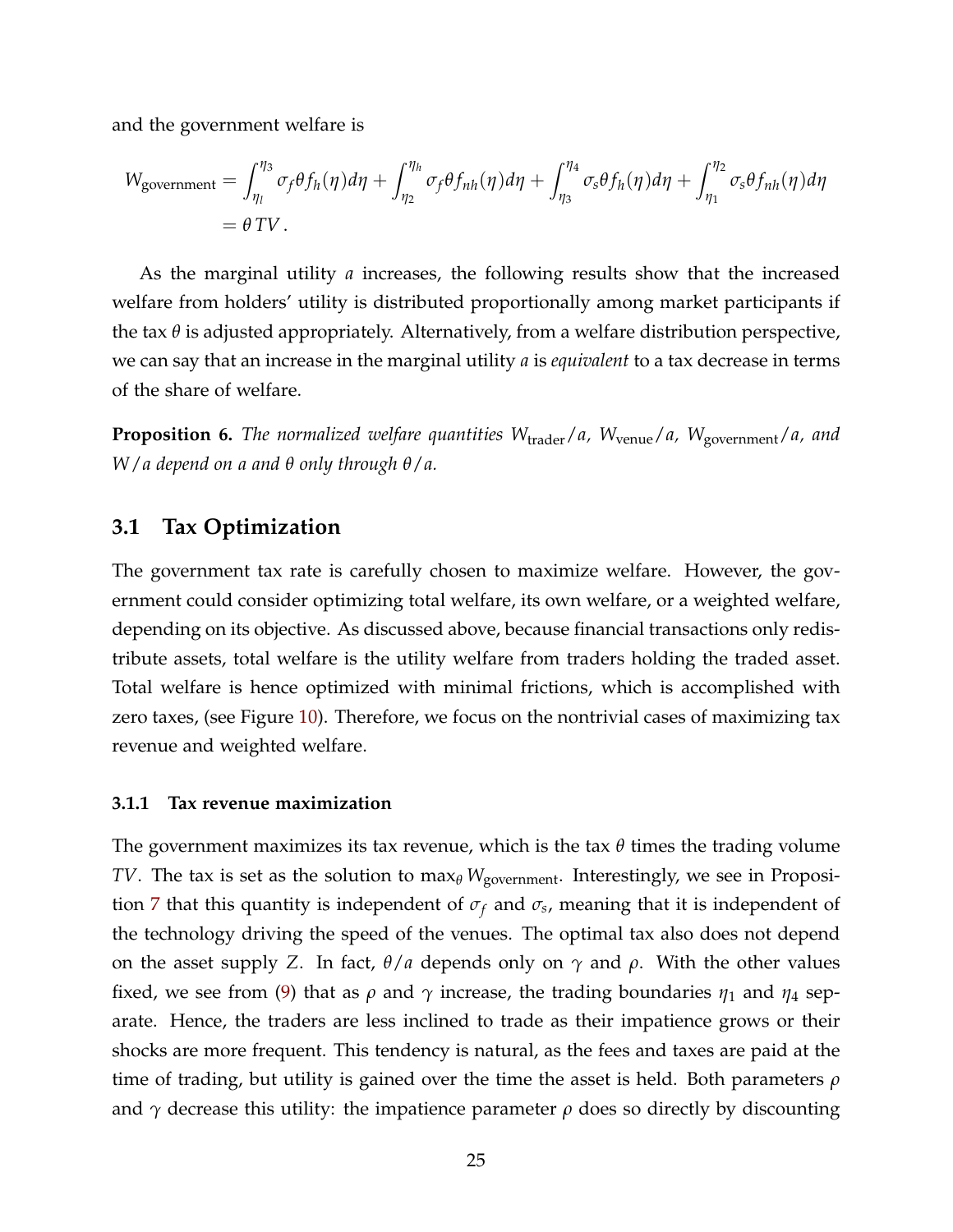and the government welfare is

$$
\begin{aligned}
W_{\text{government}} &= \int_{\eta_l}^{\eta_3} \sigma_f \theta f_h(\eta) d\eta + \int_{\eta_2}^{\eta_h} \sigma_f \theta f_{nh}(\eta) d\eta + \int_{\eta_3}^{\eta_4} \sigma_s \theta f_h(\eta) d\eta + \int_{\eta_1}^{\eta_2} \sigma_s \theta f_{nh}(\eta) d\eta \\
&= \theta \, TV \, .
\end{aligned}
$$

As the marginal utility $a$ increases, the following results show that the increased welfare from holders' utility is distributed proportionally among market participants if the tax $\theta$ is adjusted appropriately. Alternatively, from a welfare distribution perspective, we can say that an increase in the marginal utility $a$ is *equivalent* to a tax decrease in terms of the share of welfare.

**Proposition 6.** *The normalized welfare quantities $W_{\text{trader}}/a$, $W_{\text{venue}}/a$, $W_{\text{government}}/a$, and $W/a$ depend on $a$ and $\theta$ only through $\theta/a$.*

## 3.1 Tax Optimization

The government tax rate is carefully chosen to maximize welfare. However, the government could consider optimizing total welfare, its own welfare, or a weighted welfare, depending on its objective. As discussed above, because financial transactions only redistribute assets, total welfare is the utility welfare from traders holding the traded asset. Total welfare is hence optimized with minimal frictions, which is accomplished with zero taxes, (see Figure 10). Therefore, we focus on the nontrivial cases of maximizing tax revenue and weighted welfare.

### 3.1.1 Tax revenue maximization

The government maximizes its tax revenue, which is the tax $\theta$ times the trading volume $TV$. The tax is set as the solution to $\max_\theta W_{\text{government}}$. Interestingly, we see in Proposition 7 that this quantity is independent of $\sigma_f$ and $\sigma_s$, meaning that it is independent of the technology driving the speed of the venues. The optimal tax also does not depend on the asset supply $Z$. In fact, $\theta/a$ depends only on $\gamma$ and $\rho$. With the other values fixed, we see from (9) that as $\rho$ and $\gamma$ increase, the trading boundaries $\eta_1$ and $\eta_4$ separate. Hence, the traders are less inclined to trade as their impatience grows or their shocks are more frequent. This tendency is natural, as the fees and taxes are paid at the time of trading, but utility is gained over the time the asset is held. Both parameters $\rho$ and $\gamma$ decrease this utility: the impatience parameter $\rho$ does so directly by discounting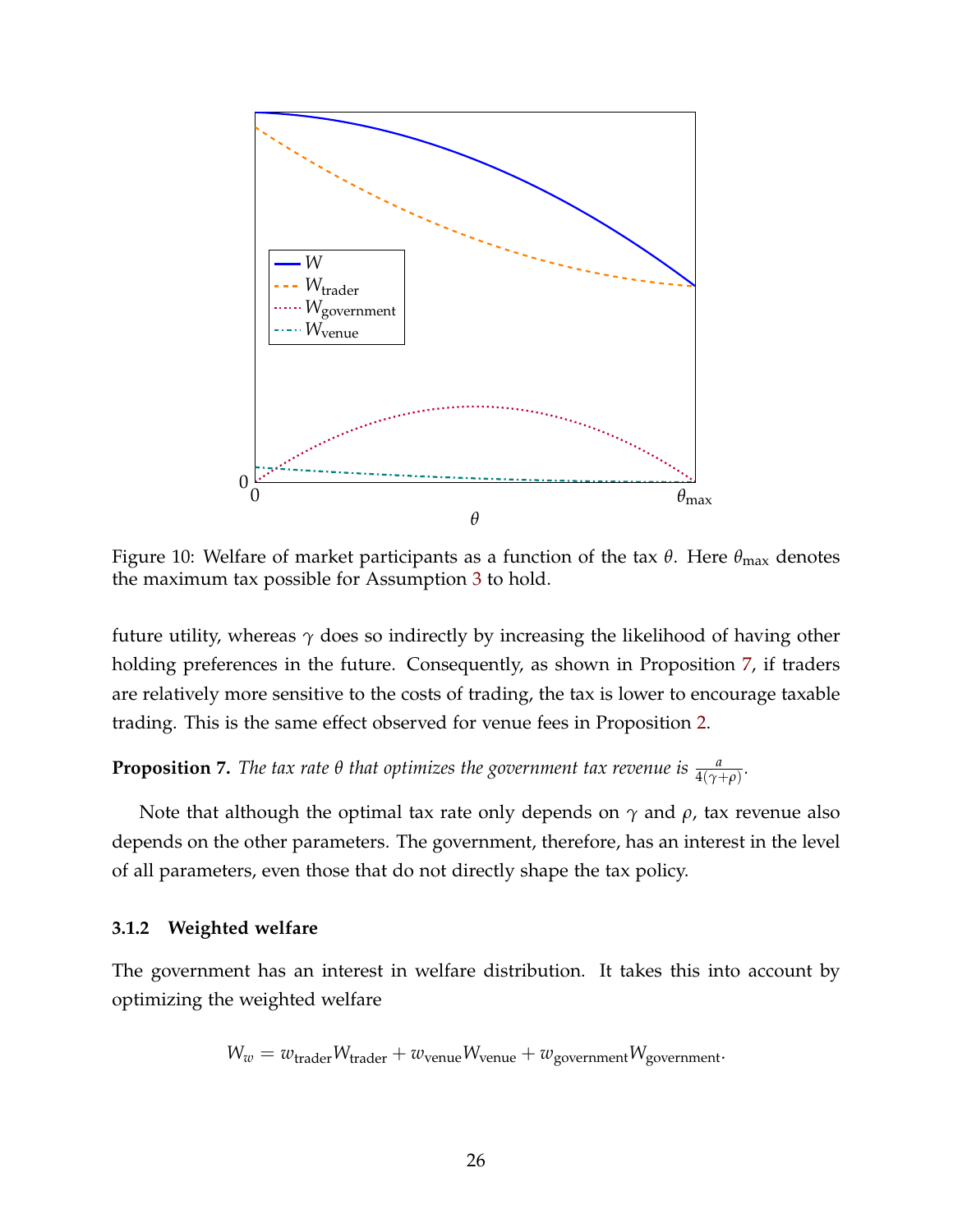Figure 10: Welfare of market participants as a function of the tax $\theta$. Here $\theta_{\max}$ denotes the maximum tax possible for Assumption 3 to hold.

future utility, whereas $\gamma$ does so indirectly by increasing the likelihood of having other holding preferences in the future. Consequently, as shown in Proposition 7, if traders are relatively more sensitive to the costs of trading, the tax is lower to encourage taxable trading. This is the same effect observed for venue fees in Proposition 2.

**Proposition 7.** *The tax rate $\theta$ that optimizes the government tax revenue is $\frac{a}{4(\gamma+\rho)}$.*

Note that although the optimal tax rate only depends on $\gamma$ and $\rho$, tax revenue also depends on the other parameters. The government, therefore, has an interest in the level of all parameters, even those that do not directly shape the tax policy.

### 3.1.2 Weighted welfare

The government has an interest in welfare distribution. It takes this into account by optimizing the weighted welfare

$$W_w = w_{\text{trader}} W_{\text{trader}} + w_{\text{venue}} W_{\text{venue}} + w_{\text{government}} W_{\text{government}}.$$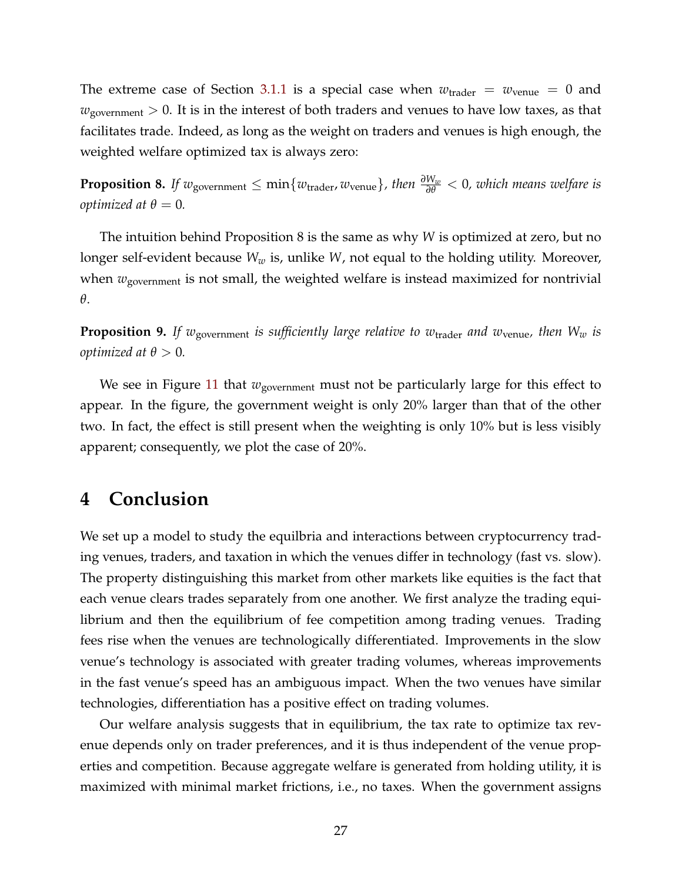The extreme case of Section 3.1.1 is a special case when $w_{\text{trader}} = w_{\text{venue}} = 0$ and $w_{\text{government}} > 0$. It is in the interest of both traders and venues to have low taxes, as that facilitates trade. Indeed, as long as the weight on traders and venues is high enough, the weighted welfare optimized tax is always zero:

**Proposition 8.** *If $w_{\text{government}} \leq \min\{w_{\text{trader}}, w_{\text{venue}}\}$, then $\frac{\partial W_w}{\partial \theta} < 0$, which means welfare is optimized at $\theta = 0$.*

The intuition behind Proposition 8 is the same as why $W$ is optimized at zero, but no longer self-evident because $W_w$ is, unlike $W$, not equal to the holding utility. Moreover, when $w_{\text{government}}$ is not small, the weighted welfare is instead maximized for nontrivial $\theta$.

**Proposition 9.** *If $w_{\text{government}}$ is sufficiently large relative to $w_{\text{trader}}$ and $w_{\text{venue}}$, then $W_w$ is optimized at $\theta > 0$.*

We see in Figure 11 that $w_{\text{government}}$ must not be particularly large for this effect to appear. In the figure, the government weight is only 20% larger than that of the other two. In fact, the effect is still present when the weighting is only 10% but is less visibly apparent; consequently, we plot the case of 20%.

# 4 Conclusion

We set up a model to study the equlbria and interactions between cryptocurrency trading venues, traders, and taxation in which the venues differ in technology (fast vs. slow). The property distinguishing this market from other markets like equities is the fact that each venue clears trades separately from one another. We first analyze the trading equilibrium and then the equilibrium of fee competition among trading venues. Trading fees rise when the venues are technologically differentiated. Improvements in the slow venue's technology is associated with greater trading volumes, whereas improvements in the fast venue's speed has an ambiguous impact. When the two venues have similar technologies, differentiation has a positive effect on trading volumes.

Our welfare analysis suggests that in equilibrium, the tax rate to optimize tax revenue depends only on trader preferences, and it is thus independent of the venue properties and competition. Because aggregate welfare is generated from holding utility, it is maximized with minimal market frictions, i.e., no taxes. When the government assigns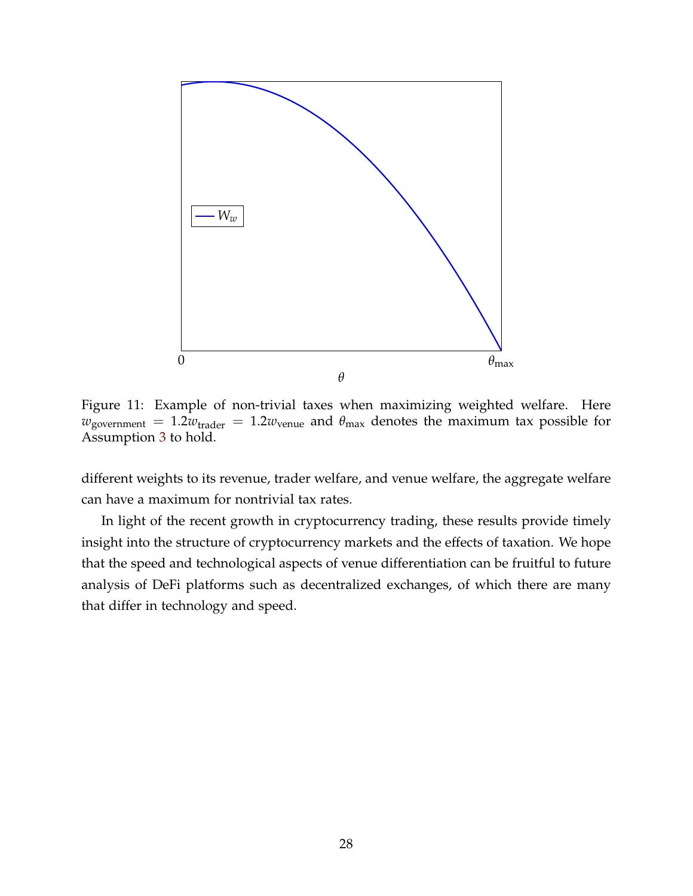Figure 11: Example of non-trivial taxes when maximizing weighted welfare. Here $w_{\text{government}} = 1.2w_{\text{trader}} = 1.2w_{\text{venue}}$ and $\theta_{\max}$ denotes the maximum tax possible for Assumption 3 to hold.

different weights to its revenue, trader welfare, and venue welfare, the aggregate welfare can have a maximum for nontrivial tax rates.

In light of the recent growth in cryptocurrency trading, these results provide timely insight into the structure of cryptocurrency markets and the effects of taxation. We hope that the speed and technological aspects of venue differentiation can be fruitful to future analysis of DeFi platforms such as decentralized exchanges, of which there are many that differ in technology and speed.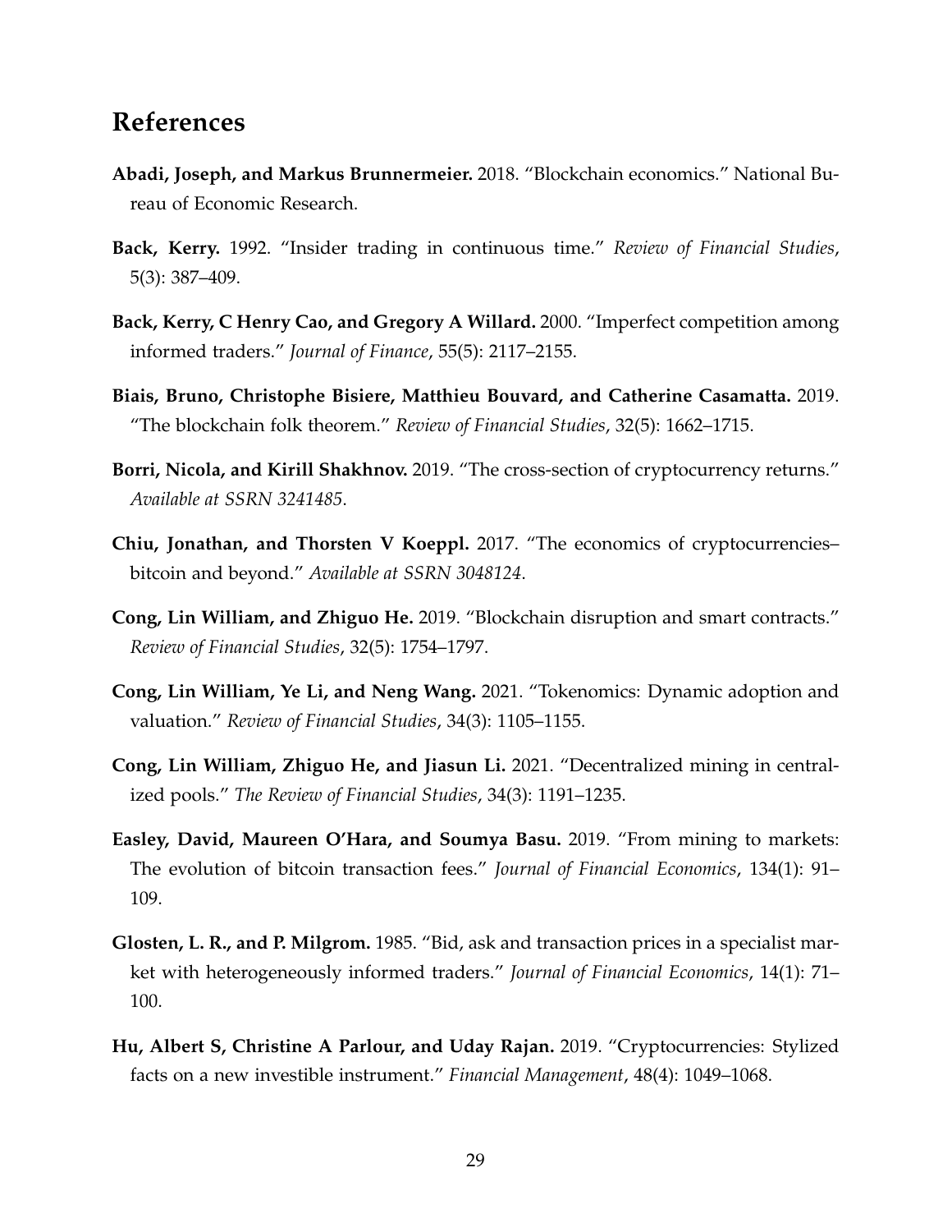## References

**Abadi, Joseph, and Markus Brunnermeier.** 2018. "Blockchain economics." National Bureau of Economic Research.

**Back, Kerry.** 1992. "Insider trading in continuous time." *Review of Financial Studies*, 5(3): 387–409.

**Back, Kerry, C Henry Cao, and Gregory A Willard.** 2000. "Imperfect competition among informed traders." *Journal of Finance*, 55(5): 2117–2155.

**Biais, Bruno, Christophe Bisiere, Matthieu Bouvard, and Catherine Casamatta.** 2019. "The blockchain folk theorem." *Review of Financial Studies*, 32(5): 1662–1715.

**Borri, Nicola, and Kirill Shakhnov.** 2019. "The cross-section of cryptocurrency returns." *Available at SSRN 3241485*.

**Chiu, Jonathan, and Thorsten V Koeppl.** 2017. "The economics of cryptocurrencies–bitcoin and beyond." *Available at SSRN 3048124*.

**Cong, Lin William, and Zhiguo He.** 2019. "Blockchain disruption and smart contracts." *Review of Financial Studies*, 32(5): 1754–1797.

**Cong, Lin William, Ye Li, and Neng Wang.** 2021. "Tokenomics: Dynamic adoption and valuation." *Review of Financial Studies*, 34(3): 1105–1155.

**Cong, Lin William, Zhiguo He, and Jiasun Li.** 2021. "Decentralized mining in centralized pools." *The Review of Financial Studies*, 34(3): 1191–1235.

**Easley, David, Maureen O'Hara, and Soumya Basu.** 2019. "From mining to markets: The evolution of bitcoin transaction fees." *Journal of Financial Economics*, 134(1): 91–109.

**Glosten, L. R., and P. Milgrom.** 1985. "Bid, ask and transaction prices in a specialist market with heterogeneously informed traders." *Journal of Financial Economics*, 14(1): 71–100.

**Hu, Albert S, Christine A Parlour, and Uday Rajan.** 2019. "Cryptocurrencies: Stylized facts on a new investible instrument." *Financial Management*, 48(4): 1049–1068.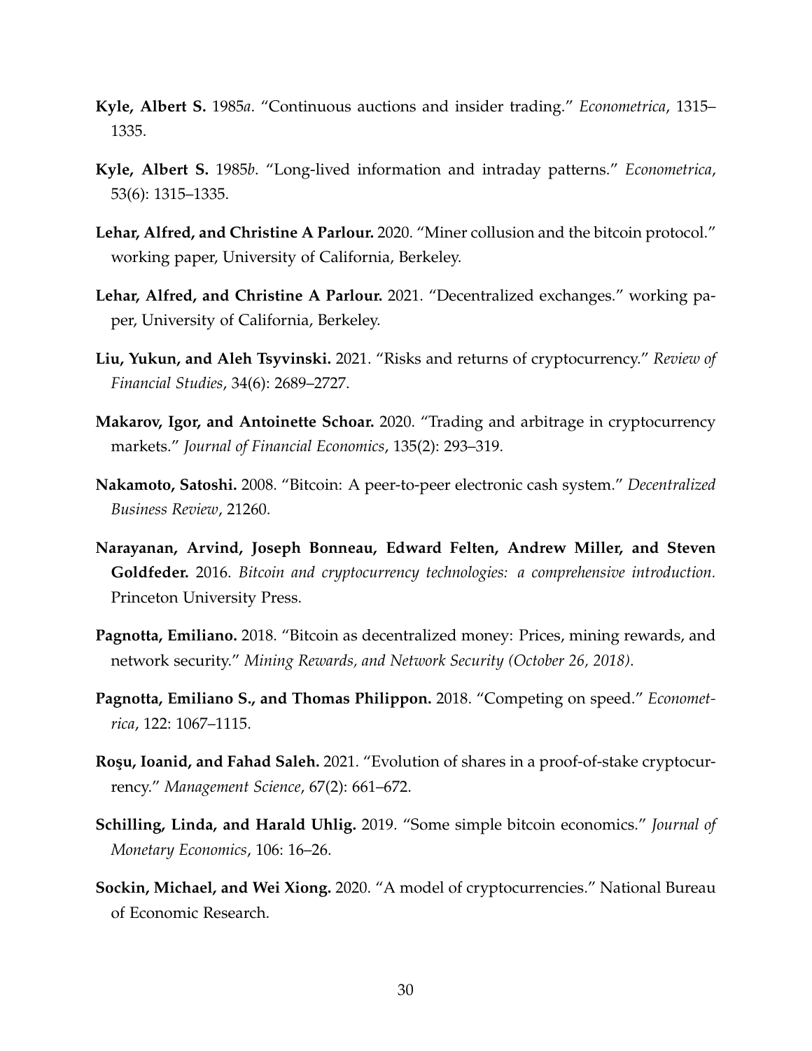**Kyle, Albert S.** 1985*a*. "Continuous auctions and insider trading." *Econometrica*, 1315–1335.

**Kyle, Albert S.** 1985*b*. "Long-lived information and intraday patterns." *Econometrica*, 53(6): 1315–1335.

**Lehar, Alfred, and Christine A Parlour.** 2020. "Miner collusion and the bitcoin protocol." working paper, University of California, Berkeley.

**Lehar, Alfred, and Christine A Parlour.** 2021. "Decentralized exchanges." working paper, University of California, Berkeley.

**Liu, Yukun, and Aleh Tsyvinski.** 2021. "Risks and returns of cryptocurrency." *Review of Financial Studies*, 34(6): 2689–2727.

**Makarov, Igor, and Antoinette Schoar.** 2020. "Trading and arbitrage in cryptocurrency markets." *Journal of Financial Economics*, 135(2): 293–319.

**Nakamoto, Satoshi.** 2008. "Bitcoin: A peer-to-peer electronic cash system." *Decentralized Business Review*, 21260.

**Narayanan, Arvind, Joseph Bonneau, Edward Felten, Andrew Miller, and Steven Goldfeder.** 2016. *Bitcoin and cryptocurrency technologies: a comprehensive introduction.* Princeton University Press.

**Pagnotta, Emiliano.** 2018. "Bitcoin as decentralized money: Prices, mining rewards, and network security." *Mining Rewards, and Network Security (October 26, 2018)*.

**Pagnotta, Emiliano S., and Thomas Philippon.** 2018. "Competing on speed." *Econometrica*, 122: 1067–1115.

**Roşu, Ioanid, and Fahad Saleh.** 2021. "Evolution of shares in a proof-of-stake cryptocurrency." *Management Science*, 67(2): 661–672.

**Schilling, Linda, and Harald Uhlig.** 2019. "Some simple bitcoin economics." *Journal of Monetary Economics*, 106: 16–26.

**Sockin, Michael, and Wei Xiong.** 2020. "A model of cryptocurrencies." National Bureau of Economic Research.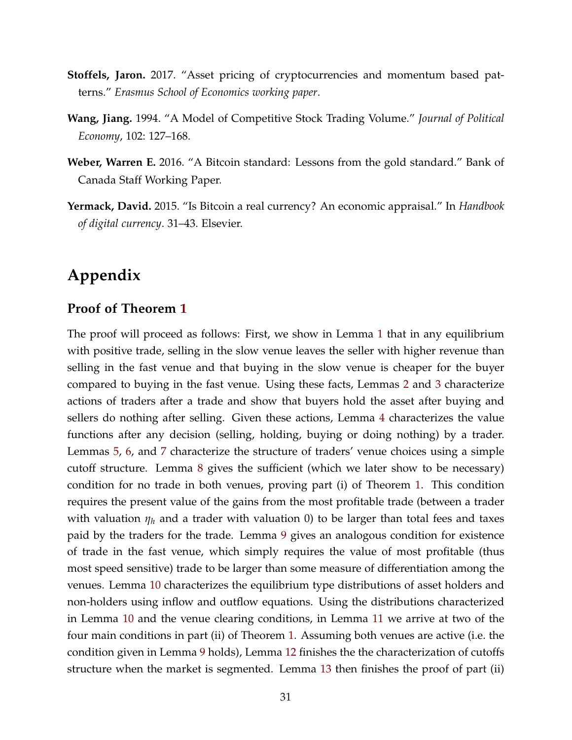**Stoffels, Jaron.** 2017. "Asset pricing of cryptocurrencies and momentum based patterns." *Erasmus School of Economics working paper*.

**Wang, Jiang.** 1994. "A Model of Competitive Stock Trading Volume." *Journal of Political Economy*, 102: 127–168.

**Weber, Warren E.** 2016. "A Bitcoin standard: Lessons from the gold standard." Bank of Canada Staff Working Paper.

**Yermack, David.** 2015. "Is Bitcoin a real currency? An economic appraisal." In *Handbook of digital currency*. 31–43. Elsevier.

# Appendix

## Proof of Theorem 1

The proof will proceed as follows: First, we show in Lemma 1 that in any equilibrium with positive trade, selling in the slow venue leaves the seller with higher revenue than selling in the fast venue and that buying in the slow venue is cheaper for the buyer compared to buying in the fast venue. Using these facts, Lemmas 2 and 3 characterize actions of traders after a trade and show that buyers hold the asset after buying and sellers do nothing after selling. Given these actions, Lemma 4 characterizes the value functions after any decision (selling, holding, buying or doing nothing) by a trader. Lemmas 5, 6, and 7 characterize the structure of traders' venue choices using a simple cutoff structure. Lemma 8 gives the sufficient (which we later show to be necessary) condition for no trade in both venues, proving part (i) of Theorem 1. This condition requires the present value of the gains from the most profitable trade (between a trader with valuation $\eta_h$ and a trader with valuation 0) to be larger than total fees and taxes paid by the traders for the trade. Lemma 9 gives an analogous condition for existence of trade in the fast venue, which simply requires the value of most profitable (thus most speed sensitive) trade to be larger than some measure of differentiation among the venues. Lemma 10 characterizes the equilibrium type distributions of asset holders and non-holders using inflow and outflow equations. Using the distributions characterized in Lemma 10 and the venue clearing conditions, in Lemma 11 we arrive at two of the four main conditions in part (ii) of Theorem 1. Assuming both venues are active (i.e. the condition given in Lemma 9 holds), Lemma 12 finishes the the characterization of cutoffs structure when the market is segmented. Lemma 13 then finishes the proof of part (ii)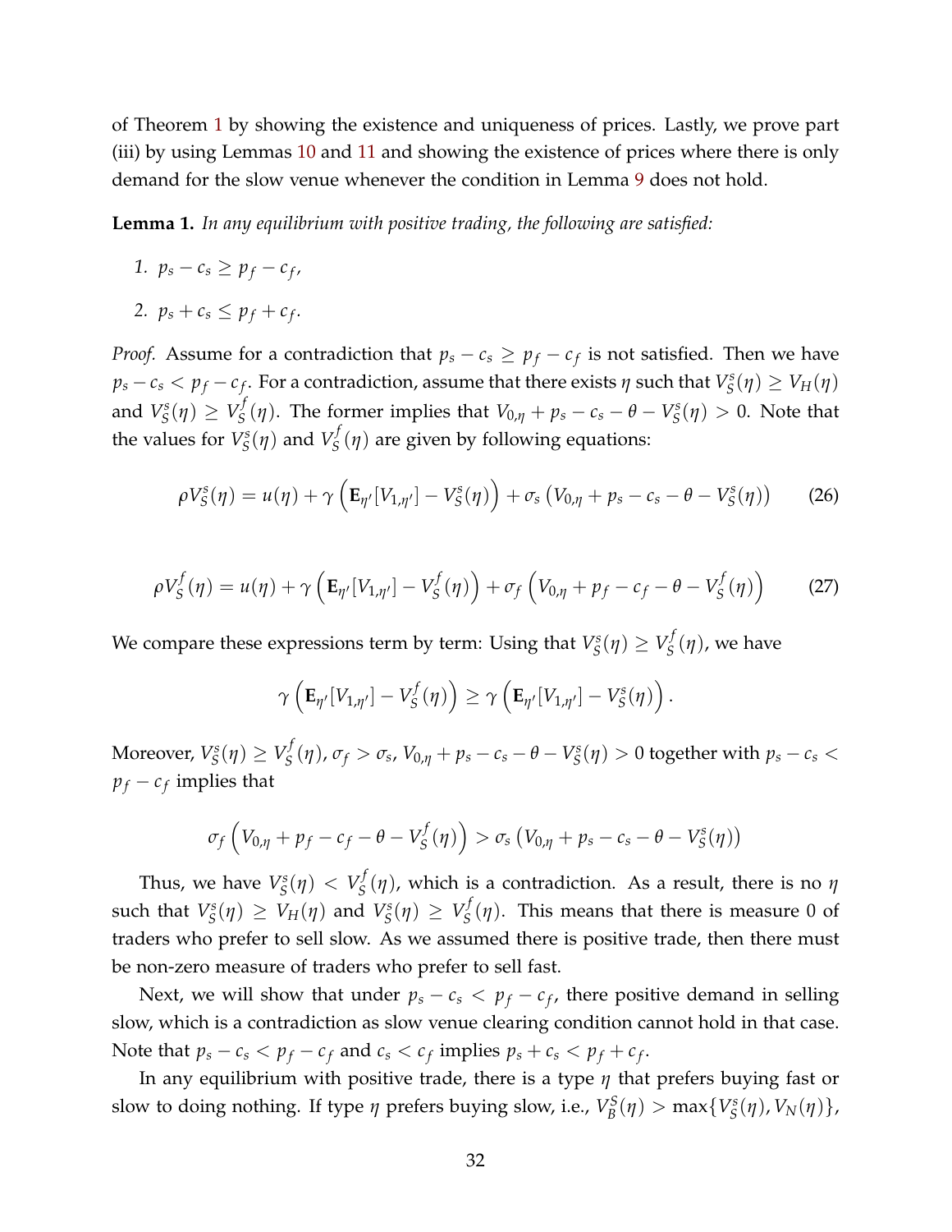of Theorem 1 by showing the existence and uniqueness of prices. Lastly, we prove part (iii) by using Lemmas 10 and 11 and showing the existence of prices where there is only demand for the slow venue whenever the condition in Lemma 9 does not hold.

**Lemma 1.** *In any equilibrium with positive trading, the following are satisfied:*

1. $p_s - c_s \geq p_f - c_f$,
2. $p_s + c_s \leq p_f + c_f$.

*Proof.* Assume for a contradiction that $p_s - c_s \geq p_f - c_f$ is not satisfied. Then we have $p_s - c_s < p_f - c_f$. For a contradiction, assume that there exists $\eta$ such that $V_S^s(\eta) \geq V_H(\eta)$ and $V_S^s(\eta) \geq V_S^f(\eta)$. The former implies that $V_{0,\eta} + p_s - c_s - \theta - V_S^s(\eta) > 0$. Note that the values for $V_S^s(\eta)$ and $V_S^f(\eta)$ are given by following equations:

$$\rho V_S^s(\eta) = u(\eta) + \gamma\left(\mathbf{E}_{\eta'}[V_{1,\eta'}] - V_S^s(\eta)\right) + \sigma_s\left(V_{0,\eta} + p_s - c_s - \theta - V_S^s(\eta)\right) \tag{26}$$

$$\rho V_S^f(\eta) = u(\eta) + \gamma\left(\mathbf{E}_{\eta'}[V_{1,\eta'}] - V_S^f(\eta)\right) + \sigma_f\left(V_{0,\eta} + p_f - c_f - \theta - V_S^f(\eta)\right) \tag{27}$$

We compare these expressions term by term: Using that $V_S^s(\eta) \geq V_S^f(\eta)$, we have

$$\gamma\left(\mathbf{E}_{\eta'}[V_{1,\eta'}] - V_S^f(\eta)\right) \geq \gamma\left(\mathbf{E}_{\eta'}[V_{1,\eta'}] - V_S^s(\eta)\right).$$

Moreover, $V_S^s(\eta) \geq V_S^f(\eta)$, $\sigma_f > \sigma_s$, $V_{0,\eta} + p_s - c_s - \theta - V_S^s(\eta) > 0$ together with $p_s - c_s < p_f - c_f$ implies that

$$\sigma_f\left(V_{0,\eta} + p_f - c_f - \theta - V_S^f(\eta)\right) > \sigma_s\left(V_{0,\eta} + p_s - c_s - \theta - V_S^s(\eta)\right)$$

Thus, we have $V_S^s(\eta) < V_S^f(\eta)$, which is a contradiction. As a result, there is no $\eta$ such that $V_S^s(\eta) \geq V_H(\eta)$ and $V_S^s(\eta) \geq V_S^f(\eta)$. This means that there is measure 0 of traders who prefer to sell slow. As we assumed there is positive trade, then there must be non-zero measure of traders who prefer to sell fast.

Next, we will show that under $p_s - c_s < p_f - c_f$, there positive demand in selling slow, which is a contradiction as slow venue clearing condition cannot hold in that case. Note that $p_s - c_s < p_f - c_f$ and $c_s < c_f$ implies $p_s + c_s < p_f + c_f$.

In any equilibrium with positive trade, there is a type $\eta$ that prefers buying fast or slow to doing nothing. If type $\eta$ prefers buying slow, i.e., $V_B^S(\eta) > \max\{V_S^s(\eta), V_N(\eta)\}$,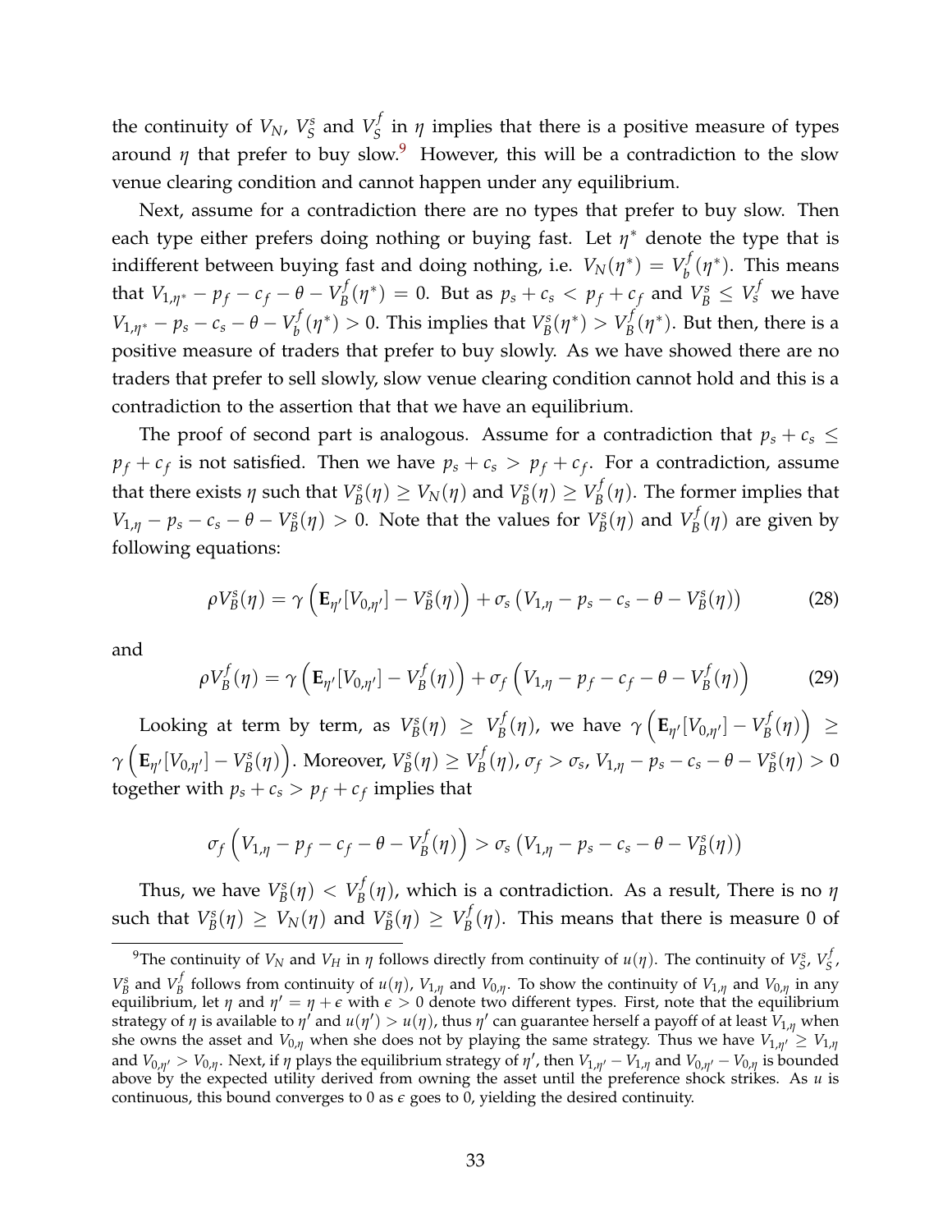the continuity of $V_N$, $V_S^s$ and $V_S^f$ in $\eta$ implies that there is a positive measure of types around $\eta$ that prefer to buy slow.[9] However, this will be a contradiction to the slow venue clearing condition and cannot happen under any equilibrium.

Next, assume for a contradiction there are no types that prefer to buy slow. Then each type either prefers doing nothing or buying fast. Let $\eta^*$ denote the type that is indifferent between buying fast and doing nothing, i.e. $V_N(\eta^*) = V_b^f(\eta^*)$. This means that $V_{1,\eta^*} - p_f - c_f - \theta - V_B^f(\eta^*) = 0$. But as $p_s + c_s < p_f + c_f$ and $V_B^s \leq V_s^f$ we have $V_{1,\eta^*} - p_s - c_s - \theta - V_b^f(\eta^*) > 0$. This implies that $V_B^s(\eta^*) > V_B^f(\eta^*)$. But then, there is a positive measure of traders that prefer to buy slowly. As we have showed there are no traders that prefer to sell slowly, slow venue clearing condition cannot hold and this is a contradiction to the assertion that that we have an equilibrium.

The proof of second part is analogous. Assume for a contradiction that $p_s + c_s \leq p_f + c_f$ is not satisfied. Then we have $p_s + c_s > p_f + c_f$. For a contradiction, assume that there exists $\eta$ such that $V_B^s(\eta) \geq V_N(\eta)$ and $V_B^s(\eta) \geq V_B^f(\eta)$. The former implies that $V_{1,\eta} - p_s - c_s - \theta - V_B^s(\eta) > 0$. Note that the values for $V_B^s(\eta)$ and $V_B^f(\eta)$ are given by following equations:

$$\rho V_B^s(\eta) = \gamma \left( \mathbf{E}_{\eta'}[V_{0,\eta'}] - V_B^s(\eta) \right) + \sigma_s \left( V_{1,\eta} - p_s - c_s - \theta - V_B^s(\eta) \right) \tag{28}$$

and

$$\rho V_B^f(\eta) = \gamma \left( \mathbf{E}_{\eta'}[V_{0,\eta'}] - V_B^f(\eta) \right) + \sigma_f \left( V_{1,\eta} - p_f - c_f - \theta - V_B^f(\eta) \right) \tag{29}$$

Looking at term by term, as $V_B^s(\eta) \geq V_B^f(\eta)$, we have $\gamma \left( \mathbf{E}_{\eta'}[V_{0,\eta'}] - V_B^f(\eta) \right) \geq \gamma \left( \mathbf{E}_{\eta'}[V_{0,\eta'}] - V_B^s(\eta) \right)$. Moreover, $V_B^s(\eta) \geq V_B^f(\eta)$, $\sigma_f > \sigma_s$, $V_{1,\eta} - p_s - c_s - \theta - V_B^s(\eta) > 0$ together with $p_s + c_s > p_f + c_f$ implies that

$$\sigma_f \left( V_{1,\eta} - p_f - c_f - \theta - V_B^f(\eta) \right) > \sigma_s \left( V_{1,\eta} - p_s - c_s - \theta - V_B^s(\eta) \right)$$

Thus, we have $V_B^s(\eta) < V_B^f(\eta)$, which is a contradiction. As a result, There is no $\eta$ such that $V_B^s(\eta) \geq V_N(\eta)$ and $V_B^s(\eta) \geq V_B^f(\eta)$. This means that there is measure 0 of

[9] The continuity of $V_N$ and $V_H$ in $\eta$ follows directly from continuity of $u(\eta)$. The continuity of $V_S^s$, $V_S^f$, $V_B^s$ and $V_B^f$ follows from continuity of $u(\eta)$, $V_{1,\eta}$ and $V_{0,\eta}$. To show the continuity of $V_{1,\eta}$ and $V_{0,\eta}$ in any equilibrium, let $\eta$ and $\eta' = \eta + \epsilon$ with $\epsilon > 0$ denote two different types. First, note that the equilibrium strategy of $\eta$ is available to $\eta'$ and $u(\eta') > u(\eta)$, thus $\eta'$ can guarantee herself a payoff of at least $V_{1,\eta}$ when she owns the asset and $V_{0,\eta}$ when she does not by playing the same strategy. Thus we have $V_{1,\eta'} \geq V_{1,\eta}$ and $V_{0,\eta'} > V_{0,\eta}$. Next, if $\eta$ plays the equilibrium strategy of $\eta'$, then $V_{1,\eta'} - V_{1,\eta}$ and $V_{0,\eta'} - V_{0,\eta}$ is bounded above by the expected utility derived from owning the asset until the preference shock strikes. As $u$ is continuous, this bound converges to 0 as $\epsilon$ goes to 0, yielding the desired continuity.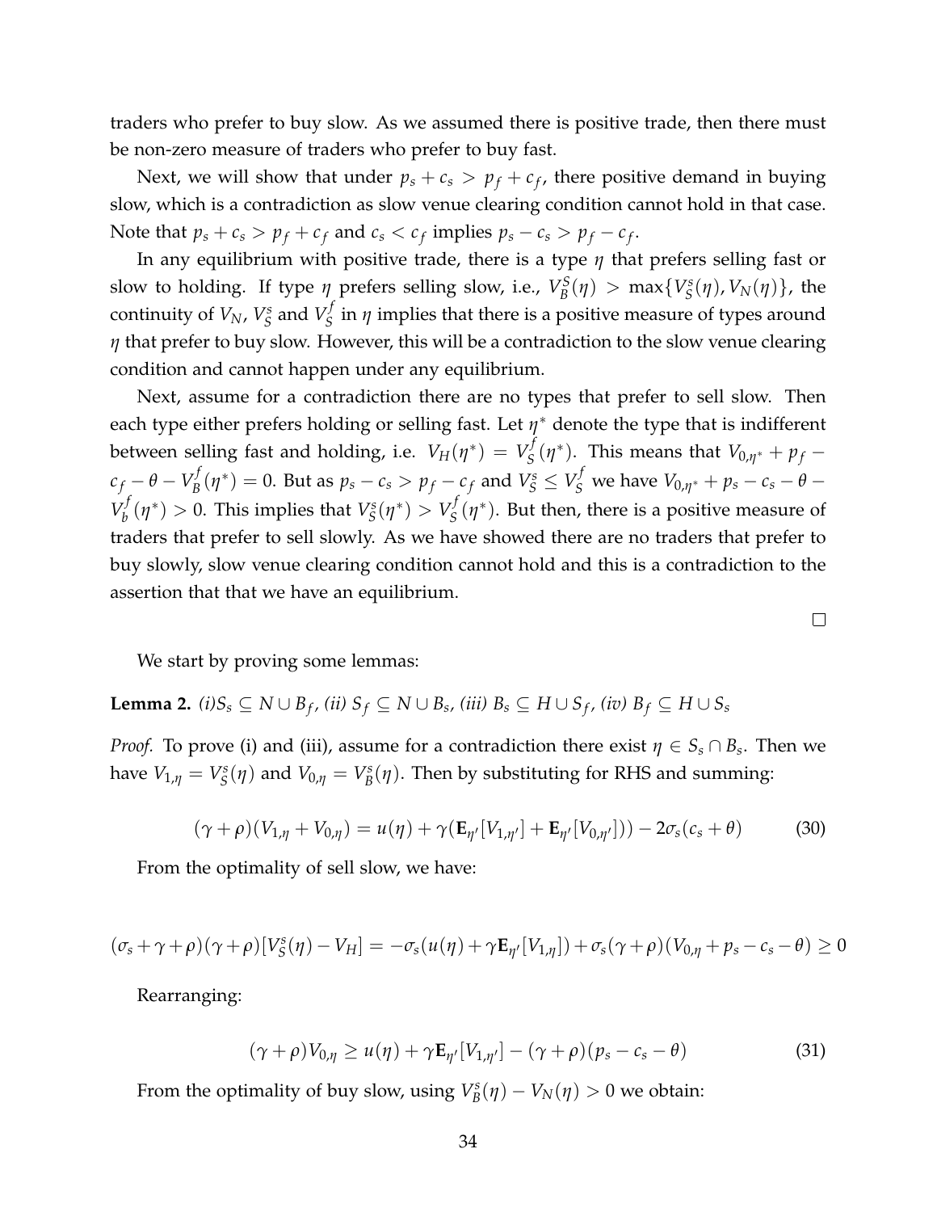traders who prefer to buy slow. As we assumed there is positive trade, then there must be non-zero measure of traders who prefer to buy fast.

Next, we will show that under $p_s + c_s > p_f + c_f$, there positive demand in buying slow, which is a contradiction as slow venue clearing condition cannot hold in that case. Note that $p_s + c_s > p_f + c_f$ and $c_s < c_f$ implies $p_s - c_s > p_f - c_f$.

In any equilibrium with positive trade, there is a type $\eta$ that prefers selling fast or slow to holding. If type $\eta$ prefers selling slow, i.e., $V_B^S(\eta) > \max\{V_S^s(\eta), V_N(\eta)\}$, the continuity of $V_N$, $V_S^s$ and $V_S^f$ in $\eta$ implies that there is a positive measure of types around $\eta$ that prefer to buy slow. However, this will be a contradiction to the slow venue clearing condition and cannot happen under any equilibrium.

Next, assume for a contradiction there are no types that prefer to sell slow. Then each type either prefers holding or selling fast. Let $\eta^*$ denote the type that is indifferent between selling fast and holding, i.e. $V_H(\eta^*) = V_S^f(\eta^*)$. This means that $V_{0,\eta^*} + p_f - c_f - \theta - V_B^f(\eta^*) = 0$. But as $p_s - c_s > p_f - c_f$ and $V_S^s \leq V_S^f$ we have $V_{0,\eta^*} + p_s - c_s - \theta - V_b^f(\eta^*) > 0$. This implies that $V_S^s(\eta^*) > V_S^f(\eta^*)$. But then, there is a positive measure of traders that prefer to sell slowly. As we have showed there are no traders that prefer to buy slowly, slow venue clearing condition cannot hold and this is a contradiction to the assertion that that we have an equilibrium.

□

We start by proving some lemmas:

**Lemma 2.** *(i)$S_s \subseteq N \cup B_f$, (ii) $S_f \subseteq N \cup B_s$, (iii) $B_s \subseteq H \cup S_f$, (iv) $B_f \subseteq H \cup S_s$*

*Proof.* To prove (i) and (iii), assume for a contradiction there exist $\eta \in S_s \cap B_s$. Then we have $V_{1,\eta} = V_S^s(\eta)$ and $V_{0,\eta} = V_B^s(\eta)$. Then by substituting for RHS and summing:

$$(\gamma + \rho)(V_{1,\eta} + V_{0,\eta}) = u(\eta) + \gamma(\mathbf{E}_{\eta'}[V_{1,\eta'}] + \mathbf{E}_{\eta'}[V_{0,\eta'}])) - 2\sigma_s(c_s + \theta) \tag{30}$$

From the optimality of sell slow, we have:

$$(\sigma_s + \gamma + \rho)(\gamma + \rho)[V_S^s(\eta) - V_H] = -\sigma_s(u(\eta) + \gamma \mathbf{E}_{\eta'}[V_{1,\eta}]) + \sigma_s(\gamma + \rho)(V_{0,\eta} + p_s - c_s - \theta) \geq 0$$

Rearranging:

$$(\gamma + \rho)V_{0,\eta} \geq u(\eta) + \gamma \mathbf{E}_{\eta'}[V_{1,\eta'}] - (\gamma + \rho)(p_s - c_s - \theta) \tag{31}$$

From the optimality of buy slow, using $V_B^s(\eta) - V_N(\eta) > 0$ we obtain: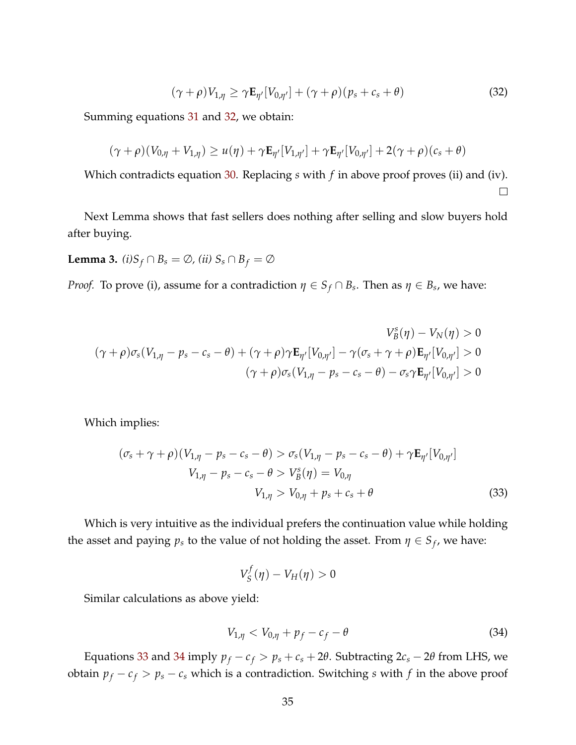$$(\gamma+\rho)V_{1,\eta} \geq \gamma \mathbf{E}_{\eta'}[V_{0,\eta'}] + (\gamma+\rho)(p_s + c_s + \theta) \tag{32}$$

Summing equations 31 and 32, we obtain:

$$(\gamma+\rho)(V_{0,\eta}+V_{1,\eta}) \geq u(\eta) + \gamma \mathbf{E}_{\eta'}[V_{1,\eta'}] + \gamma \mathbf{E}_{\eta'}[V_{0,\eta'}] + 2(\gamma+\rho)(c_s+\theta)$$

Which contradicts equation 30. Replacing $s$ with $f$ in above proof proves (ii) and (iv). □

Next Lemma shows that fast sellers does nothing after selling and slow buyers hold after buying.

**Lemma 3.** *(i)$S_f \cap B_s = \emptyset$, (ii) $S_s \cap B_f = \emptyset$*

*Proof.* To prove (i), assume for a contradiction $\eta \in S_f \cap B_s$. Then as $\eta \in B_s$, we have:

$$\begin{aligned}
V_B^s(\eta) - V_N(\eta) &> 0 \\
(\gamma+\rho)\sigma_s(V_{1,\eta} - p_s - c_s - \theta) + (\gamma+\rho)\gamma \mathbf{E}_{\eta'}[V_{0,\eta'}] - \gamma(\sigma_s+\gamma+\rho)\mathbf{E}_{\eta'}[V_{0,\eta'}] &> 0 \\
(\gamma+\rho)\sigma_s(V_{1,\eta} - p_s - c_s - \theta) - \sigma_s \gamma \mathbf{E}_{\eta'}[V_{0,\eta'}] &> 0
\end{aligned}$$

Which implies:

$$\begin{aligned}
(\sigma_s+\gamma+\rho)(V_{1,\eta} - p_s - c_s - \theta) &> \sigma_s(V_{1,\eta} - p_s - c_s - \theta) + \gamma \mathbf{E}_{\eta'}[V_{0,\eta'}] \\
V_{1,\eta} - p_s - c_s - \theta &> V_B^s(\eta) = V_{0,\eta} \\
V_{1,\eta} &> V_{0,\eta} + p_s + c_s + \theta
\end{aligned} \tag{33}$$

Which is very intuitive as the individual prefers the continuation value while holding the asset and paying $p_s$ to the value of not holding the asset. From $\eta \in S_f$, we have:

$$V_S^f(\eta) - V_H(\eta) > 0$$

Similar calculations as above yield:

$$V_{1,\eta} < V_{0,\eta} + p_f - c_f - \theta \tag{34}$$

Equations 33 and 34 imply $p_f - c_f > p_s + c_s + 2\theta$. Subtracting $2c_s - 2\theta$ from LHS, we obtain $p_f - c_f > p_s - c_s$ which is a contradiction. Switching $s$ with $f$ in the above proof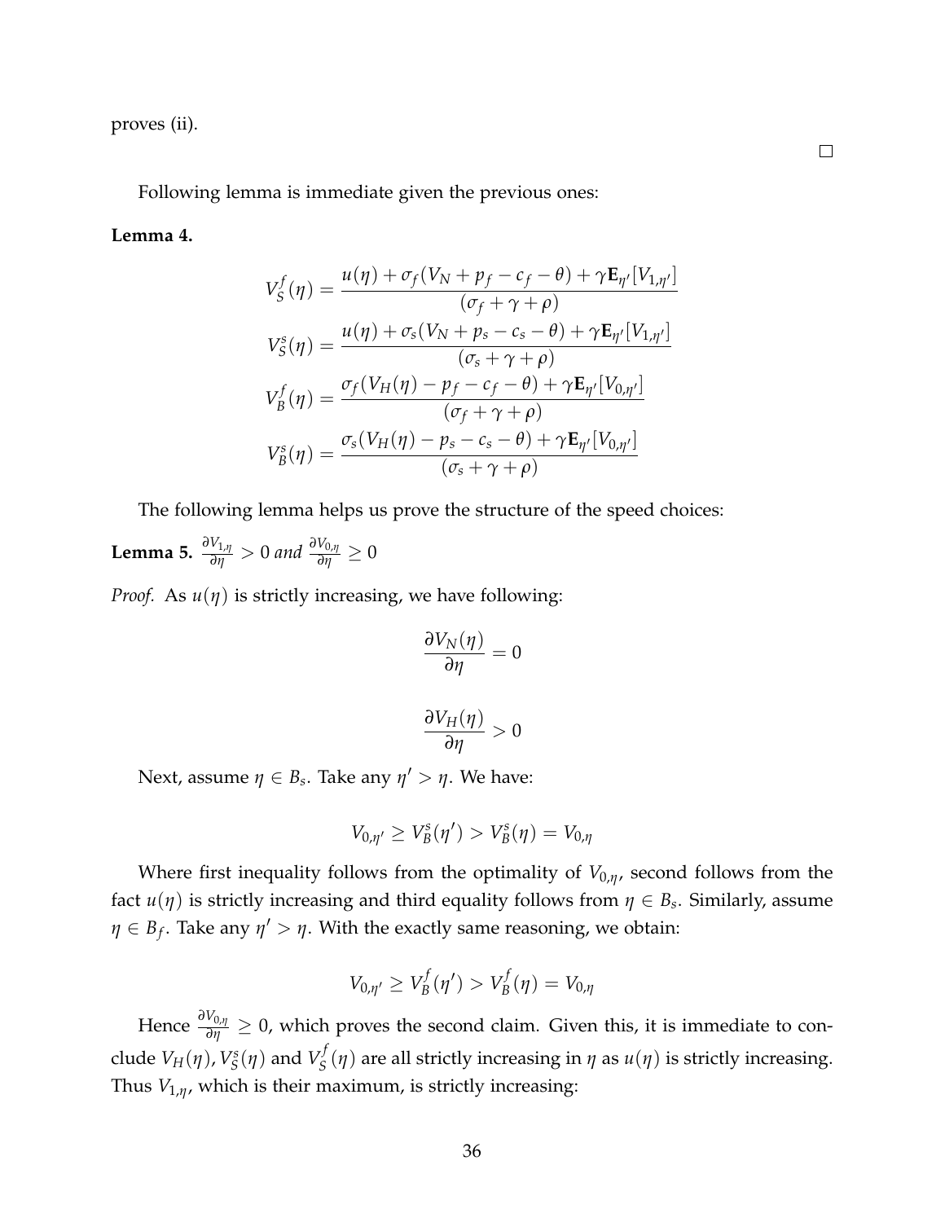proves (ii).

□

Following lemma is immediate given the previous ones:

**Lemma 4.**

$$V_S^f(\eta) = \frac{u(\eta) + \sigma_f(V_N + p_f - c_f - \theta) + \gamma \mathbf{E}_{\eta'}[V_{1,\eta'}]}{(\sigma_f + \gamma + \rho)}$$

$$V_S^s(\eta) = \frac{u(\eta) + \sigma_s(V_N + p_s - c_s - \theta) + \gamma \mathbf{E}_{\eta'}[V_{1,\eta'}]}{(\sigma_s + \gamma + \rho)}$$

$$V_B^f(\eta) = \frac{\sigma_f(V_H(\eta) - p_f - c_f - \theta) + \gamma \mathbf{E}_{\eta'}[V_{0,\eta'}]}{(\sigma_f + \gamma + \rho)}$$

$$V_B^s(\eta) = \frac{\sigma_s(V_H(\eta) - p_s - c_s - \theta) + \gamma \mathbf{E}_{\eta'}[V_{0,\eta'}]}{(\sigma_s + \gamma + \rho)}$$

The following lemma helps us prove the structure of the speed choices:

**Lemma 5.** $\frac{\partial V_{1,\eta}}{\partial \eta} > 0$ *and* $\frac{\partial V_{0,\eta}}{\partial \eta} \geq 0$

*Proof.* As $u(\eta)$ is strictly increasing, we have following:

$$\frac{\partial V_N(\eta)}{\partial \eta} = 0$$

$$\frac{\partial V_H(\eta)}{\partial \eta} > 0$$

Next, assume $\eta \in B_s$. Take any $\eta' > \eta$. We have:

$$V_{0,\eta'} \geq V_B^s(\eta') > V_B^s(\eta) = V_{0,\eta}$$

Where first inequality follows from the optimality of $V_{0,\eta'}$, second follows from the fact $u(\eta)$ is strictly increasing and third equality follows from $\eta \in B_s$. Similarly, assume $\eta \in B_f$. Take any $\eta' > \eta$. With the exactly same reasoning, we obtain:

$$V_{0,\eta'} \geq V_B^f(\eta') > V_B^f(\eta) = V_{0,\eta}$$

Hence $\frac{\partial V_{0,\eta}}{\partial \eta} \geq 0$, which proves the second claim. Given this, it is immediate to conclude $V_H(\eta)$, $V_S^s(\eta)$ and $V_S^f(\eta)$ are all strictly increasing in $\eta$ as $u(\eta)$ is strictly increasing. Thus $V_{1,\eta}$, which is their maximum, is strictly increasing: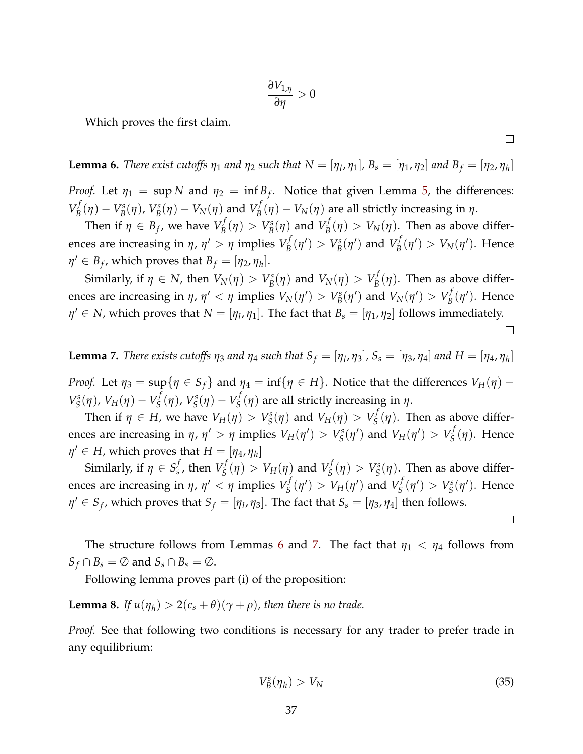$$\frac{\partial V_{1,\eta}}{\partial \eta} > 0$$

Which proves the first claim.

□

**Lemma 6.** *There exist cutoffs $\eta_1$ and $\eta_2$ such that $N = [\eta_l, \eta_1]$, $B_s = [\eta_1, \eta_2]$ and $B_f = [\eta_2, \eta_h]$*

*Proof.* Let $\eta_1 = \sup N$ and $\eta_2 = \inf B_f$. Notice that given Lemma 5, the differences: $V_B^f(\eta) - V_B^s(\eta)$, $V_B^s(\eta) - V_N(\eta)$ and $V_B^f(\eta) - V_N(\eta)$ are all strictly increasing in $\eta$.

Then if $\eta \in B_f$, we have $V_B^f(\eta) > V_B^s(\eta)$ and $V_B^f(\eta) > V_N(\eta)$. Then as above differences are increasing in $\eta$, $\eta' > \eta$ implies $V_B^f(\eta') > V_B^s(\eta')$ and $V_B^f(\eta') > V_N(\eta')$. Hence $\eta' \in B_f$, which proves that $B_f = [\eta_2, \eta_h]$.

Similarly, if $\eta \in N$, then $V_N(\eta) > V_B^s(\eta)$ and $V_N(\eta) > V_B^f(\eta)$. Then as above differences are increasing in $\eta$, $\eta' < \eta$ implies $V_N(\eta') > V_B^s(\eta')$ and $V_N(\eta') > V_B^f(\eta')$. Hence $\eta' \in N$, which proves that $N = [\eta_l, \eta_1]$. The fact that $B_s = [\eta_1, \eta_2]$ follows immediately.

□

**Lemma 7.** *There exists cutoffs $\eta_3$ and $\eta_4$ such that $S_f = [\eta_l, \eta_3]$, $S_s = [\eta_3, \eta_4]$ and $H = [\eta_4, \eta_h]$*

*Proof.* Let $\eta_3 = \sup\{\eta \in S_f\}$ and $\eta_4 = \inf\{\eta \in H\}$. Notice that the differences $V_H(\eta) - V_S^s(\eta)$, $V_H(\eta) - V_S^f(\eta)$, $V_S^s(\eta) - V_S^f(\eta)$ are all strictly increasing in $\eta$.

Then if $\eta \in H$, we have $V_H(\eta) > V_S^s(\eta)$ and $V_H(\eta) > V_S^f(\eta)$. Then as above differences are increasing in $\eta$, $\eta' > \eta$ implies $V_H(\eta') > V_S^s(\eta')$ and $V_H(\eta') > V_S^f(\eta)$. Hence $\eta' \in H$, which proves that $H = [\eta_4, \eta_h]$

Similarly, if $\eta \in S_s^f$, then $V_S^f(\eta) > V_H(\eta)$ and $V_S^f(\eta) > V_S^s(\eta)$. Then as above differences are increasing in $\eta$, $\eta' < \eta$ implies $V_S^f(\eta') > V_H(\eta')$ and $V_S^f(\eta') > V_S^s(\eta')$. Hence $\eta' \in S_f$, which proves that $S_f = [\eta_l, \eta_3]$. The fact that $S_s = [\eta_3, \eta_4]$ then follows.

□

The structure follows from Lemmas 6 and 7. The fact that $\eta_1 < \eta_4$ follows from $S_f \cap B_s = \emptyset$ and $S_s \cap B_s = \emptyset$.

Following lemma proves part (i) of the proposition:

**Lemma 8.** *If $u(\eta_h) > 2(c_s + \theta)(\gamma + \rho)$, then there is no trade.*

*Proof.* See that following two conditions is necessary for any trader to prefer trade in any equilibrium:

$$V_B^s(\eta_h) > V_N \tag{35}$$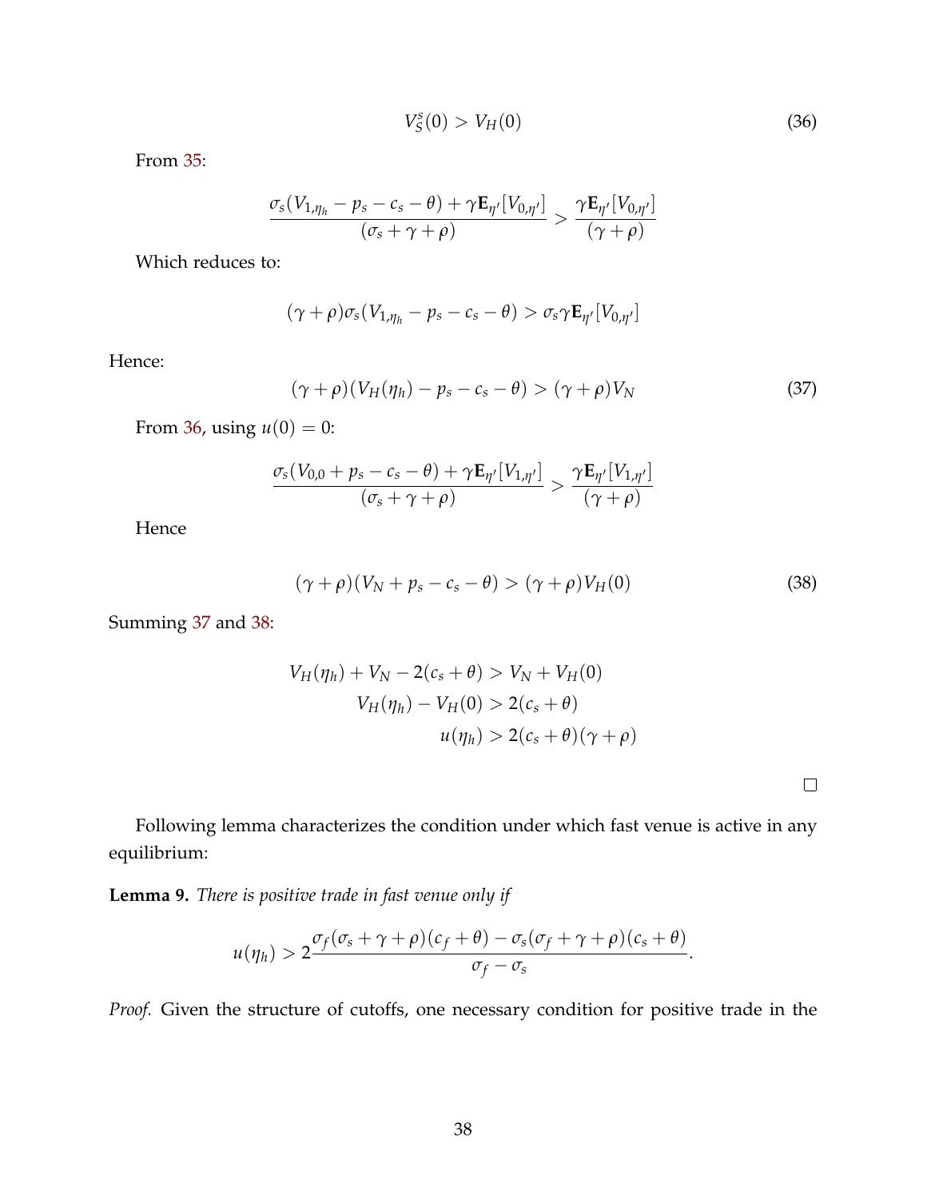$$V_S^s(0) > V_H(0) \tag{36}$$

From 35:

$$\frac{\sigma_s(V_{1,\eta_h} - p_s - c_s - \theta) + \gamma \mathbf{E}_{\eta'}[V_{0,\eta'}]}{(\sigma_s + \gamma + \rho)} > \frac{\gamma \mathbf{E}_{\eta'}[V_{0,\eta'}]}{(\gamma + \rho)}$$

Which reduces to:

$$(\gamma + \rho)\sigma_s(V_{1,\eta_h} - p_s - c_s - \theta) > \sigma_s \gamma \mathbf{E}_{\eta'}[V_{0,\eta'}]$$

Hence:

$$(\gamma + \rho)(V_H(\eta_h) - p_s - c_s - \theta) > (\gamma + \rho)V_N \tag{37}$$

From 36, using $u(0) = 0$:

$$\frac{\sigma_s(V_{0,0} + p_s - c_s - \theta) + \gamma \mathbf{E}_{\eta'}[V_{1,\eta'}]}{(\sigma_s + \gamma + \rho)} > \frac{\gamma \mathbf{E}_{\eta'}[V_{1,\eta'}]}{(\gamma + \rho)}$$

Hence

$$(\gamma + \rho)(V_N + p_s - c_s - \theta) > (\gamma + \rho)V_H(0) \tag{38}$$

Summing 37 and 38:

$$\begin{aligned}
V_H(\eta_h) + V_N - 2(c_s + \theta) &> V_N + V_H(0) \\
V_H(\eta_h) - V_H(0) &> 2(c_s + \theta) \\
u(\eta_h) &> 2(c_s + \theta)(\gamma + \rho)
\end{aligned}$$

□

Following lemma characterizes the condition under which fast venue is active in any equilibrium:

**Lemma 9.** *There is positive trade in fast venue only if*

$$u(\eta_h) > 2\frac{\sigma_f(\sigma_s + \gamma + \rho)(c_f + \theta) - \sigma_s(\sigma_f + \gamma + \rho)(c_s + \theta)}{\sigma_f - \sigma_s}.$$

*Proof.* Given the structure of cutoffs, one necessary condition for positive trade in the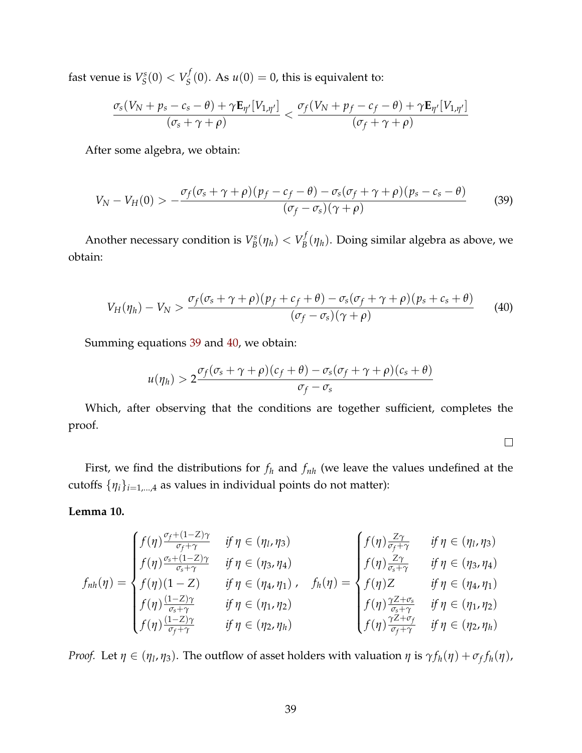fast venue is $V_S^s(0) < V_S^f(0)$. As $u(0) = 0$, this is equivalent to:

$$\frac{\sigma_s(V_N + p_s - c_s - \theta) + \gamma \mathbf{E}_{\eta'}[V_{1,\eta'}]}{(\sigma_s + \gamma + \rho)} < \frac{\sigma_f(V_N + p_f - c_f - \theta) + \gamma \mathbf{E}_{\eta'}[V_{1,\eta'}]}{(\sigma_f + \gamma + \rho)}$$

After some algebra, we obtain:

$$V_N - V_H(0) > -\frac{\sigma_f(\sigma_s + \gamma + \rho)(p_f - c_f - \theta) - \sigma_s(\sigma_f + \gamma + \rho)(p_s - c_s - \theta)}{(\sigma_f - \sigma_s)(\gamma + \rho)} \tag{39}$$

Another necessary condition is $V_B^s(\eta_h) < V_B^f(\eta_h)$. Doing similar algebra as above, we obtain:

$$V_H(\eta_h) - V_N > \frac{\sigma_f(\sigma_s + \gamma + \rho)(p_f + c_f + \theta) - \sigma_s(\sigma_f + \gamma + \rho)(p_s + c_s + \theta)}{(\sigma_f - \sigma_s)(\gamma + \rho)} \tag{40}$$

Summing equations 39 and 40, we obtain:

$$u(\eta_h) > 2\frac{\sigma_f(\sigma_s + \gamma + \rho)(c_f + \theta) - \sigma_s(\sigma_f + \gamma + \rho)(c_s + \theta)}{\sigma_f - \sigma_s}$$

Which, after observing that the conditions are together sufficient, completes the proof.

□

First, we find the distributions for $f_h$ and $f_{nh}$ (we leave the values undefined at the cutoffs $\{\eta_i\}_{i=1,\dots,4}$ as values in individual points do not matter):

**Lemma 10.**

$$f_{nh}(\eta) = \begin{cases} f(\eta)\frac{\sigma_f + (1-Z)\gamma}{\sigma_f + \gamma} & \text{if } \eta \in (\eta_l, \eta_3) \\ f(\eta)\frac{\sigma_s + (1-Z)\gamma}{\sigma_s + \gamma} & \text{if } \eta \in (\eta_3, \eta_4) \\ f(\eta)(1-Z) & \text{if } \eta \in (\eta_4, \eta_1) \\ f(\eta)\frac{(1-Z)\gamma}{\sigma_s + \gamma} & \text{if } \eta \in (\eta_1, \eta_2) \\ f(\eta)\frac{(1-Z)\gamma}{\sigma_f + \gamma} & \text{if } \eta \in (\eta_2, \eta_h) \end{cases}, \quad f_h(\eta) = \begin{cases} f(\eta)\frac{Z\gamma}{\sigma_f + \gamma} & \text{if } \eta \in (\eta_l, \eta_3) \\ f(\eta)\frac{Z\gamma}{\sigma_s + \gamma} & \text{if } \eta \in (\eta_3, \eta_4) \\ f(\eta)Z & \text{if } \eta \in (\eta_4, \eta_1) \\ f(\eta)\frac{\gamma Z + \sigma_s}{\sigma_s + \gamma} & \text{if } \eta \in (\eta_1, \eta_2) \\ f(\eta)\frac{\gamma Z + \sigma_f}{\sigma_f + \gamma} & \text{if } \eta \in (\eta_2, \eta_h) \end{cases}$$

*Proof.* Let $\eta \in (\eta_l, \eta_3)$. The outflow of asset holders with valuation $\eta$ is $\gamma f_h(\eta) + \sigma_f f_h(\eta)$,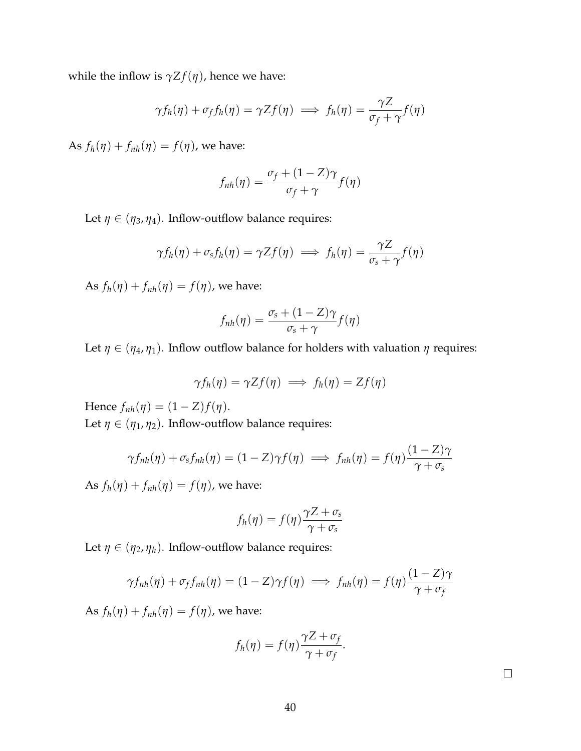while the inflow is $\gamma Z f(\eta)$, hence we have:

$$\gamma f_h(\eta) + \sigma_f f_h(\eta) = \gamma Z f(\eta) \implies f_h(\eta) = \frac{\gamma Z}{\sigma_f + \gamma} f(\eta)$$

As $f_h(\eta) + f_{nh}(\eta) = f(\eta)$, we have:

$$f_{nh}(\eta) = \frac{\sigma_f + (1-Z)\gamma}{\sigma_f + \gamma} f(\eta)$$

Let $\eta \in (\eta_3, \eta_4)$. Inflow-outflow balance requires:

$$\gamma f_h(\eta) + \sigma_s f_h(\eta) = \gamma Z f(\eta) \implies f_h(\eta) = \frac{\gamma Z}{\sigma_s + \gamma} f(\eta)$$

As $f_h(\eta) + f_{nh}(\eta) = f(\eta)$, we have:

$$f_{nh}(\eta) = \frac{\sigma_s + (1-Z)\gamma}{\sigma_s + \gamma} f(\eta)$$

Let $\eta \in (\eta_4, \eta_1)$. Inflow outflow balance for holders with valuation $\eta$ requires:

$$\gamma f_h(\eta) = \gamma Z f(\eta) \implies f_h(\eta) = Z f(\eta)$$

Hence $f_{nh}(\eta) = (1-Z) f(\eta)$.

Let $\eta \in (\eta_1, \eta_2)$. Inflow-outflow balance requires:

$$\gamma f_{nh}(\eta) + \sigma_s f_{nh}(\eta) = (1-Z)\gamma f(\eta) \implies f_{nh}(\eta) = f(\eta) \frac{(1-Z)\gamma}{\gamma + \sigma_s}$$

As $f_h(\eta) + f_{nh}(\eta) = f(\eta)$, we have:

$$f_h(\eta) = f(\eta) \frac{\gamma Z + \sigma_s}{\gamma + \sigma_s}$$

Let $\eta \in (\eta_2, \eta_h)$. Inflow-outflow balance requires:

$$\gamma f_{nh}(\eta) + \sigma_f f_{nh}(\eta) = (1-Z)\gamma f(\eta) \implies f_{nh}(\eta) = f(\eta) \frac{(1-Z)\gamma}{\gamma + \sigma_f}$$

As $f_h(\eta) + f_{nh}(\eta) = f(\eta)$, we have:

$$f_h(\eta) = f(\eta) \frac{\gamma Z + \sigma_f}{\gamma + \sigma_f}.$$

□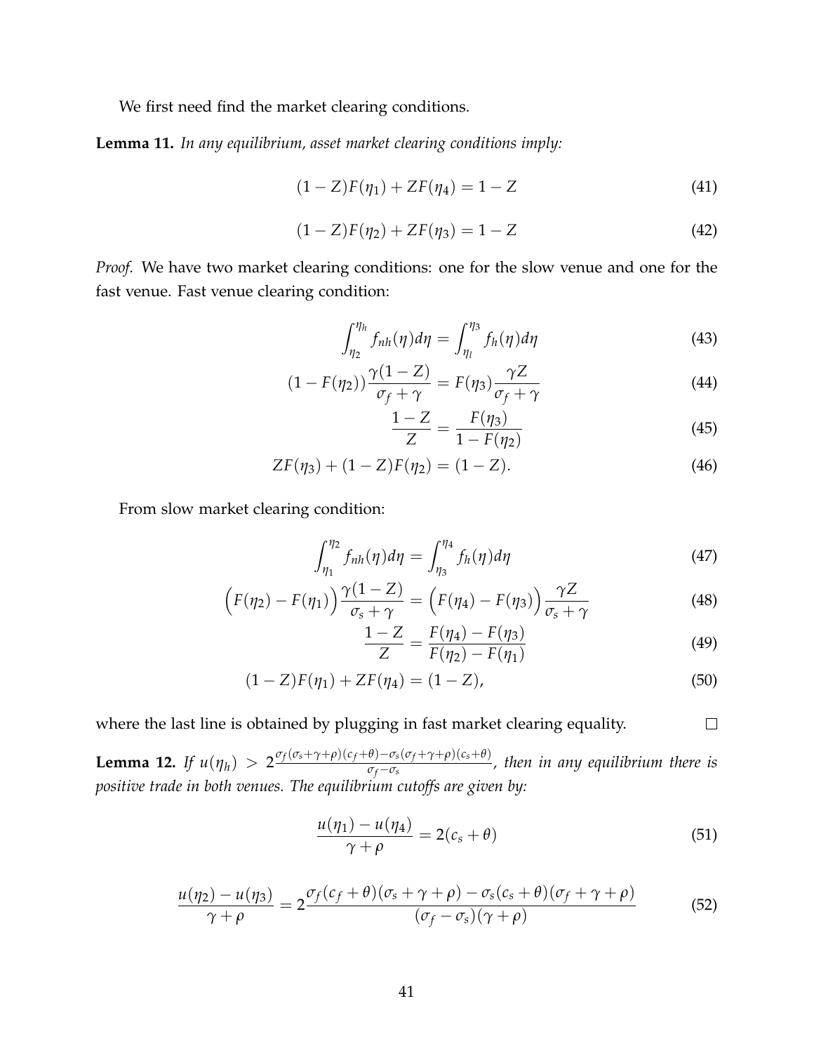We first need find the market clearing conditions.

**Lemma 11.** *In any equilibrium, asset market clearing conditions imply:*

$$(1-Z)F(\eta_1) + ZF(\eta_4) = 1 - Z \tag{41}$$

$$(1-Z)F(\eta_2) + ZF(\eta_3) = 1 - Z \tag{42}$$

*Proof.* We have two market clearing conditions: one for the slow venue and one for the fast venue. Fast venue clearing condition:

$$\int_{\eta_2}^{\eta_h} f_{nh}(\eta)d\eta = \int_{\eta_l}^{\eta_3} f_h(\eta)d\eta \tag{43}$$

$$(1 - F(\eta_2))\frac{\gamma(1-Z)}{\sigma_f + \gamma} = F(\eta_3)\frac{\gamma Z}{\sigma_f + \gamma} \tag{44}$$

$$\frac{1-Z}{Z} = \frac{F(\eta_3)}{1 - F(\eta_2)} \tag{45}$$

$$ZF(\eta_3) + (1-Z)F(\eta_2) = (1-Z). \tag{46}$$

From slow market clearing condition:

$$\int_{\eta_1}^{\eta_2} f_{nh}(\eta)d\eta = \int_{\eta_3}^{\eta_4} f_h(\eta)d\eta \tag{47}$$

$$\Big(F(\eta_2) - F(\eta_1)\Big)\frac{\gamma(1-Z)}{\sigma_s + \gamma} = \Big(F(\eta_4) - F(\eta_3)\Big)\frac{\gamma Z}{\sigma_s + \gamma} \tag{48}$$

$$\frac{1-Z}{Z} = \frac{F(\eta_4) - F(\eta_3)}{F(\eta_2) - F(\eta_1)} \tag{49}$$

$$(1-Z)F(\eta_1) + ZF(\eta_4) = (1-Z), \tag{50}$$

where the last line is obtained by plugging in fast market clearing equality. □

**Lemma 12.** *If $u(\eta_h) > 2\frac{\sigma_f(\sigma_s+\gamma+\rho)(c_f+\theta)-\sigma_s(\sigma_f+\gamma+\rho)(c_s+\theta)}{\sigma_f-\sigma_s}$, then in any equilibrium there is positive trade in both venues. The equilibrium cutoffs are given by:*

$$\frac{u(\eta_1) - u(\eta_4)}{\gamma + \rho} = 2(c_s + \theta) \tag{51}$$

$$\frac{u(\eta_2) - u(\eta_3)}{\gamma + \rho} = 2\frac{\sigma_f(c_f + \theta)(\sigma_s + \gamma + \rho) - \sigma_s(c_s + \theta)(\sigma_f + \gamma + \rho)}{(\sigma_f - \sigma_s)(\gamma + \rho)} \tag{52}$$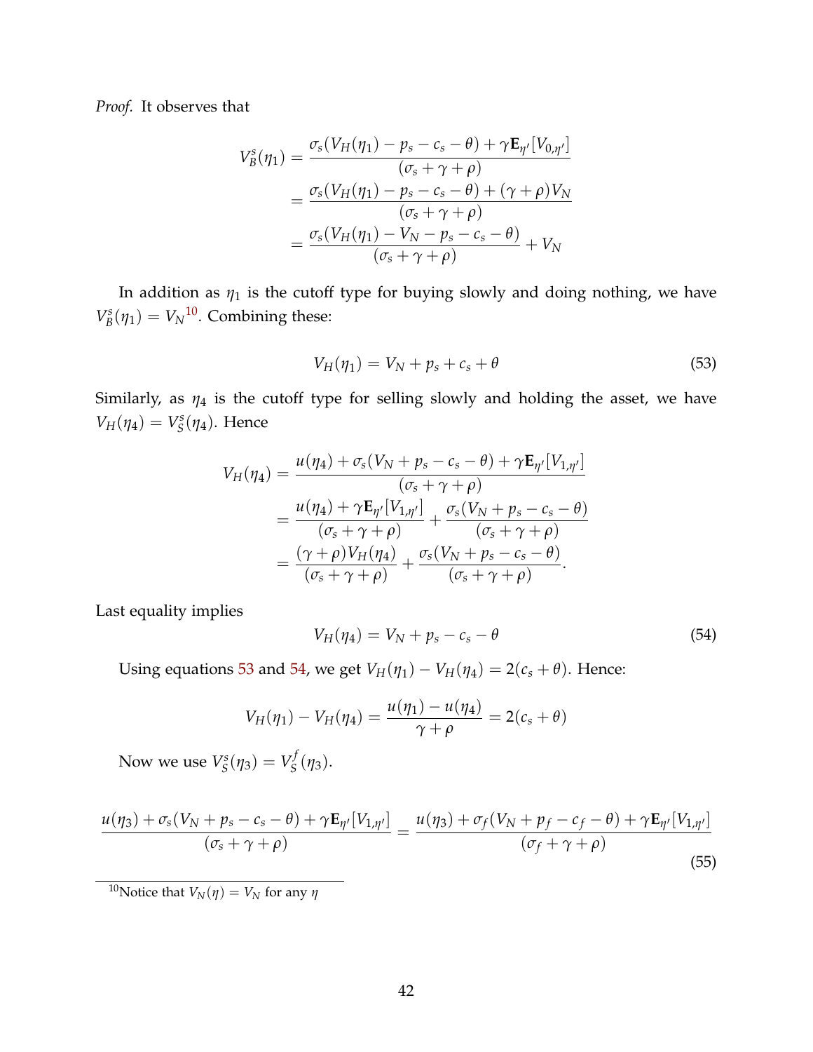*Proof.* It observes that

$$
\begin{aligned}
V_B^s(\eta_1) &= \frac{\sigma_s(V_H(\eta_1) - p_s - c_s - \theta) + \gamma \mathbf{E}_{\eta'}[V_{0,\eta'}]}{(\sigma_s + \gamma + \rho)} \\
&= \frac{\sigma_s(V_H(\eta_1) - p_s - c_s - \theta) + (\gamma + \rho)V_N}{(\sigma_s + \gamma + \rho)} \\
&= \frac{\sigma_s(V_H(\eta_1) - V_N - p_s - c_s - \theta)}{(\sigma_s + \gamma + \rho)} + V_N
\end{aligned}
$$

In addition as $\eta_1$ is the cutoff type for buying slowly and doing nothing, we have $V_B^s(\eta_1) = V_N$[10]. Combining these:

$$
V_H(\eta_1) = V_N + p_s + c_s + \theta \tag{53}
$$

Similarly, as $\eta_4$ is the cutoff type for selling slowly and holding the asset, we have $V_H(\eta_4) = V_S^s(\eta_4)$. Hence

$$
\begin{aligned}
V_H(\eta_4) &= \frac{u(\eta_4) + \sigma_s(V_N + p_s - c_s - \theta) + \gamma \mathbf{E}_{\eta'}[V_{1,\eta'}]}{(\sigma_s + \gamma + \rho)} \\
&= \frac{u(\eta_4) + \gamma \mathbf{E}_{\eta'}[V_{1,\eta'}]}{(\sigma_s + \gamma + \rho)} + \frac{\sigma_s(V_N + p_s - c_s - \theta)}{(\sigma_s + \gamma + \rho)} \\
&= \frac{(\gamma + \rho)V_H(\eta_4)}{(\sigma_s + \gamma + \rho)} + \frac{\sigma_s(V_N + p_s - c_s - \theta)}{(\sigma_s + \gamma + \rho)}.
\end{aligned}
$$

Last equality implies

$$
V_H(\eta_4) = V_N + p_s - c_s - \theta \tag{54}
$$

Using equations 53 and 54, we get $V_H(\eta_1) - V_H(\eta_4) = 2(c_s + \theta)$. Hence:

$$
V_H(\eta_1) - V_H(\eta_4) = \frac{u(\eta_1) - u(\eta_4)}{\gamma + \rho} = 2(c_s + \theta)
$$

Now we use $V_S^s(\eta_3) = V_S^f(\eta_3)$.

$$
\frac{u(\eta_3) + \sigma_s(V_N + p_s - c_s - \theta) + \gamma \mathbf{E}_{\eta'}[V_{1,\eta'}]}{(\sigma_s + \gamma + \rho)} = \frac{u(\eta_3) + \sigma_f(V_N + p_f - c_f - \theta) + \gamma \mathbf{E}_{\eta'}[V_{1,\eta'}]}{(\sigma_f + \gamma + \rho)} \tag{55}
$$

[10] Notice that $V_N(\eta) = V_N$ for any $\eta$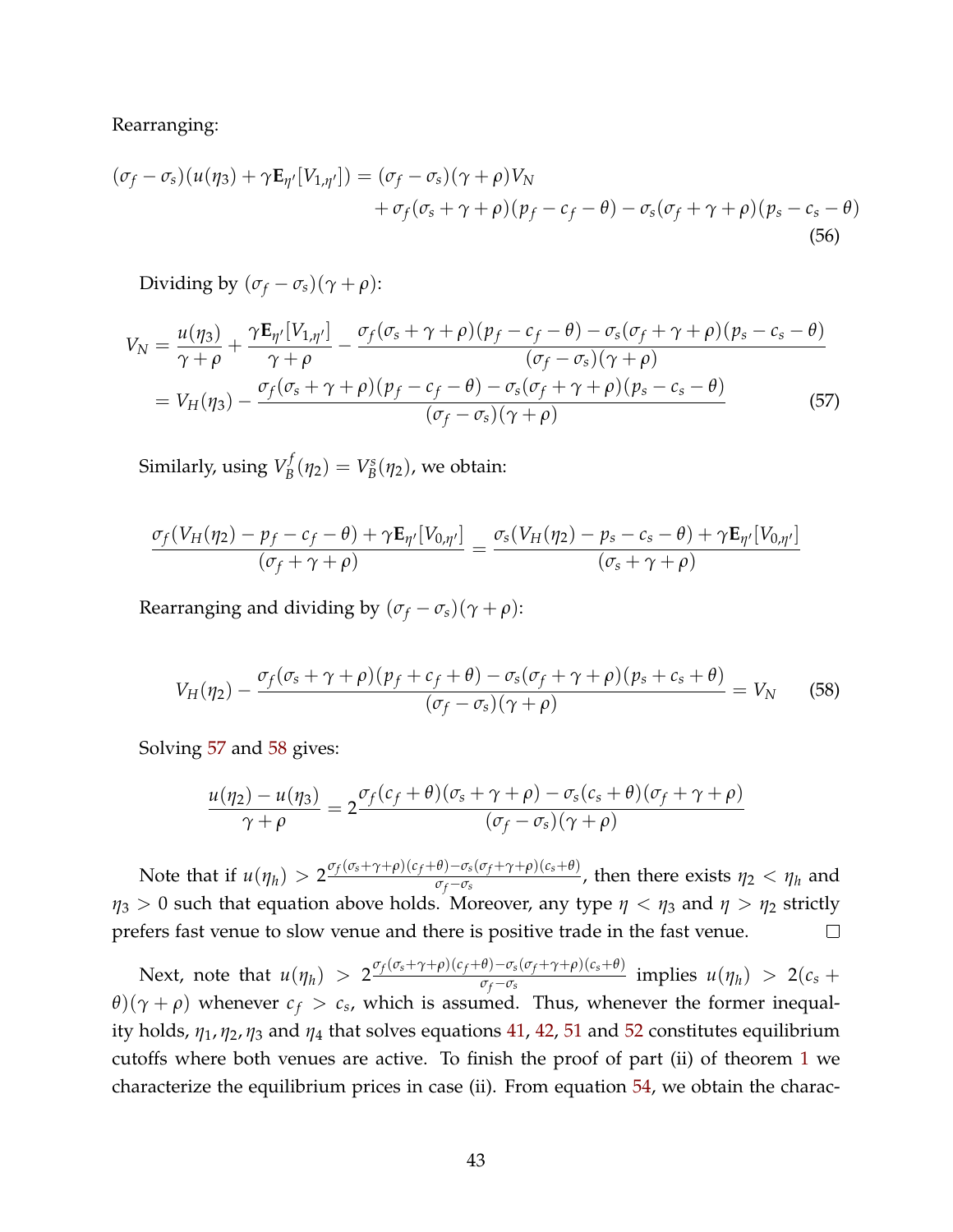Rearranging:

$$
\begin{aligned}
(\sigma_f - \sigma_s)(u(\eta_3) + \gamma \mathbf{E}_{\eta'}[V_{1,\eta'}]) = (\sigma_f - \sigma_s)(\gamma + \rho)V_N \\
+ \sigma_f(\sigma_s + \gamma + \rho)(p_f - c_f - \theta) - \sigma_s(\sigma_f + \gamma + \rho)(p_s - c_s - \theta)
\end{aligned}
\tag{56}
$$

Dividing by $(\sigma_f - \sigma_s)(\gamma + \rho)$:

$$
\begin{aligned}
V_N &= \frac{u(\eta_3)}{\gamma + \rho} + \frac{\gamma \mathbf{E}_{\eta'}[V_{1,\eta'}]}{\gamma + \rho} - \frac{\sigma_f(\sigma_s + \gamma + \rho)(p_f - c_f - \theta) - \sigma_s(\sigma_f + \gamma + \rho)(p_s - c_s - \theta)}{(\sigma_f - \sigma_s)(\gamma + \rho)} \\
&= V_H(\eta_3) - \frac{\sigma_f(\sigma_s + \gamma + \rho)(p_f - c_f - \theta) - \sigma_s(\sigma_f + \gamma + \rho)(p_s - c_s - \theta)}{(\sigma_f - \sigma_s)(\gamma + \rho)}
\end{aligned}
\tag{57}
$$

Similarly, using $V_B^f(\eta_2) = V_B^s(\eta_2)$, we obtain:

$$
\frac{\sigma_f(V_H(\eta_2) - p_f - c_f - \theta) + \gamma \mathbf{E}_{\eta'}[V_{0,\eta'}]}{(\sigma_f + \gamma + \rho)} = \frac{\sigma_s(V_H(\eta_2) - p_s - c_s - \theta) + \gamma \mathbf{E}_{\eta'}[V_{0,\eta'}]}{(\sigma_s + \gamma + \rho)}
$$

Rearranging and dividing by $(\sigma_f - \sigma_s)(\gamma + \rho)$:

$$
V_H(\eta_2) - \frac{\sigma_f(\sigma_s + \gamma + \rho)(p_f + c_f + \theta) - \sigma_s(\sigma_f + \gamma + \rho)(p_s + c_s + \theta)}{(\sigma_f - \sigma_s)(\gamma + \rho)} = V_N \tag{58}
$$

Solving 57 and 58 gives:

$$
\frac{u(\eta_2) - u(\eta_3)}{\gamma + \rho} = 2\frac{\sigma_f(c_f + \theta)(\sigma_s + \gamma + \rho) - \sigma_s(c_s + \theta)(\sigma_f + \gamma + \rho)}{(\sigma_f - \sigma_s)(\gamma + \rho)}
$$

Note that if $u(\eta_h) > 2\frac{\sigma_f(\sigma_s+\gamma+\rho)(c_f+\theta) - \sigma_s(\sigma_f+\gamma+\rho)(c_s+\theta)}{\sigma_f - \sigma_s}$, then there exists $\eta_2 < \eta_h$ and $\eta_3 > 0$ such that equation above holds. Moreover, any type $\eta < \eta_3$ and $\eta > \eta_2$ strictly prefers fast venue to slow venue and there is positive trade in the fast venue. □

Next, note that $u(\eta_h) > 2\frac{\sigma_f(\sigma_s+\gamma+\rho)(c_f+\theta) - \sigma_s(\sigma_f+\gamma+\rho)(c_s+\theta)}{\sigma_f - \sigma_s}$ implies $u(\eta_h) > 2(c_s + \theta)(\gamma + \rho)$ whenever $c_f > c_s$, which is assumed. Thus, whenever the former inequality holds, $\eta_1, \eta_2, \eta_3$ and $\eta_4$ that solves equations 41, 42, 51 and 52 constitutes equilibrium cutoffs where both venues are active. To finish the proof of part (ii) of theorem 1 we characterize the equilibrium prices in case (ii). From equation 54, we obtain the charac-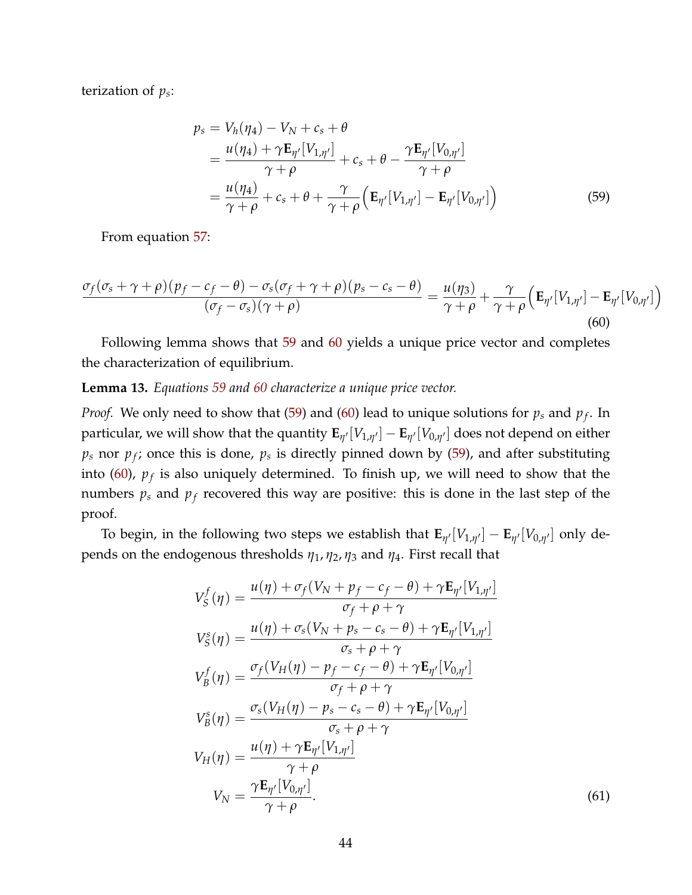terization of $p_s$:

$$
\begin{aligned}
p_s &= V_h(\eta_4) - V_N + c_s + \theta \\
&= \frac{u(\eta_4) + \gamma \mathbf{E}_{\eta'}[V_{1,\eta'}]}{\gamma + \rho} + c_s + \theta - \frac{\gamma \mathbf{E}_{\eta'}[V_{0,\eta'}]}{\gamma + \rho} \\
&= \frac{u(\eta_4)}{\gamma + \rho} + c_s + \theta + \frac{\gamma}{\gamma + \rho}\Big(\mathbf{E}_{\eta'}[V_{1,\eta'}] - \mathbf{E}_{\eta'}[V_{0,\eta'}]\Big)
\end{aligned} \tag{59}
$$

From equation 57:

$$
\frac{\sigma_f(\sigma_s + \gamma + \rho)(p_f - c_f - \theta) - \sigma_s(\sigma_f + \gamma + \rho)(p_s - c_s - \theta)}{(\sigma_f - \sigma_s)(\gamma + \rho)} = \frac{u(\eta_3)}{\gamma + \rho} + \frac{\gamma}{\gamma + \rho}\Big(\mathbf{E}_{\eta'}[V_{1,\eta'}] - \mathbf{E}_{\eta'}[V_{0,\eta'}]\Big) \tag{60}
$$

Following lemma shows that 59 and 60 yields a unique price vector and completes the characterization of equilibrium.

**Lemma 13.** *Equations 59 and 60 characterize a unique price vector.*

*Proof.* We only need to show that (59) and (60) lead to unique solutions for $p_s$ and $p_f$. In particular, we will show that the quantity $\mathbf{E}_{\eta'}[V_{1,\eta'}] - \mathbf{E}_{\eta'}[V_{0,\eta'}]$ does not depend on either $p_s$ nor $p_f$; once this is done, $p_s$ is directly pinned down by (59), and after substituting into (60), $p_f$ is also uniquely determined. To finish up, we will need to show that the numbers $p_s$ and $p_f$ recovered this way are positive: this is done in the last step of the proof.

To begin, in the following two steps we establish that $\mathbf{E}_{\eta'}[V_{1,\eta'}] - \mathbf{E}_{\eta'}[V_{0,\eta'}]$ only depends on the endogenous thresholds $\eta_1, \eta_2, \eta_3$ and $\eta_4$. First recall that

$$
\begin{aligned}
V_S^f(\eta) &= \frac{u(\eta) + \sigma_f(V_N + p_f - c_f - \theta) + \gamma \mathbf{E}_{\eta'}[V_{1,\eta'}]}{\sigma_f + \rho + \gamma} \\
V_S^s(\eta) &= \frac{u(\eta) + \sigma_s(V_N + p_s - c_s - \theta) + \gamma \mathbf{E}_{\eta'}[V_{1,\eta'}]}{\sigma_s + \rho + \gamma} \\
V_B^f(\eta) &= \frac{\sigma_f(V_H(\eta) - p_f - c_f - \theta) + \gamma \mathbf{E}_{\eta'}[V_{0,\eta'}]}{\sigma_f + \rho + \gamma} \\
V_B^s(\eta) &= \frac{\sigma_s(V_H(\eta) - p_s - c_s - \theta) + \gamma \mathbf{E}_{\eta'}[V_{0,\eta'}]}{\sigma_s + \rho + \gamma} \\
V_H(\eta) &= \frac{u(\eta) + \gamma \mathbf{E}_{\eta'}[V_{1,\eta'}]}{\gamma + \rho} \\
V_N &= \frac{\gamma \mathbf{E}_{\eta'}[V_{0,\eta'}]}{\gamma + \rho}.
\end{aligned} \tag{61}
$$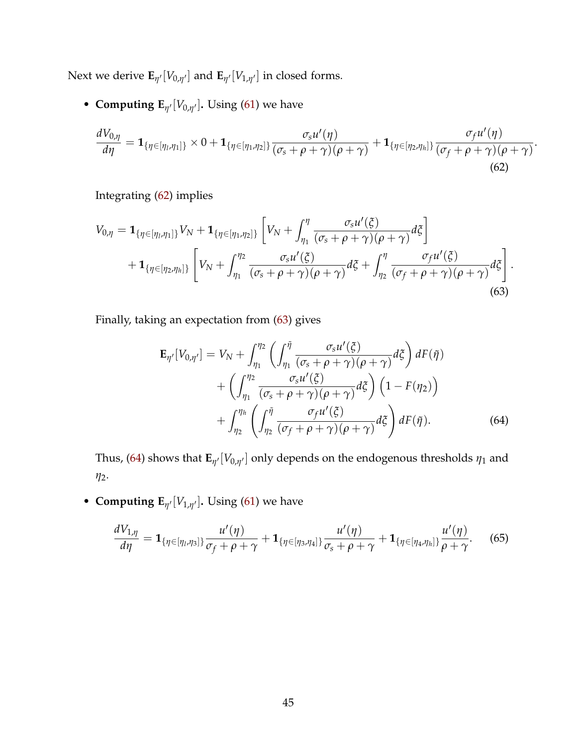Next we derive $\mathbf{E}_{\eta'}[V_{0,\eta'}]$ and $\mathbf{E}_{\eta'}[V_{1,\eta'}]$ in closed forms.

- **Computing $\mathbf{E}_{\eta'}[V_{0,\eta'}]$.** Using (61) we have

$$\frac{dV_{0,\eta}}{d\eta} = \mathbf{1}_{\{\eta\in[\eta_l,\eta_1]\}} \times 0 + \mathbf{1}_{\{\eta\in[\eta_1,\eta_2]\}} \frac{\sigma_s u'(\eta)}{(\sigma_s+\rho+\gamma)(\rho+\gamma)} + \mathbf{1}_{\{\eta\in[\eta_2,\eta_h]\}} \frac{\sigma_f u'(\eta)}{(\sigma_f+\rho+\gamma)(\rho+\gamma)}. \tag{62}$$

  Integrating (62) implies

$$\begin{aligned} V_{0,\eta} = {} & \mathbf{1}_{\{\eta\in[\eta_l,\eta_1]\}} V_N + \mathbf{1}_{\{\eta\in[\eta_1,\eta_2]\}} \left[ V_N + \int_{\eta_1}^{\eta} \frac{\sigma_s u'(\xi)}{(\sigma_s+\rho+\gamma)(\rho+\gamma)} d\xi \right] \\ & + \mathbf{1}_{\{\eta\in[\eta_2,\eta_h]\}} \left[ V_N + \int_{\eta_1}^{\eta_2} \frac{\sigma_s u'(\xi)}{(\sigma_s+\rho+\gamma)(\rho+\gamma)} d\xi + \int_{\eta_2}^{\eta} \frac{\sigma_f u'(\xi)}{(\sigma_f+\rho+\gamma)(\rho+\gamma)} d\xi \right]. \end{aligned} \tag{63}$$

  Finally, taking an expectation from (63) gives

$$\begin{aligned} \mathbf{E}_{\eta'}[V_{0,\eta'}] = {} & V_N + \int_{\eta_1}^{\eta_2} \left( \int_{\eta_1}^{\tilde{\eta}} \frac{\sigma_s u'(\xi)}{(\sigma_s+\rho+\gamma)(\rho+\gamma)} d\xi \right) dF(\tilde{\eta}) \\ & + \left( \int_{\eta_1}^{\eta_2} \frac{\sigma_s u'(\xi)}{(\sigma_s+\rho+\gamma)(\rho+\gamma)} d\xi \right) \Big( 1 - F(\eta_2) \Big) \\ & + \int_{\eta_2}^{\eta_h} \left( \int_{\eta_2}^{\tilde{\eta}} \frac{\sigma_f u'(\xi)}{(\sigma_f+\rho+\gamma)(\rho+\gamma)} d\xi \right) dF(\tilde{\eta}). \end{aligned} \tag{64}$$

  Thus, (64) shows that $\mathbf{E}_{\eta'}[V_{0,\eta'}]$ only depends on the endogenous thresholds $\eta_1$ and $\eta_2$.

- **Computing $\mathbf{E}_{\eta'}[V_{1,\eta'}]$.** Using (61) we have

$$\frac{dV_{1,\eta}}{d\eta} = \mathbf{1}_{\{\eta\in[\eta_l,\eta_3]\}} \frac{u'(\eta)}{\sigma_f+\rho+\gamma} + \mathbf{1}_{\{\eta\in[\eta_3,\eta_4]\}} \frac{u'(\eta)}{\sigma_s+\rho+\gamma} + \mathbf{1}_{\{\eta\in[\eta_4,\eta_h]\}} \frac{u'(\eta)}{\rho+\gamma}. \tag{65}$$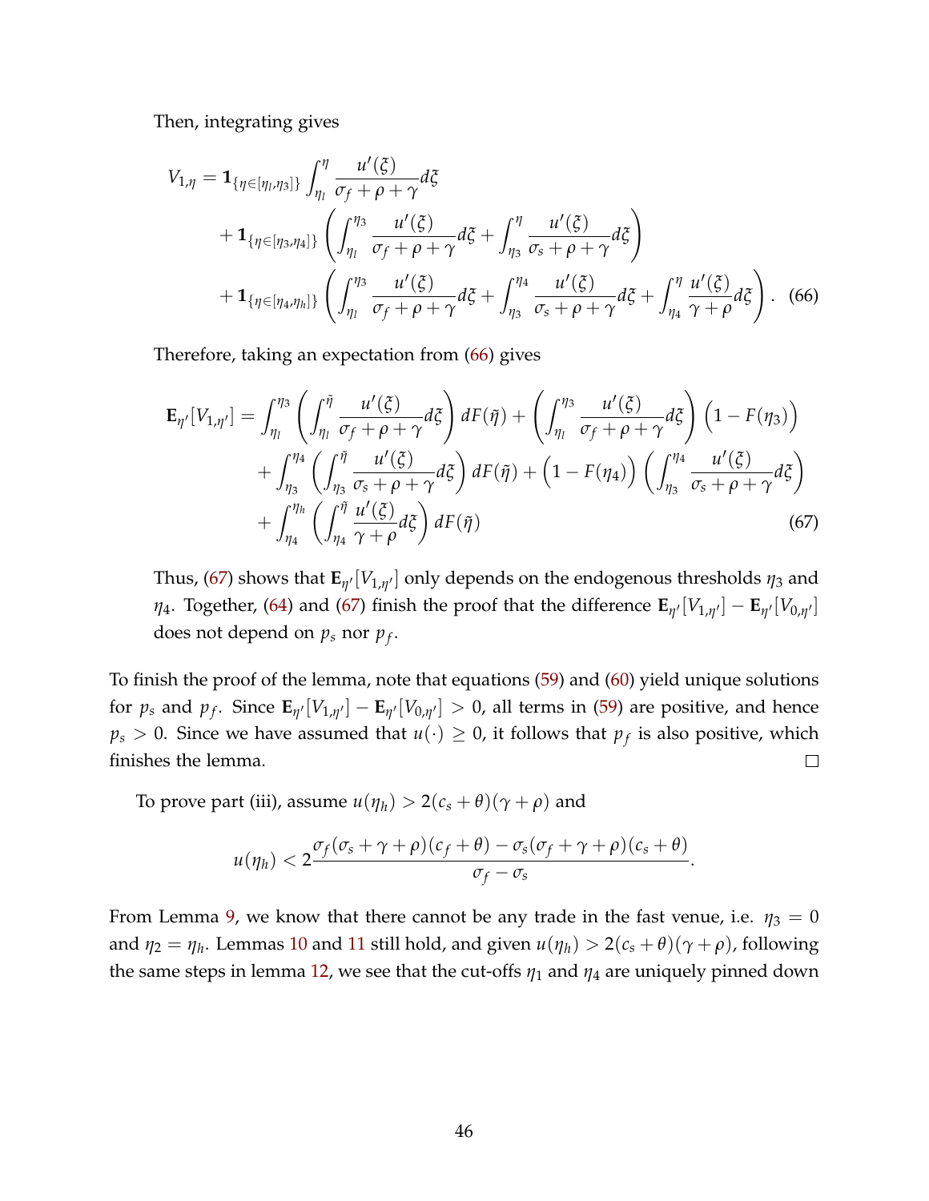Then, integrating gives

$$
\begin{aligned}
V_{1,\eta} = &\mathbf{1}_{\{\eta \in [\eta_l, \eta_3]\}} \int_{\eta_l}^{\eta} \frac{u'(\xi)}{\sigma_f + \rho + \gamma} d\xi \\
&+ \mathbf{1}_{\{\eta \in [\eta_3, \eta_4]\}} \left( \int_{\eta_l}^{\eta_3} \frac{u'(\xi)}{\sigma_f + \rho + \gamma} d\xi + \int_{\eta_3}^{\eta} \frac{u'(\xi)}{\sigma_s + \rho + \gamma} d\xi \right) \\
&+ \mathbf{1}_{\{\eta \in [\eta_4, \eta_h]\}} \left( \int_{\eta_l}^{\eta_3} \frac{u'(\xi)}{\sigma_f + \rho + \gamma} d\xi + \int_{\eta_3}^{\eta_4} \frac{u'(\xi)}{\sigma_s + \rho + \gamma} d\xi + \int_{\eta_4}^{\eta} \frac{u'(\xi)}{\gamma + \rho} d\xi \right). \quad (66)
\end{aligned}
$$

Therefore, taking an expectation from (66) gives

$$
\begin{aligned}
\mathbf{E}_{\eta'}[V_{1,\eta'}] = &\int_{\eta_l}^{\eta_3} \left( \int_{\eta_l}^{\tilde{\eta}} \frac{u'(\xi)}{\sigma_f + \rho + \gamma} d\xi \right) dF(\tilde{\eta}) + \left( \int_{\eta_l}^{\eta_3} \frac{u'(\xi)}{\sigma_f + \rho + \gamma} d\xi \right) \Big(1 - F(\eta_3)\Big) \\
&+ \int_{\eta_3}^{\eta_4} \left( \int_{\eta_3}^{\tilde{\eta}} \frac{u'(\xi)}{\sigma_s + \rho + \gamma} d\xi \right) dF(\tilde{\eta}) + \Big(1 - F(\eta_4)\Big) \left( \int_{\eta_3}^{\eta_4} \frac{u'(\xi)}{\sigma_s + \rho + \gamma} d\xi \right) \\
&+ \int_{\eta_4}^{\eta_h} \left( \int_{\eta_4}^{\tilde{\eta}} \frac{u'(\xi)}{\gamma + \rho} d\xi \right) dF(\tilde{\eta}) \qquad (67)
\end{aligned}
$$

Thus, (67) shows that $\mathbf{E}_{\eta'}[V_{1,\eta'}]$ only depends on the endogenous thresholds $\eta_3$ and $\eta_4$. Together, (64) and (67) finish the proof that the difference $\mathbf{E}_{\eta'}[V_{1,\eta'}] - \mathbf{E}_{\eta'}[V_{0,\eta'}]$ does not depend on $p_s$ nor $p_f$.

To finish the proof of the lemma, note that equations (59) and (60) yield unique solutions for $p_s$ and $p_f$. Since $\mathbf{E}_{\eta'}[V_{1,\eta'}] - \mathbf{E}_{\eta'}[V_{0,\eta'}] > 0$, all terms in (59) are positive, and hence $p_s > 0$. Since we have assumed that $u(\cdot) \geq 0$, it follows that $p_f$ is also positive, which finishes the lemma. ☐

To prove part (iii), assume $u(\eta_h) > 2(c_s + \theta)(\gamma + \rho)$ and

$$
u(\eta_h) < 2 \frac{\sigma_f(\sigma_s + \gamma + \rho)(c_f + \theta) - \sigma_s(\sigma_f + \gamma + \rho)(c_s + \theta)}{\sigma_f - \sigma_s}.
$$

From Lemma 9, we know that there cannot be any trade in the fast venue, i.e. $\eta_3 = 0$ and $\eta_2 = \eta_h$. Lemmas 10 and 11 still hold, and given $u(\eta_h) > 2(c_s + \theta)(\gamma + \rho)$, following the same steps in lemma 12, we see that the cut-offs $\eta_1$ and $\eta_4$ are uniquely pinned down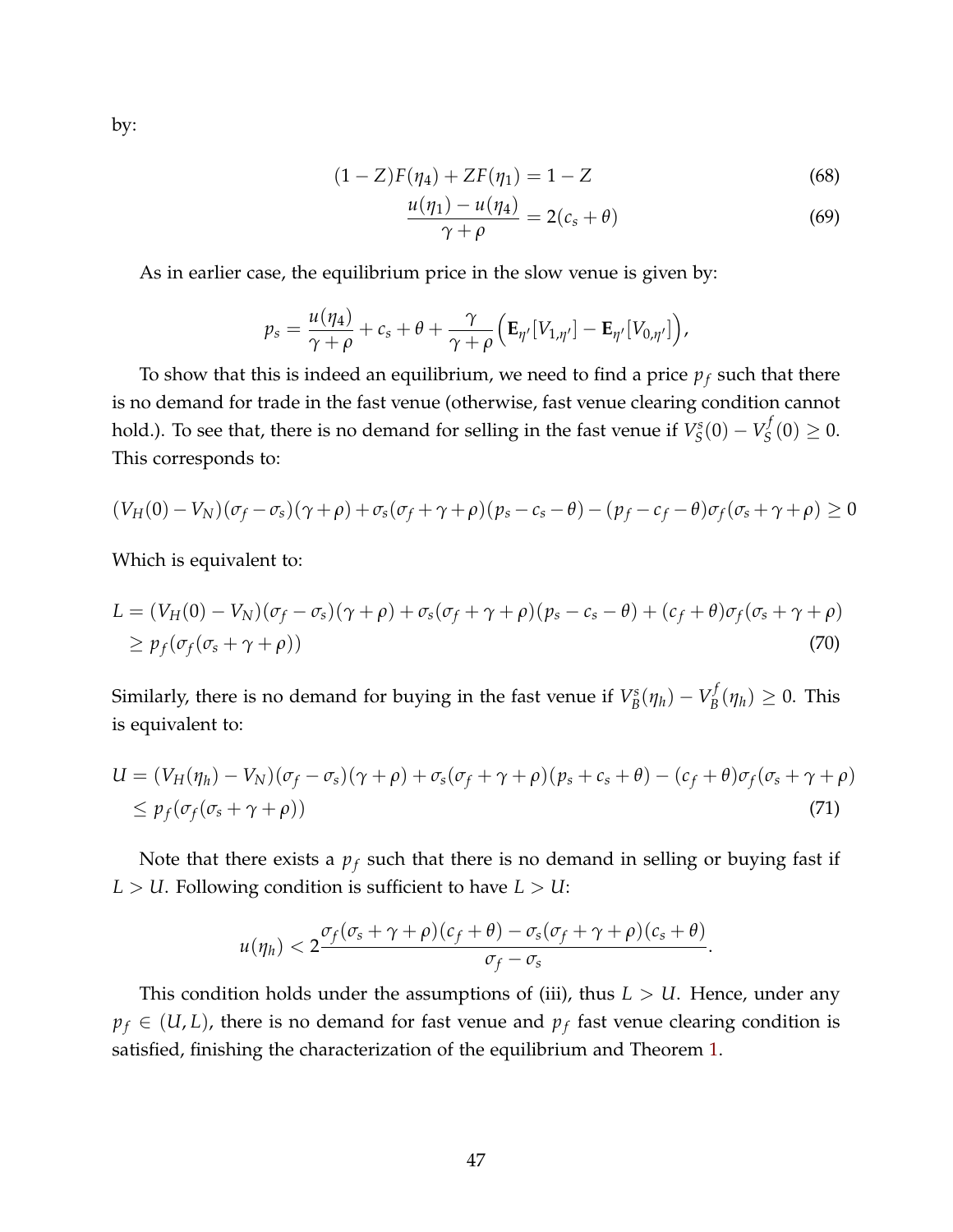by:

$$(1-Z)F(\eta_4) + ZF(\eta_1) = 1 - Z \tag{68}$$

$$\frac{u(\eta_1) - u(\eta_4)}{\gamma + \rho} = 2(c_s + \theta) \tag{69}$$

As in earlier case, the equilibrium price in the slow venue is given by:

$$p_s = \frac{u(\eta_4)}{\gamma + \rho} + c_s + \theta + \frac{\gamma}{\gamma + \rho}\Big(\mathbf{E}_{\eta'}[V_{1,\eta'}] - \mathbf{E}_{\eta'}[V_{0,\eta'}]\Big),$$

To show that this is indeed an equilibrium, we need to find a price $p_f$ such that there is no demand for trade in the fast venue (otherwise, fast venue clearing condition cannot hold.). To see that, there is no demand for selling in the fast venue if $V_S^s(0) - V_S^f(0) \geq 0$. This corresponds to:

$$(V_H(0) - V_N)(\sigma_f - \sigma_s)(\gamma + \rho) + \sigma_s(\sigma_f + \gamma + \rho)(p_s - c_s - \theta) - (p_f - c_f - \theta)\sigma_f(\sigma_s + \gamma + \rho) \geq 0$$

Which is equivalent to:

$$\begin{aligned} L &= (V_H(0) - V_N)(\sigma_f - \sigma_s)(\gamma + \rho) + \sigma_s(\sigma_f + \gamma + \rho)(p_s - c_s - \theta) + (c_f + \theta)\sigma_f(\sigma_s + \gamma + \rho) \\ &\geq p_f(\sigma_f(\sigma_s + \gamma + \rho)) \end{aligned} \tag{70}$$

Similarly, there is no demand for buying in the fast venue if $V_B^s(\eta_h) - V_B^f(\eta_h) \geq 0$. This is equivalent to:

$$\begin{aligned} U &= (V_H(\eta_h) - V_N)(\sigma_f - \sigma_s)(\gamma + \rho) + \sigma_s(\sigma_f + \gamma + \rho)(p_s + c_s + \theta) - (c_f + \theta)\sigma_f(\sigma_s + \gamma + \rho) \\ &\leq p_f(\sigma_f(\sigma_s + \gamma + \rho)) \end{aligned} \tag{71}$$

Note that there exists a $p_f$ such that there is no demand in selling or buying fast if $L > U$. Following condition is sufficient to have $L > U$:

$$u(\eta_h) < 2\frac{\sigma_f(\sigma_s + \gamma + \rho)(c_f + \theta) - \sigma_s(\sigma_f + \gamma + \rho)(c_s + \theta)}{\sigma_f - \sigma_s}.$$

This condition holds under the assumptions of (iii), thus $L > U$. Hence, under any $p_f \in (U, L)$, there is no demand for fast venue and $p_f$ fast venue clearing condition is satisfied, finishing the characterization of the equilibrium and Theorem 1.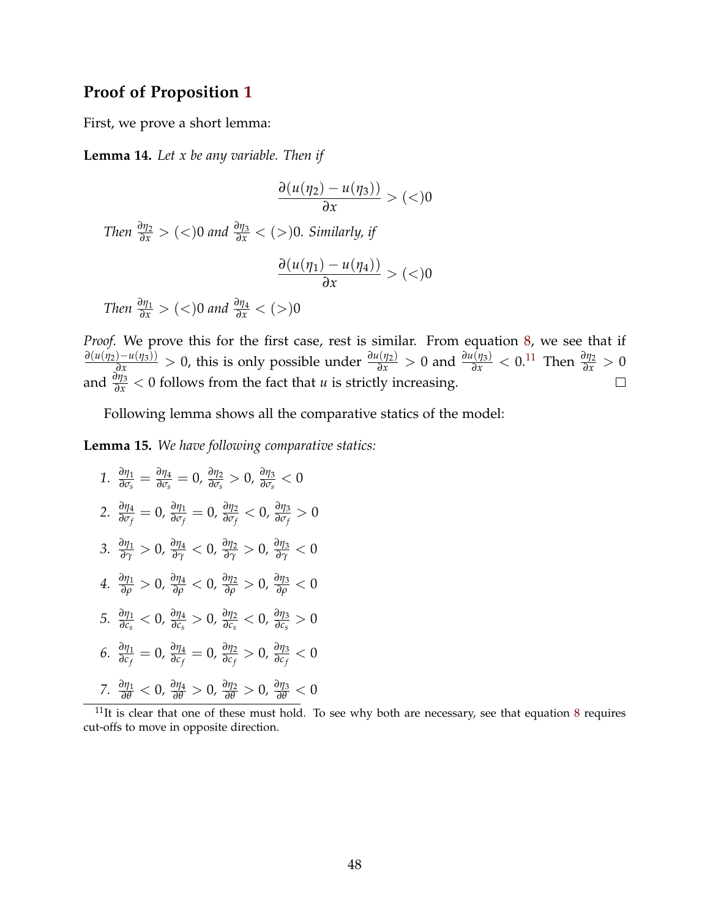## Proof of Proposition 1

First, we prove a short lemma:

**Lemma 14.** *Let $x$ be any variable. Then if*

$$\frac{\partial(u(\eta_2) - u(\eta_3))}{\partial x} > (<)0$$

*Then $\frac{\partial \eta_2}{\partial x} > (<)0$ and $\frac{\partial \eta_3}{\partial x} < (>)0$. Similarly, if*

$$\frac{\partial(u(\eta_1) - u(\eta_4))}{\partial x} > (<)0$$

*Then $\frac{\partial \eta_1}{\partial x} > (<)0$ and $\frac{\partial \eta_4}{\partial x} < (>)0$*

*Proof.* We prove this for the first case, rest is similar. From equation 8, we see that if $\frac{\partial(u(\eta_2)-u(\eta_3))}{\partial x} > 0$, this is only possible under $\frac{\partial u(\eta_2)}{\partial x} > 0$ and $\frac{\partial u(\eta_3)}{\partial x} < 0$.[11] Then $\frac{\partial \eta_2}{\partial x} > 0$ and $\frac{\partial \eta_3}{\partial x} < 0$ follows from the fact that $u$ is strictly increasing. □

Following lemma shows all the comparative statics of the model:

**Lemma 15.** *We have following comparative statics:*

1. $\frac{\partial \eta_1}{\partial \sigma_s} = \frac{\partial \eta_4}{\partial \sigma_s} = 0$, $\frac{\partial \eta_2}{\partial \sigma_s} > 0$, $\frac{\partial \eta_3}{\partial \sigma_s} < 0$
2. $\frac{\partial \eta_4}{\partial \sigma_f} = 0$, $\frac{\partial \eta_1}{\partial \sigma_f} = 0$, $\frac{\partial \eta_2}{\partial \sigma_f} < 0$, $\frac{\partial \eta_3}{\partial \sigma_f} > 0$
3. $\frac{\partial \eta_1}{\partial \gamma} > 0$, $\frac{\partial \eta_4}{\partial \gamma} < 0$, $\frac{\partial \eta_2}{\partial \gamma} > 0$, $\frac{\partial \eta_3}{\partial \gamma} < 0$
4. $\frac{\partial \eta_1}{\partial \rho} > 0$, $\frac{\partial \eta_4}{\partial \rho} < 0$, $\frac{\partial \eta_2}{\partial \rho} > 0$, $\frac{\partial \eta_3}{\partial \rho} < 0$
5. $\frac{\partial \eta_1}{\partial c_s} < 0$, $\frac{\partial \eta_4}{\partial c_s} > 0$, $\frac{\partial \eta_2}{\partial c_s} < 0$, $\frac{\partial \eta_3}{\partial c_s} > 0$
6. $\frac{\partial \eta_1}{\partial c_f} = 0$, $\frac{\partial \eta_4}{\partial c_f} = 0$, $\frac{\partial \eta_2}{\partial c_f} > 0$, $\frac{\partial \eta_3}{\partial c_f} < 0$
7. $\frac{\partial \eta_1}{\partial \theta} < 0$, $\frac{\partial \eta_4}{\partial \theta} > 0$, $\frac{\partial \eta_2}{\partial \theta} > 0$, $\frac{\partial \eta_3}{\partial \theta} < 0$

[11] It is clear that one of these must hold. To see why both are necessary, see that equation 8 requires cut-offs to move in opposite direction.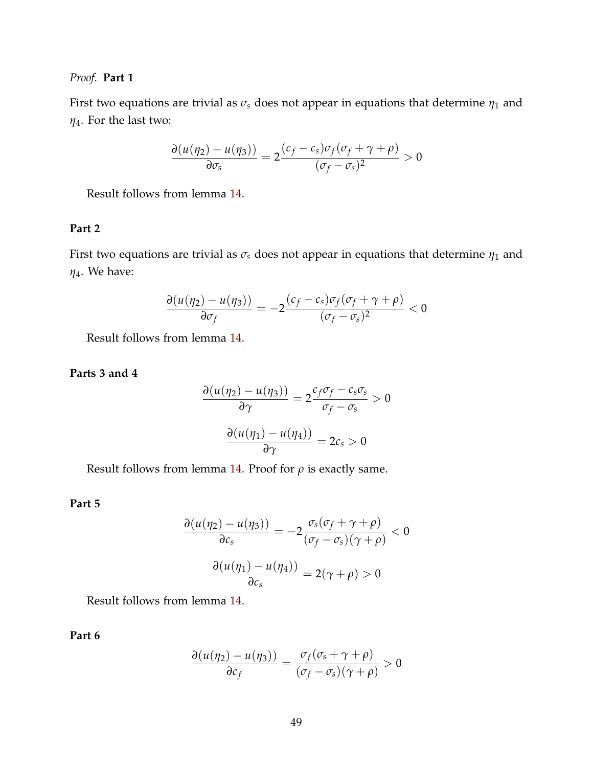*Proof.* **Part 1**

First two equations are trivial as $\sigma_s$ does not appear in equations that determine $\eta_1$ and $\eta_4$. For the last two:

$$\frac{\partial(u(\eta_2) - u(\eta_3))}{\partial \sigma_s} = 2\frac{(c_f - c_s)\sigma_f(\sigma_f + \gamma + \rho)}{(\sigma_f - \sigma_s)^2} > 0$$

Result follows from lemma 14.

**Part 2**

First two equations are trivial as $\sigma_s$ does not appear in equations that determine $\eta_1$ and $\eta_4$. We have:

$$\frac{\partial(u(\eta_2) - u(\eta_3))}{\partial \sigma_f} = -2\frac{(c_f - c_s)\sigma_f(\sigma_f + \gamma + \rho)}{(\sigma_f - \sigma_s)^2} < 0$$

Result follows from lemma 14.

**Parts 3 and 4**

$$\frac{\partial(u(\eta_2) - u(\eta_3))}{\partial \gamma} = 2\frac{c_f\sigma_f - c_s\sigma_s}{\sigma_f - \sigma_s} > 0$$

$$\frac{\partial(u(\eta_1) - u(\eta_4))}{\partial \gamma} = 2c_s > 0$$

Result follows from lemma 14. Proof for $\rho$ is exactly same.

**Part 5**

$$\frac{\partial(u(\eta_2) - u(\eta_3))}{\partial c_s} = -2\frac{\sigma_s(\sigma_f + \gamma + \rho)}{(\sigma_f - \sigma_s)(\gamma + \rho)} < 0$$

$$\frac{\partial(u(\eta_1) - u(\eta_4))}{\partial c_s} = 2(\gamma + \rho) > 0$$

Result follows from lemma 14.

**Part 6**

$$\frac{\partial(u(\eta_2) - u(\eta_3))}{\partial c_f} = \frac{\sigma_f(\sigma_s + \gamma + \rho)}{(\sigma_f - \sigma_s)(\gamma + \rho)} > 0$$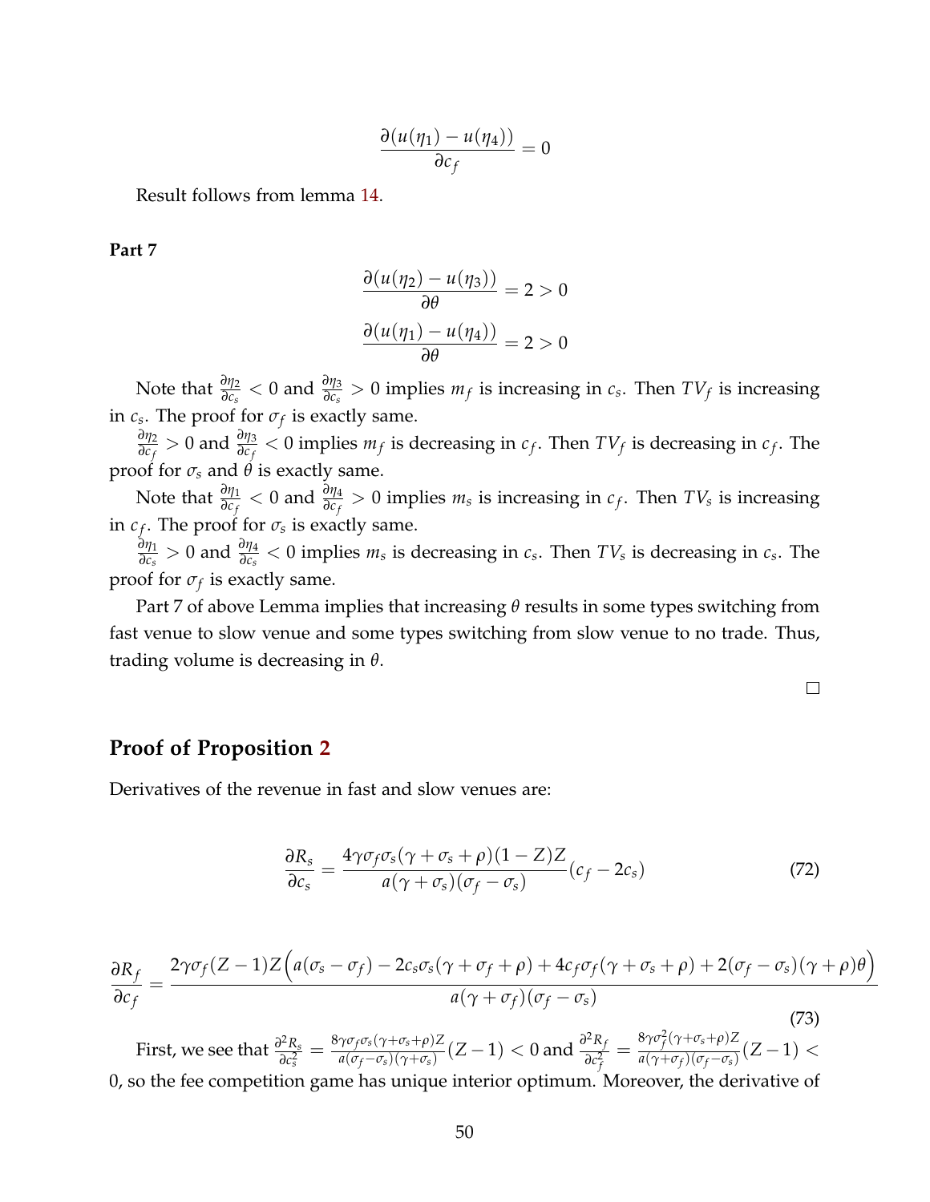$$\frac{\partial(u(\eta_1) - u(\eta_4))}{\partial c_f} = 0$$

Result follows from lemma 14.

**Part 7**

$$\frac{\partial(u(\eta_2) - u(\eta_3))}{\partial \theta} = 2 > 0$$

$$\frac{\partial(u(\eta_1) - u(\eta_4))}{\partial \theta} = 2 > 0$$

Note that $\frac{\partial \eta_2}{\partial c_s} < 0$ and $\frac{\partial \eta_3}{\partial c_s} > 0$ implies $m_f$ is increasing in $c_s$. Then $TV_f$ is increasing in $c_s$. The proof for $\sigma_f$ is exactly same.

$\frac{\partial \eta_2}{\partial c_f} > 0$ and $\frac{\partial \eta_3}{\partial c_f} < 0$ implies $m_f$ is decreasing in $c_f$. Then $TV_f$ is decreasing in $c_f$. The proof for $\sigma_s$ and $\theta$ is exactly same.

Note that $\frac{\partial \eta_1}{\partial c_f} < 0$ and $\frac{\partial \eta_4}{\partial c_f} > 0$ implies $m_s$ is increasing in $c_f$. Then $TV_s$ is increasing in $c_f$. The proof for $\sigma_s$ is exactly same.

$\frac{\partial \eta_1}{\partial c_s} > 0$ and $\frac{\partial \eta_4}{\partial c_s} < 0$ implies $m_s$ is decreasing in $c_s$. Then $TV_s$ is decreasing in $c_s$. The proof for $\sigma_f$ is exactly same.

Part 7 of above Lemma implies that increasing $\theta$ results in some types switching from fast venue to slow venue and some types switching from slow venue to no trade. Thus, trading volume is decreasing in $\theta$.

□

## Proof of Proposition 2

Derivatives of the revenue in fast and slow venues are:

$$\frac{\partial R_s}{\partial c_s} = \frac{4\gamma\sigma_f\sigma_s(\gamma + \sigma_s + \rho)(1 - Z)Z}{a(\gamma + \sigma_s)(\sigma_f - \sigma_s)}(c_f - 2c_s) \tag{72}$$

$$\frac{\partial R_f}{\partial c_f} = \frac{2\gamma\sigma_f(Z-1)Z\Big(a(\sigma_s - \sigma_f) - 2c_s\sigma_s(\gamma + \sigma_f + \rho) + 4c_f\sigma_f(\gamma + \sigma_s + \rho) + 2(\sigma_f - \sigma_s)(\gamma + \rho)\theta\Big)}{a(\gamma + \sigma_f)(\sigma_f - \sigma_s)} \tag{73}$$

First, we see that $\frac{\partial^2 R_s}{\partial c_s^2} = \frac{8\gamma\sigma_f\sigma_s(\gamma+\sigma_s+\rho)Z}{a(\sigma_f-\sigma_s)(\gamma+\sigma_s)}(Z-1) < 0$ and $\frac{\partial^2 R_f}{\partial c_f^2} = \frac{8\gamma\sigma_f^2(\gamma+\sigma_s+\rho)Z}{a(\gamma+\sigma_f)(\sigma_f-\sigma_s)}(Z-1) < 0$, so the fee competition game has unique interior optimum. Moreover, the derivative of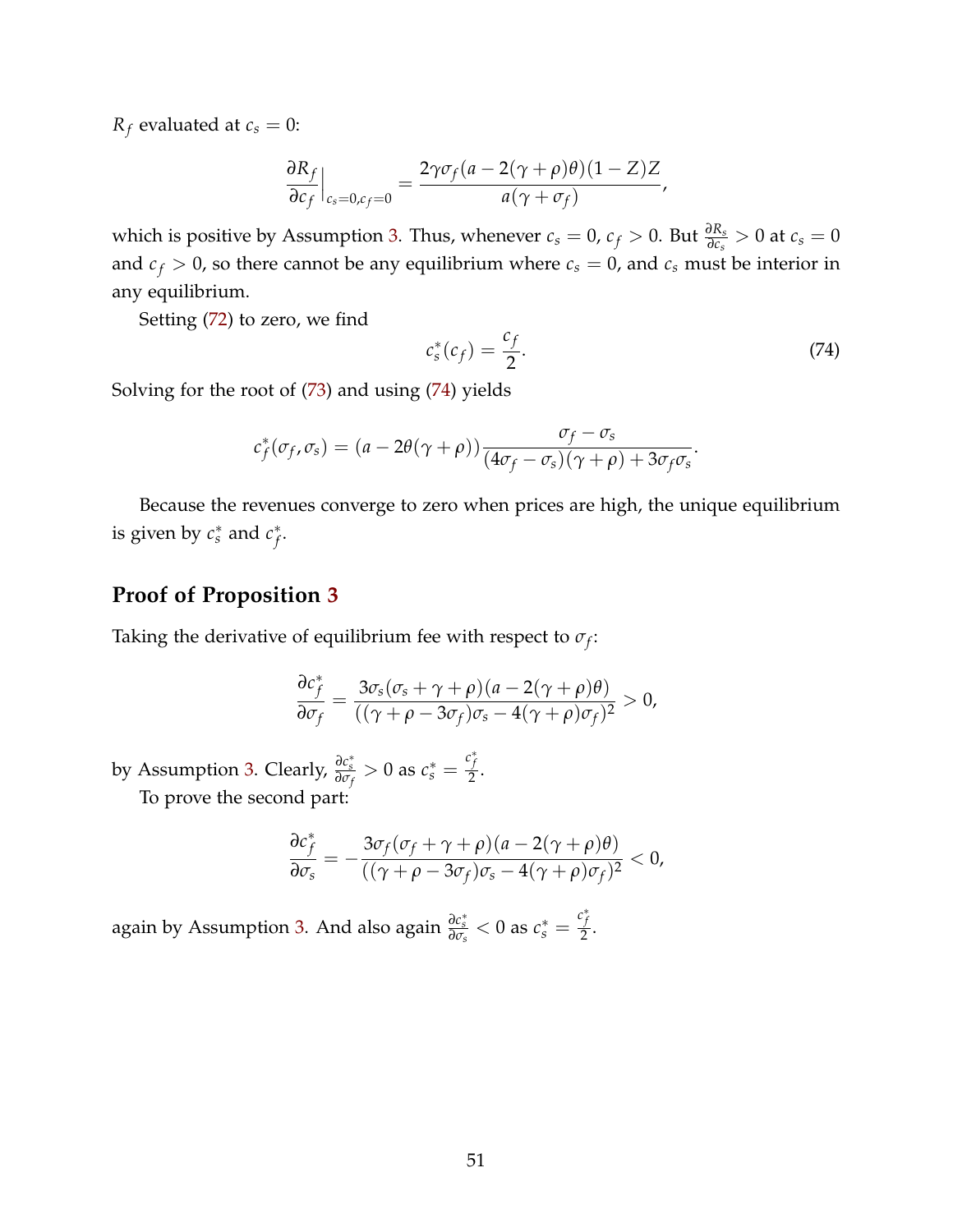$R_f$ evaluated at $c_s = 0$:

$$\frac{\partial R_f}{\partial c_f}\Big|_{c_s=0,c_f=0} = \frac{2\gamma\sigma_f(a - 2(\gamma+\rho)\theta)(1-Z)Z}{a(\gamma+\sigma_f)},$$

which is positive by Assumption 3. Thus, whenever $c_s = 0$, $c_f > 0$. But $\frac{\partial R_s}{\partial c_s} > 0$ at $c_s = 0$ and $c_f > 0$, so there cannot be any equilibrium where $c_s = 0$, and $c_s$ must be interior in any equilibrium.

Setting (72) to zero, we find

$$c_s^*(c_f) = \frac{c_f}{2}. \tag{74}$$

Solving for the root of (73) and using (74) yields

$$c_f^*(\sigma_f, \sigma_s) = (a - 2\theta(\gamma+\rho))\frac{\sigma_f - \sigma_s}{(4\sigma_f - \sigma_s)(\gamma+\rho) + 3\sigma_f\sigma_s}.$$

Because the revenues converge to zero when prices are high, the unique equilibrium is given by $c_s^*$ and $c_f^*$.

## Proof of Proposition 3

Taking the derivative of equilibrium fee with respect to $\sigma_f$:

$$\frac{\partial c_f^*}{\partial \sigma_f} = \frac{3\sigma_s(\sigma_s+\gamma+\rho)(a-2(\gamma+\rho)\theta)}{((\gamma+\rho-3\sigma_f)\sigma_s - 4(\gamma+\rho)\sigma_f)^2} > 0,$$

by Assumption 3. Clearly, $\frac{\partial c_s^*}{\partial \sigma_f} > 0$ as $c_s^* = \frac{c_f^*}{2}$.

To prove the second part:

$$\frac{\partial c_f^*}{\partial \sigma_s} = -\frac{3\sigma_f(\sigma_f+\gamma+\rho)(a-2(\gamma+\rho)\theta)}{((\gamma+\rho-3\sigma_f)\sigma_s - 4(\gamma+\rho)\sigma_f)^2} < 0,$$

again by Assumption 3. And also again $\frac{\partial c_s^*}{\partial \sigma_s} < 0$ as $c_s^* = \frac{c_f^*}{2}$.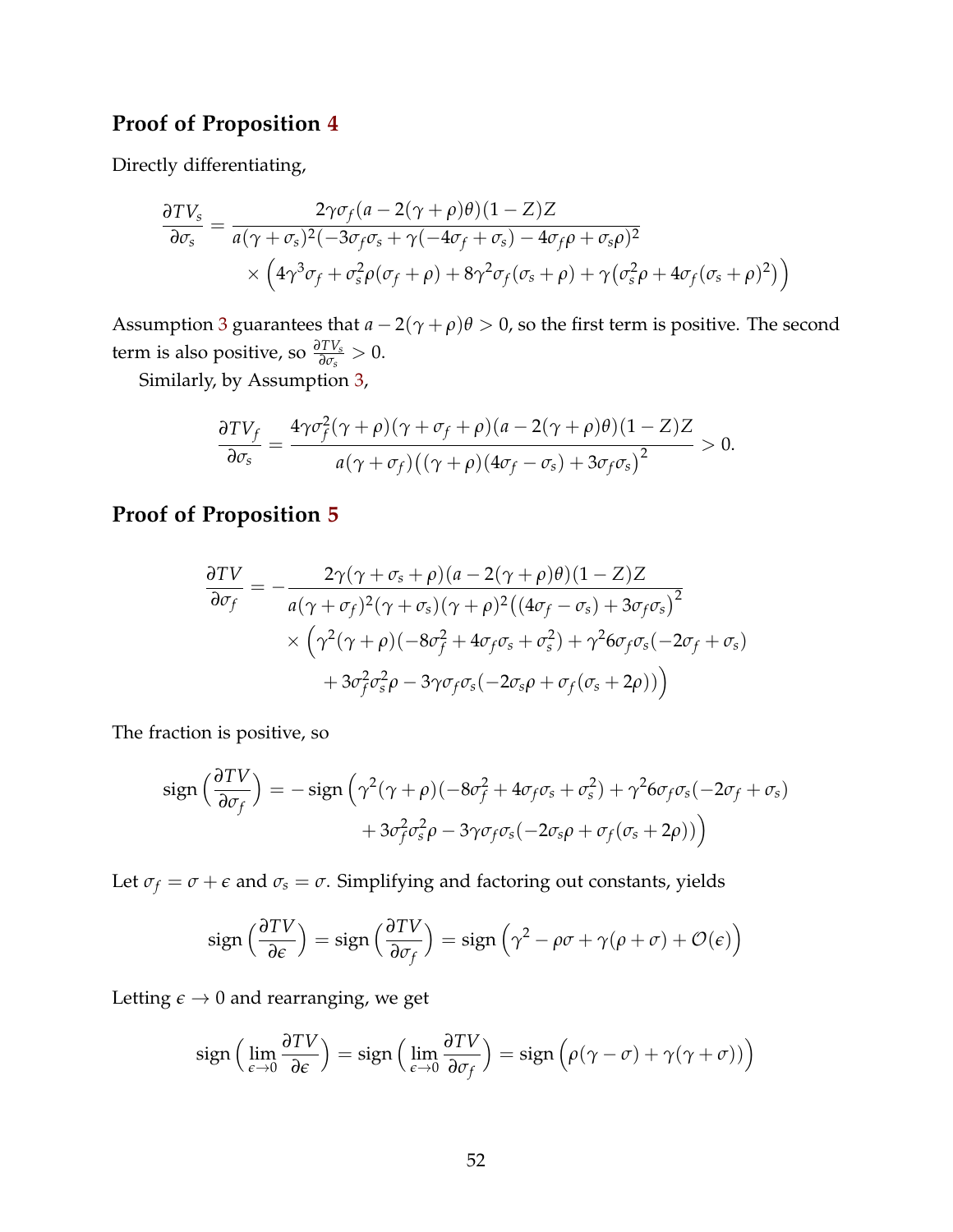## Proof of Proposition 4

Directly differentiating,

$$\frac{\partial TV_s}{\partial \sigma_s} = \frac{2\gamma\sigma_f(a - 2(\gamma+\rho)\theta)(1-Z)Z}{a(\gamma+\sigma_s)^2(-3\sigma_f\sigma_s + \gamma(-4\sigma_f + \sigma_s) - 4\sigma_f\rho + \sigma_s\rho)^2} \times \left(4\gamma^3\sigma_f + \sigma_s^2\rho(\sigma_f+\rho) + 8\gamma^2\sigma_f(\sigma_s+\rho) + \gamma\big(\sigma_s^2\rho + 4\sigma_f(\sigma_s+\rho)^2\big)\right)$$

Assumption 3 guarantees that $a - 2(\gamma+\rho)\theta > 0$, so the first term is positive. The second term is also positive, so $\frac{\partial TV_s}{\partial \sigma_s} > 0$.

Similarly, by Assumption 3,

$$\frac{\partial TV_f}{\partial \sigma_s} = \frac{4\gamma\sigma_f^2(\gamma+\rho)(\gamma+\sigma_f+\rho)(a-2(\gamma+\rho)\theta)(1-Z)Z}{a(\gamma+\sigma_f)\big((\gamma+\rho)(4\sigma_f - \sigma_s) + 3\sigma_f\sigma_s\big)^2} > 0.$$

## Proof of Proposition 5

$$\frac{\partial TV}{\partial \sigma_f} = -\frac{2\gamma(\gamma+\sigma_s+\rho)(a-2(\gamma+\rho)\theta)(1-Z)Z}{a(\gamma+\sigma_f)^2(\gamma+\sigma_s)(\gamma+\rho)^2\big((4\sigma_f-\sigma_s)+3\sigma_f\sigma_s\big)^2} \times \Big(\gamma^2(\gamma+\rho)(-8\sigma_f^2+4\sigma_f\sigma_s+\sigma_s^2) + \gamma^2 6\sigma_f\sigma_s(-2\sigma_f+\sigma_s) + 3\sigma_f^2\sigma_s^2\rho - 3\gamma\sigma_f\sigma_s(-2\sigma_s\rho + \sigma_f(\sigma_s+2\rho))\Big)$$

The fraction is positive, so

$$\text{sign}\left(\frac{\partial TV}{\partial \sigma_f}\right) = -\,\text{sign}\Big(\gamma^2(\gamma+\rho)(-8\sigma_f^2+4\sigma_f\sigma_s+\sigma_s^2) + \gamma^2 6\sigma_f\sigma_s(-2\sigma_f+\sigma_s) + 3\sigma_f^2\sigma_s^2\rho - 3\gamma\sigma_f\sigma_s(-2\sigma_s\rho+\sigma_f(\sigma_s+2\rho))\Big)$$

Let $\sigma_f = \sigma + \epsilon$ and $\sigma_s = \sigma$. Simplifying and factoring out constants, yields

$$\text{sign}\left(\frac{\partial TV}{\partial \epsilon}\right) = \text{sign}\left(\frac{\partial TV}{\partial \sigma_f}\right) = \text{sign}\Big(\gamma^2 - \rho\sigma + \gamma(\rho+\sigma) + \mathcal{O}(\epsilon)\Big)$$

Letting $\epsilon \to 0$ and rearranging, we get

$$\text{sign}\left(\lim_{\epsilon\to 0}\frac{\partial TV}{\partial \epsilon}\right) = \text{sign}\left(\lim_{\epsilon\to 0}\frac{\partial TV}{\partial \sigma_f}\right) = \text{sign}\Big(\rho(\gamma-\sigma) + \gamma(\gamma+\sigma)\Big)$$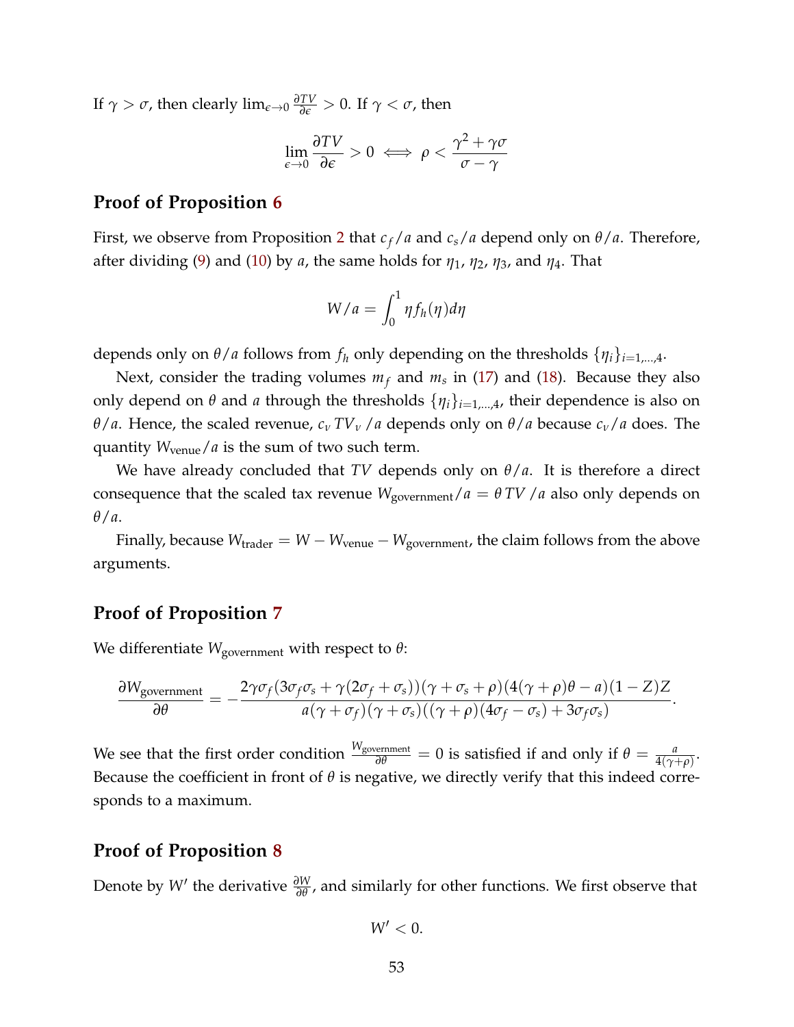If $\gamma > \sigma$, then clearly $\lim_{\epsilon \to 0} \frac{\partial TV}{\partial \epsilon} > 0$. If $\gamma < \sigma$, then

$$\lim_{\epsilon \to 0} \frac{\partial TV}{\partial \epsilon} > 0 \iff \rho < \frac{\gamma^2 + \gamma\sigma}{\sigma - \gamma}$$

## Proof of Proposition 6

First, we observe from Proposition 2 that $c_f/a$ and $c_s/a$ depend only on $\theta/a$. Therefore, after dividing (9) and (10) by $a$, the same holds for $\eta_1$, $\eta_2$, $\eta_3$, and $\eta_4$. That

$$W/a = \int_0^1 \eta f_h(\eta) d\eta$$

depends only on $\theta/a$ follows from $f_h$ only depending on the thresholds $\{\eta_i\}_{i=1,\ldots,4}$.

Next, consider the trading volumes $m_f$ and $m_s$ in (17) and (18). Because they also only depend on $\theta$ and $a$ through the thresholds $\{\eta_i\}_{i=1,\ldots,4}$, their dependence is also on $\theta/a$. Hence, the scaled revenue, $c_v\,TV_v\,/a$ depends only on $\theta/a$ because $c_v/a$ does. The quantity $W_{\text{venue}}/a$ is the sum of two such term.

We have already concluded that $TV$ depends only on $\theta/a$. It is therefore a direct consequence that the scaled tax revenue $W_{\text{government}}/a = \theta\,TV\,/a$ also only depends on $\theta/a$.

Finally, because $W_{\text{trader}} = W - W_{\text{venue}} - W_{\text{government}}$, the claim follows from the above arguments.

## Proof of Proposition 7

We differentiate $W_{\text{government}}$ with respect to $\theta$:

$$\frac{\partial W_{\text{government}}}{\partial \theta} = -\frac{2\gamma\sigma_f(3\sigma_f\sigma_s + \gamma(2\sigma_f + \sigma_s))(\gamma + \sigma_s + \rho)(4(\gamma+\rho)\theta - a)(1-Z)Z}{a(\gamma+\sigma_f)(\gamma+\sigma_s)((\gamma+\rho)(4\sigma_f - \sigma_s) + 3\sigma_f\sigma_s)}.$$

We see that the first order condition $\frac{W_{\text{government}}}{\partial \theta} = 0$ is satisfied if and only if $\theta = \frac{a}{4(\gamma+\rho)}$. Because the coefficient in front of $\theta$ is negative, we directly verify that this indeed corresponds to a maximum.

## Proof of Proposition 8

Denote by $W'$ the derivative $\frac{\partial W}{\partial \theta}$, and similarly for other functions. We first observe that

$$W' < 0.$$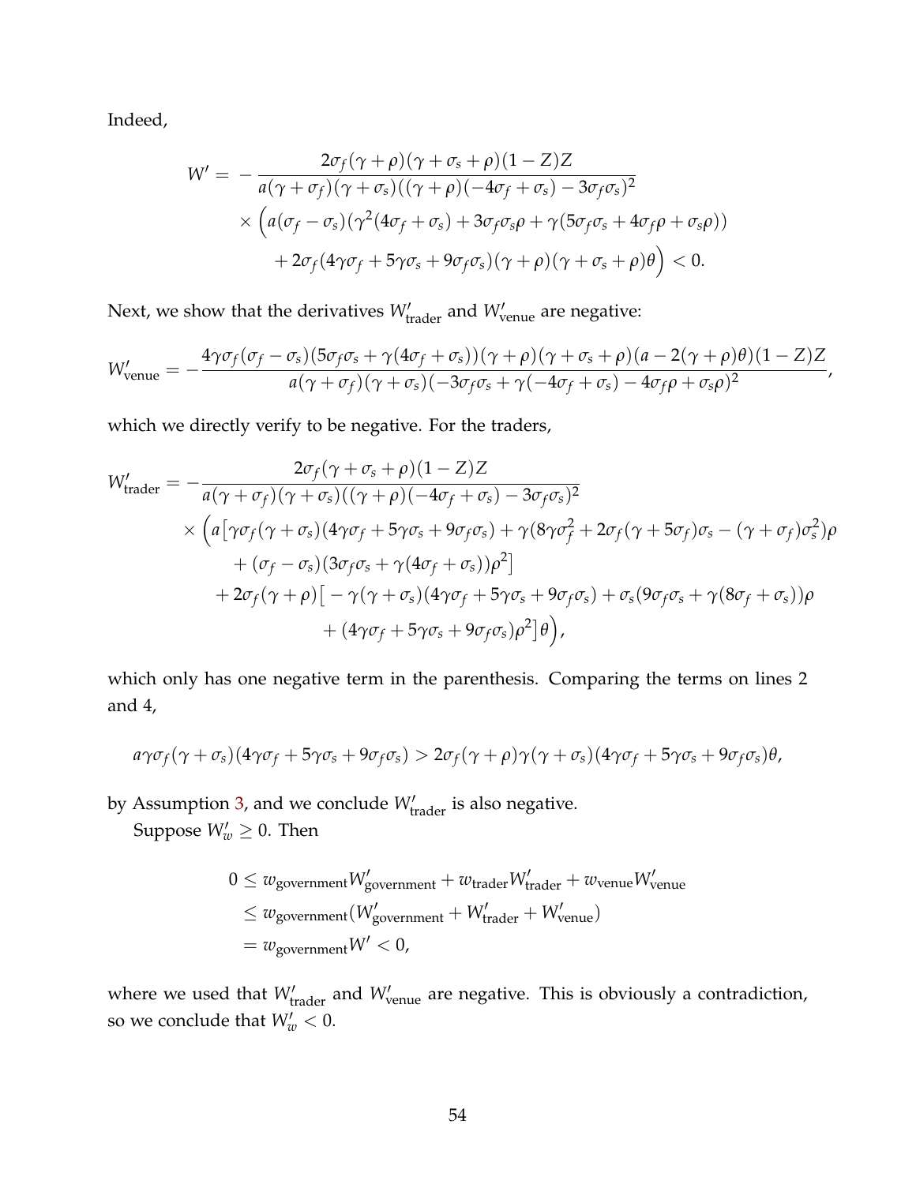Indeed,

$$
\begin{aligned}
W' = &-\frac{2\sigma_f(\gamma+\rho)(\gamma+\sigma_s+\rho)(1-Z)Z}{a(\gamma+\sigma_f)(\gamma+\sigma_s)((\gamma+\rho)(-4\sigma_f+\sigma_s)-3\sigma_f\sigma_s)^2} \\
&\times \Big(a(\sigma_f-\sigma_s)(\gamma^2(4\sigma_f+\sigma_s)+3\sigma_f\sigma_s\rho+\gamma(5\sigma_f\sigma_s+4\sigma_f\rho+\sigma_s\rho)) \\
&\quad + 2\sigma_f(4\gamma\sigma_f+5\gamma\sigma_s+9\sigma_f\sigma_s)(\gamma+\rho)(\gamma+\sigma_s+\rho)\theta\Big) < 0.
\end{aligned}
$$

Next, we show that the derivatives $W'_{\text{trader}}$ and $W'_{\text{venue}}$ are negative:

$$
W'_{\text{venue}} = -\frac{4\gamma\sigma_f(\sigma_f-\sigma_s)(5\sigma_f\sigma_s+\gamma(4\sigma_f+\sigma_s))(\gamma+\rho)(\gamma+\sigma_s+\rho)(a-2(\gamma+\rho)\theta)(1-Z)Z}{a(\gamma+\sigma_f)(\gamma+\sigma_s)(-3\sigma_f\sigma_s+\gamma(-4\sigma_f+\sigma_s)-4\sigma_f\rho+\sigma_s\rho)^2},
$$

which we directly verify to be negative. For the traders,

$$
\begin{aligned}
W'_{\text{trader}} = &-\frac{2\sigma_f(\gamma+\sigma_s+\rho)(1-Z)Z}{a(\gamma+\sigma_f)(\gamma+\sigma_s)((\gamma+\rho)(-4\sigma_f+\sigma_s)-3\sigma_f\sigma_s)^2} \\
&\times \Big(a\big[\gamma\sigma_f(\gamma+\sigma_s)(4\gamma\sigma_f+5\gamma\sigma_s+9\sigma_f\sigma_s)+\gamma(8\gamma\sigma_f^2+2\sigma_f(\gamma+5\sigma_f)\sigma_s-(\gamma+\sigma_f)\sigma_s^2)\rho \\
&\quad + (\sigma_f-\sigma_s)(3\sigma_f\sigma_s+\gamma(4\sigma_f+\sigma_s))\rho^2\big] \\
&\quad + 2\sigma_f(\gamma+\rho)\big[-\gamma(\gamma+\sigma_s)(4\gamma\sigma_f+5\gamma\sigma_s+9\sigma_f\sigma_s)+\sigma_s(9\sigma_f\sigma_s+\gamma(8\sigma_f+\sigma_s))\rho \\
&\quad\quad + (4\gamma\sigma_f+5\gamma\sigma_s+9\sigma_f\sigma_s)\rho^2\big]\theta\Big),
\end{aligned}
$$

which only has one negative term in the parenthesis. Comparing the terms on lines 2 and 4,

$$
a\gamma\sigma_f(\gamma+\sigma_s)(4\gamma\sigma_f+5\gamma\sigma_s+9\sigma_f\sigma_s) > 2\sigma_f(\gamma+\rho)\gamma(\gamma+\sigma_s)(4\gamma\sigma_f+5\gamma\sigma_s+9\sigma_f\sigma_s)\theta,
$$

by Assumption 3, and we conclude $W'_{\text{trader}}$ is also negative.

Suppose $W'_w \geq 0$. Then

$$
\begin{aligned}
0 &\leq w_{\text{government}} W'_{\text{government}} + w_{\text{trader}} W'_{\text{trader}} + w_{\text{venue}} W'_{\text{venue}} \\
&\leq w_{\text{government}}(W'_{\text{government}} + W'_{\text{trader}} + W'_{\text{venue}}) \\
&= w_{\text{government}} W' < 0,
\end{aligned}
$$

where we used that $W'_{\text{trader}}$ and $W'_{\text{venue}}$ are negative. This is obviously a contradiction, so we conclude that $W'_w < 0$.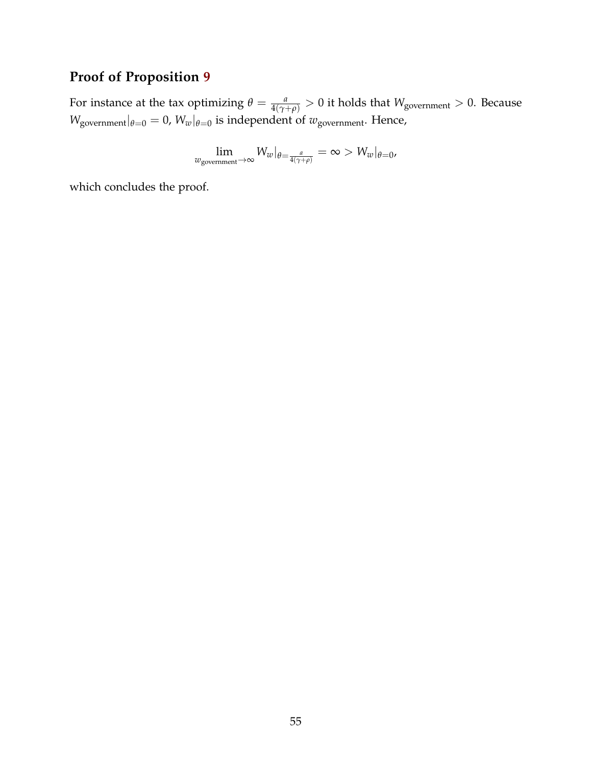## Proof of Proposition 9

For instance at the tax optimizing $\theta = \frac{a}{4(\gamma+\rho)} > 0$ it holds that $W_{\text{government}} > 0$. Because $W_{\text{government}}|_{\theta=0} = 0$, $W_w|_{\theta=0}$ is independent of $w_{\text{government}}$. Hence,

$$\lim_{w_{\text{government}} \to \infty} W_w|_{\theta=\frac{a}{4(\gamma+\rho)}} = \infty > W_w|_{\theta=0},$$

which concludes the proof.